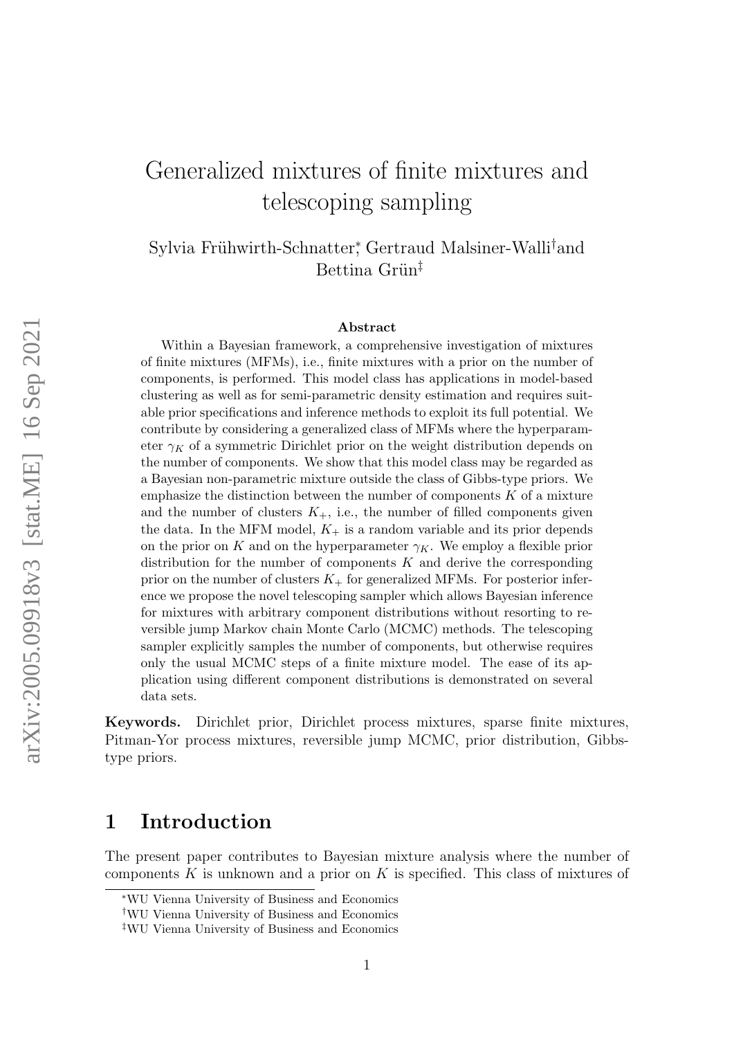# Generalized mixtures of finite mixtures and telescoping sampling

Sylvia Frühwirth-Schnatter[*], Gertraud Malsiner-Walli[†] and Bettina Grün[‡]

## Abstract

Within a Bayesian framework, a comprehensive investigation of mixtures of finite mixtures (MFMs), i.e., finite mixtures with a prior on the number of components, is performed. This model class has applications in model-based clustering as well as for semi-parametric density estimation and requires suitable prior specifications and inference methods to exploit its full potential. We contribute by considering a generalized class of MFMs where the hyperparameter $\gamma_K$ of a symmetric Dirichlet prior on the weight distribution depends on the number of components. We show that this model class may be regarded as a Bayesian non-parametric mixture outside the class of Gibbs-type priors. We emphasize the distinction between the number of components $K$ of a mixture and the number of clusters $K_+$, i.e., the number of filled components given the data. In the MFM model, $K_+$ is a random variable and its prior depends on the prior on $K$ and on the hyperparameter $\gamma_K$. We employ a flexible prior distribution for the number of components $K$ and derive the corresponding prior on the number of clusters $K_+$ for generalized MFMs. For posterior inference we propose the novel telescoping sampler which allows Bayesian inference for mixtures with arbitrary component distributions without resorting to reversible jump Markov chain Monte Carlo (MCMC) methods. The telescoping sampler explicitly samples the number of components, but otherwise requires only the usual MCMC steps of a finite mixture model. The ease of its application using different component distributions is demonstrated on several data sets.

**Keywords.** Dirichlet prior, Dirichlet process mixtures, sparse finite mixtures, Pitman-Yor process mixtures, reversible jump MCMC, prior distribution, Gibbs-type priors.

## 1 Introduction

The present paper contributes to Bayesian mixture analysis where the number of components $K$ is unknown and a prior on $K$ is specified. This class of mixtures of

[*] WU Vienna University of Business and Economics

[†] WU Vienna University of Business and Economics

[‡] WU Vienna University of Business and Economics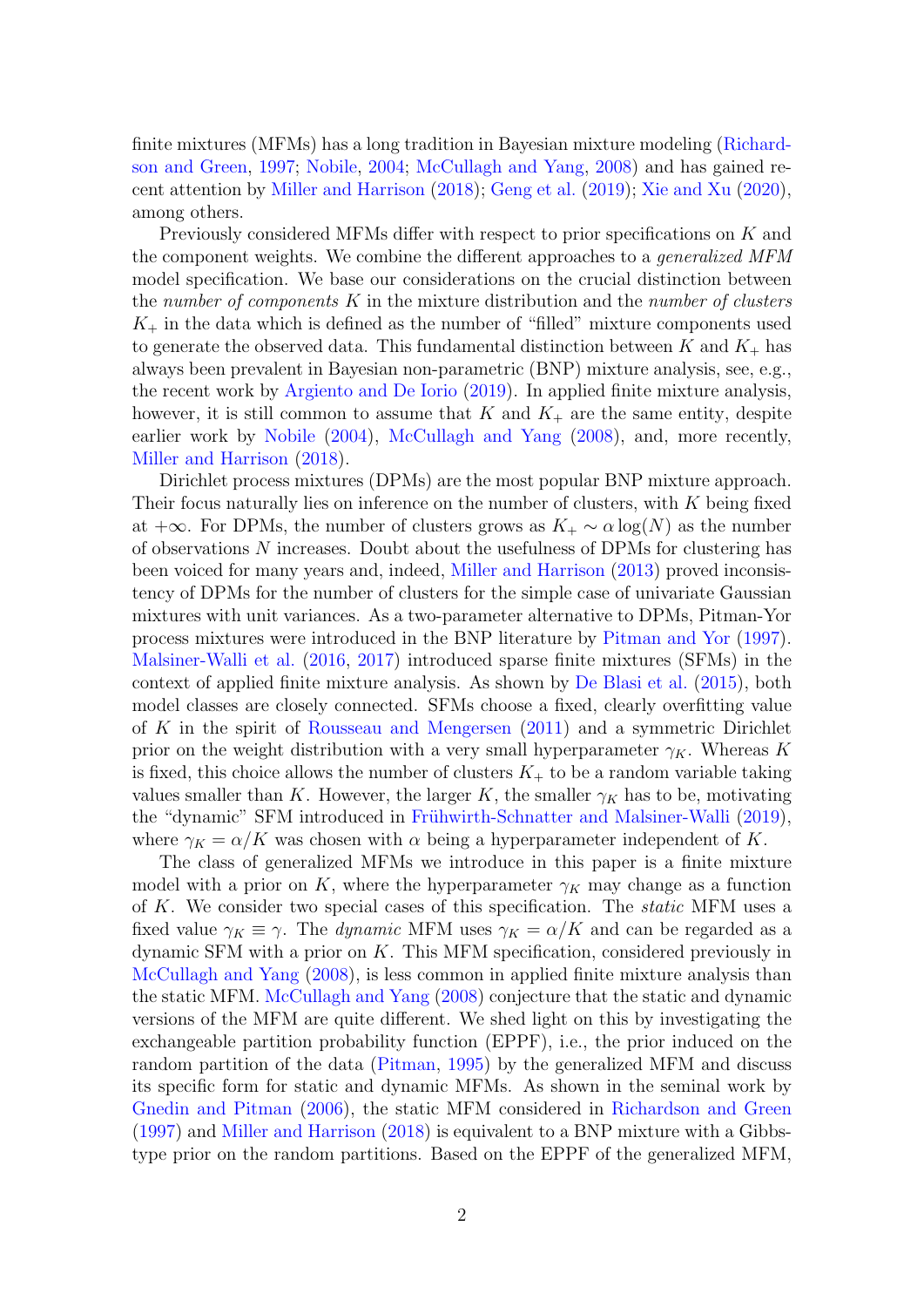finite mixtures (MFMs) has a long tradition in Bayesian mixture modeling (Richardson and Green, 1997; Nobile, 2004; McCullagh and Yang, 2008) and has gained recent attention by Miller and Harrison (2018); Geng et al. (2019); Xie and Xu (2020), among others.

Previously considered MFMs differ with respect to prior specifications on $K$ and the component weights. We combine the different approaches to a *generalized MFM* model specification. We base our considerations on the crucial distinction between the *number of components* $K$ in the mixture distribution and the *number of clusters* $K_+$ in the data which is defined as the number of "filled" mixture components used to generate the observed data. This fundamental distinction between $K$ and $K_+$ has always been prevalent in Bayesian non-parametric (BNP) mixture analysis, see, e.g., the recent work by Argiento and De Iorio (2019). In applied finite mixture analysis, however, it is still common to assume that $K$ and $K_+$ are the same entity, despite earlier work by Nobile (2004), McCullagh and Yang (2008), and, more recently, Miller and Harrison (2018).

Dirichlet process mixtures (DPMs) are the most popular BNP mixture approach. Their focus naturally lies on inference on the number of clusters, with $K$ being fixed at $+\infty$. For DPMs, the number of clusters grows as $K_+ \sim \alpha \log(N)$ as the number of observations $N$ increases. Doubt about the usefulness of DPMs for clustering has been voiced for many years and, indeed, Miller and Harrison (2013) proved inconsistency of DPMs for the number of clusters for the simple case of univariate Gaussian mixtures with unit variances. As a two-parameter alternative to DPMs, Pitman-Yor process mixtures were introduced in the BNP literature by Pitman and Yor (1997). Malsiner-Walli et al. (2016, 2017) introduced sparse finite mixtures (SFMs) in the context of applied finite mixture analysis. As shown by De Blasi et al. (2015), both model classes are closely connected. SFMs choose a fixed, clearly overfitting value of $K$ in the spirit of Rousseau and Mengersen (2011) and a symmetric Dirichlet prior on the weight distribution with a very small hyperparameter $\gamma_K$. Whereas $K$ is fixed, this choice allows the number of clusters $K_+$ to be a random variable taking values smaller than $K$. However, the larger $K$, the smaller $\gamma_K$ has to be, motivating the "dynamic" SFM introduced in Frühwirth-Schnatter and Malsiner-Walli (2019), where $\gamma_K = \alpha/K$ was chosen with $\alpha$ being a hyperparameter independent of $K$.

The class of generalized MFMs we introduce in this paper is a finite mixture model with a prior on $K$, where the hyperparameter $\gamma_K$ may change as a function of $K$. We consider two special cases of this specification. The *static* MFM uses a fixed value $\gamma_K \equiv \gamma$. The *dynamic* MFM uses $\gamma_K = \alpha/K$ and can be regarded as a dynamic SFM with a prior on $K$. This MFM specification, considered previously in McCullagh and Yang (2008), is less common in applied finite mixture analysis than the static MFM. McCullagh and Yang (2008) conjecture that the static and dynamic versions of the MFM are quite different. We shed light on this by investigating the exchangeable partition probability function (EPPF), i.e., the prior induced on the random partition of the data (Pitman, 1995) by the generalized MFM and discuss its specific form for static and dynamic MFMs. As shown in the seminal work by Gnedin and Pitman (2006), the static MFM considered in Richardson and Green (1997) and Miller and Harrison (2018) is equivalent to a BNP mixture with a Gibbs-type prior on the random partitions. Based on the EPPF of the generalized MFM,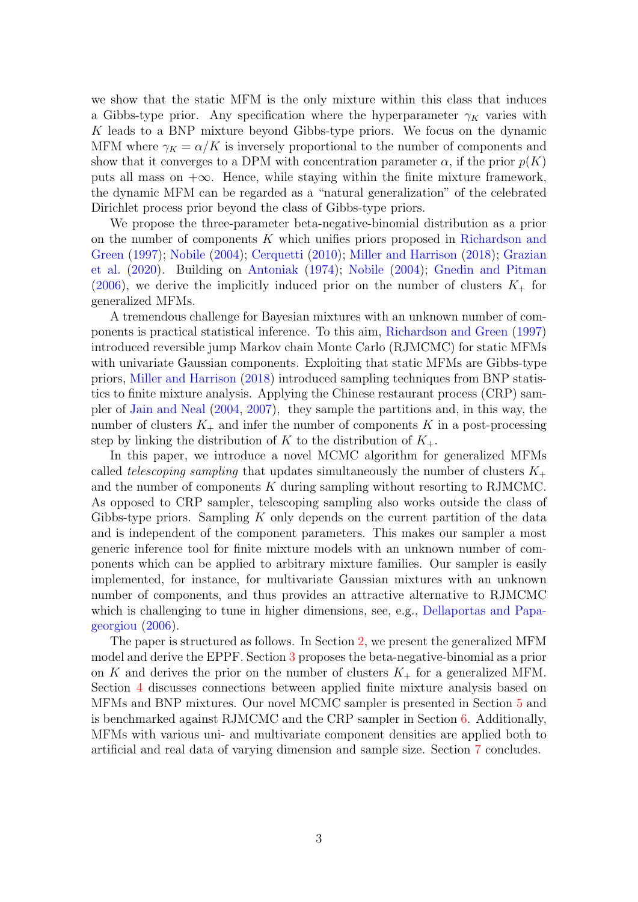we show that the static MFM is the only mixture within this class that induces a Gibbs-type prior. Any specification where the hyperparameter $\gamma_K$ varies with $K$ leads to a BNP mixture beyond Gibbs-type priors. We focus on the dynamic MFM where $\gamma_K = \alpha/K$ is inversely proportional to the number of components and show that it converges to a DPM with concentration parameter $\alpha$, if the prior $p(K)$ puts all mass on $+\infty$. Hence, while staying within the finite mixture framework, the dynamic MFM can be regarded as a "natural generalization" of the celebrated Dirichlet process prior beyond the class of Gibbs-type priors.

We propose the three-parameter beta-negative-binomial distribution as a prior on the number of components $K$ which unifies priors proposed in Richardson and Green (1997); Nobile (2004); Cerquetti (2010); Miller and Harrison (2018); Grazian et al. (2020). Building on Antoniak (1974); Nobile (2004); Gnedin and Pitman (2006), we derive the implicitly induced prior on the number of clusters $K_+$ for generalized MFMs.

A tremendous challenge for Bayesian mixtures with an unknown number of components is practical statistical inference. To this aim, Richardson and Green (1997) introduced reversible jump Markov chain Monte Carlo (RJMCMC) for static MFMs with univariate Gaussian components. Exploiting that static MFMs are Gibbs-type priors, Miller and Harrison (2018) introduced sampling techniques from BNP statistics to finite mixture analysis. Applying the Chinese restaurant process (CRP) sampler of Jain and Neal (2004, 2007), they sample the partitions and, in this way, the number of clusters $K_+$ and infer the number of components $K$ in a post-processing step by linking the distribution of $K$ to the distribution of $K_+$.

In this paper, we introduce a novel MCMC algorithm for generalized MFMs called *telescoping sampling* that updates simultaneously the number of clusters $K_+$ and the number of components $K$ during sampling without resorting to RJMCMC. As opposed to CRP sampler, telescoping sampling also works outside the class of Gibbs-type priors. Sampling $K$ only depends on the current partition of the data and is independent of the component parameters. This makes our sampler a most generic inference tool for finite mixture models with an unknown number of components which can be applied to arbitrary mixture families. Our sampler is easily implemented, for instance, for multivariate Gaussian mixtures with an unknown number of components, and thus provides an attractive alternative to RJMCMC which is challenging to tune in higher dimensions, see, e.g., Dellaportas and Papageorgiou (2006).

The paper is structured as follows. In Section 2, we present the generalized MFM model and derive the EPPF. Section 3 proposes the beta-negative-binomial as a prior on $K$ and derives the prior on the number of clusters $K_+$ for a generalized MFM. Section 4 discusses connections between applied finite mixture analysis based on MFMs and BNP mixtures. Our novel MCMC sampler is presented in Section 5 and is benchmarked against RJMCMC and the CRP sampler in Section 6. Additionally, MFMs with various uni- and multivariate component densities are applied both to artificial and real data of varying dimension and sample size. Section 7 concludes.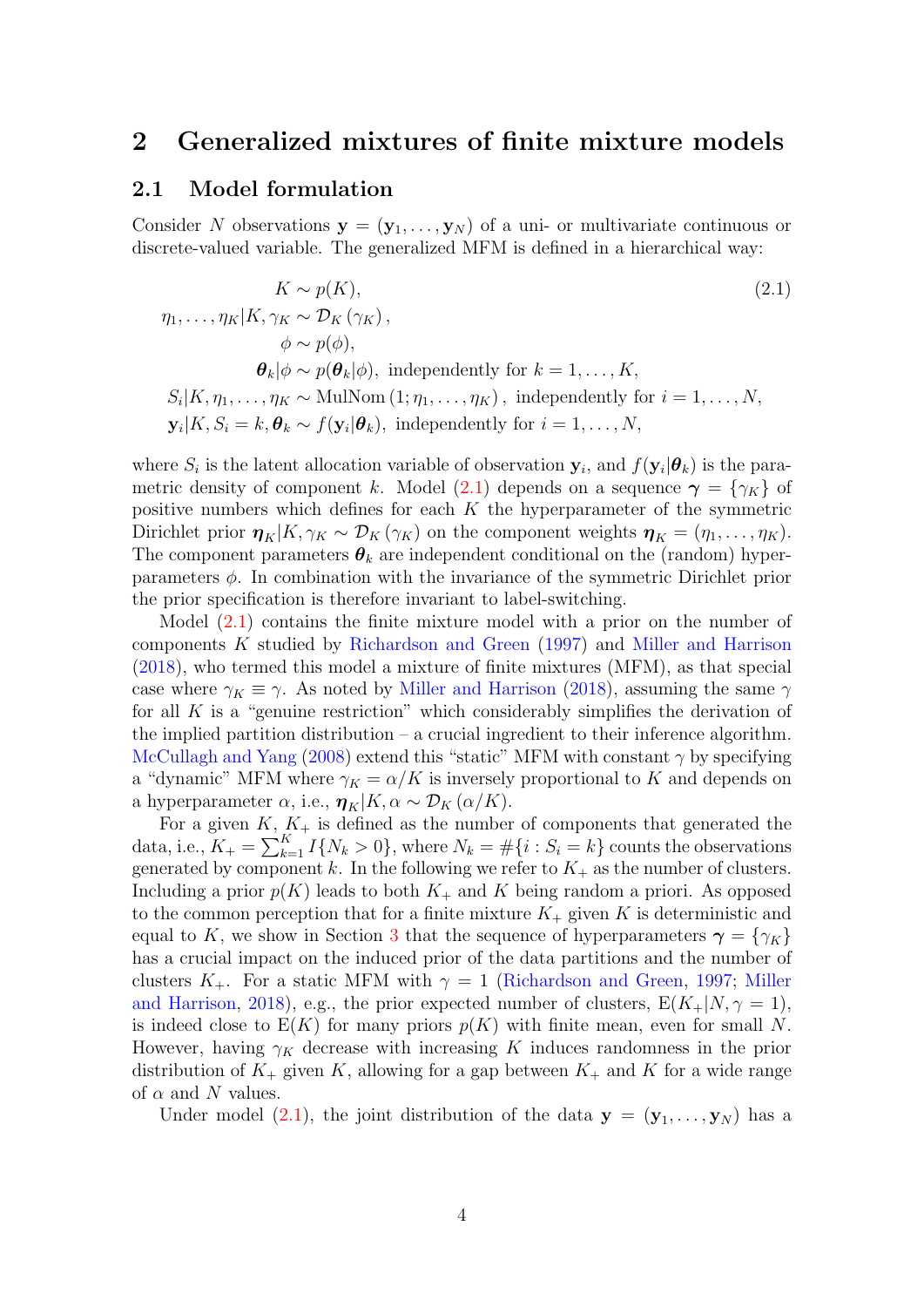# 2 Generalized mixtures of finite mixture models

## 2.1 Model formulation

Consider $N$ observations $\mathbf{y} = (\mathbf{y}_1, \dots, \mathbf{y}_N)$ of a uni- or multivariate continuous or discrete-valued variable. The generalized MFM is defined in a hierarchical way:

$$
\begin{aligned}
K &\sim p(K), \\
\eta_1, \dots, \eta_K | K, \gamma_K &\sim \mathcal{D}_K(\gamma_K), \\
\phi &\sim p(\phi), \\
\boldsymbol{\theta}_k | \phi &\sim p(\boldsymbol{\theta}_k|\phi), \text{ independently for } k = 1, \dots, K, \\
S_i | K, \eta_1, \dots, \eta_K &\sim \text{MulNom}(1; \eta_1, \dots, \eta_K), \text{ independently for } i = 1, \dots, N, \\
\mathbf{y}_i | K, S_i = k, \boldsymbol{\theta}_k &\sim f(\mathbf{y}_i|\boldsymbol{\theta}_k), \text{ independently for } i = 1, \dots, N,
\end{aligned}
\tag{2.1}
$$

where $S_i$ is the latent allocation variable of observation $\mathbf{y}_i$, and $f(\mathbf{y}_i|\boldsymbol{\theta}_k)$ is the parametric density of component $k$. Model (2.1) depends on a sequence $\boldsymbol{\gamma} = \{\gamma_K\}$ of positive numbers which defines for each $K$ the hyperparameter of the symmetric Dirichlet prior $\boldsymbol{\eta}_K | K, \gamma_K \sim \mathcal{D}_K(\gamma_K)$ on the component weights $\boldsymbol{\eta}_K = (\eta_1, \dots, \eta_K)$. The component parameters $\boldsymbol{\theta}_k$ are independent conditional on the (random) hyperparameters $\phi$. In combination with the invariance of the symmetric Dirichlet prior the prior specification is therefore invariant to label-switching.

Model (2.1) contains the finite mixture model with a prior on the number of components $K$ studied by Richardson and Green (1997) and Miller and Harrison (2018), who termed this model a mixture of finite mixtures (MFM), as that special case where $\gamma_K \equiv \gamma$. As noted by Miller and Harrison (2018), assuming the same $\gamma$ for all $K$ is a "genuine restriction" which considerably simplifies the derivation of the implied partition distribution – a crucial ingredient to their inference algorithm. McCullagh and Yang (2008) extend this "static" MFM with constant $\gamma$ by specifying a "dynamic" MFM where $\gamma_K = \alpha/K$ is inversely proportional to $K$ and depends on a hyperparameter $\alpha$, i.e., $\boldsymbol{\eta}_K | K, \alpha \sim \mathcal{D}_K(\alpha/K)$.

For a given $K$, $K_+$ is defined as the number of components that generated the data, i.e., $K_+ = \sum_{k=1}^{K} I\{N_k > 0\}$, where $N_k = \#\{i : S_i = k\}$ counts the observations generated by component $k$. In the following we refer to $K_+$ as the number of clusters. Including a prior $p(K)$ leads to both $K_+$ and $K$ being random a priori. As opposed to the common perception that for a finite mixture $K_+$ given $K$ is deterministic and equal to $K$, we show in Section 3 that the sequence of hyperparameters $\boldsymbol{\gamma} = \{\gamma_K\}$ has a crucial impact on the induced prior of the data partitions and the number of clusters $K_+$. For a static MFM with $\gamma = 1$ (Richardson and Green, 1997; Miller and Harrison, 2018), e.g., the prior expected number of clusters, $\mathrm{E}(K_+|N, \gamma = 1)$, is indeed close to $\mathrm{E}(K)$ for many priors $p(K)$ with finite mean, even for small $N$. However, having $\gamma_K$ decrease with increasing $K$ induces randomness in the prior distribution of $K_+$ given $K$, allowing for a gap between $K_+$ and $K$ for a wide range of $\alpha$ and $N$ values.

Under model (2.1), the joint distribution of the data $\mathbf{y} = (\mathbf{y}_1, \dots, \mathbf{y}_N)$ has a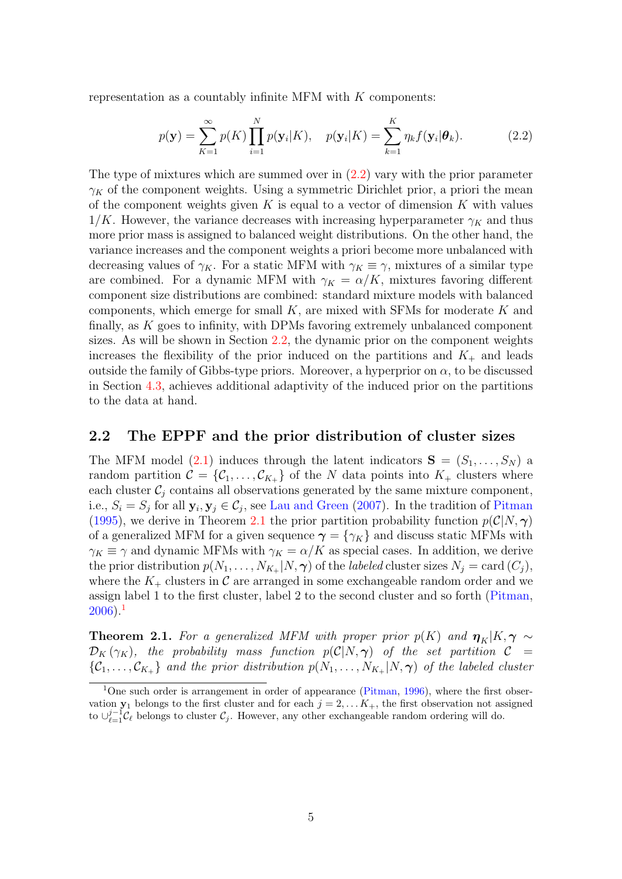representation as a countably infinite MFM with $K$ components:

$$p(\mathbf{y}) = \sum_{K=1}^{\infty} p(K) \prod_{i=1}^{N} p(\mathbf{y}_i|K), \quad p(\mathbf{y}_i|K) = \sum_{k=1}^{K} \eta_k f(\mathbf{y}_i|\boldsymbol{\theta}_k). \tag{2.2}$$

The type of mixtures which are summed over in (2.2) vary with the prior parameter $\gamma_K$ of the component weights. Using a symmetric Dirichlet prior, a priori the mean of the component weights given $K$ is equal to a vector of dimension $K$ with values $1/K$. However, the variance decreases with increasing hyperparameter $\gamma_K$ and thus more prior mass is assigned to balanced weight distributions. On the other hand, the variance increases and the component weights a priori become more unbalanced with decreasing values of $\gamma_K$. For a static MFM with $\gamma_K \equiv \gamma$, mixtures of a similar type are combined. For a dynamic MFM with $\gamma_K = \alpha/K$, mixtures favoring different component size distributions are combined: standard mixture models with balanced components, which emerge for small $K$, are mixed with SFMs for moderate $K$ and finally, as $K$ goes to infinity, with DPMs favoring extremely unbalanced component sizes. As will be shown in Section 2.2, the dynamic prior on the component weights increases the flexibility of the prior induced on the partitions and $K_+$ and leads outside the family of Gibbs-type priors. Moreover, a hyperprior on $\alpha$, to be discussed in Section 4.3, achieves additional adaptivity of the induced prior on the partitions to the data at hand.

## 2.2 The EPPF and the prior distribution of cluster sizes

The MFM model (2.1) induces through the latent indicators $\mathbf{S} = (S_1, \ldots, S_N)$ a random partition $\mathcal{C} = \{\mathcal{C}_1, \ldots, \mathcal{C}_{K_+}\}$ of the $N$ data points into $K_+$ clusters where each cluster $\mathcal{C}_j$ contains all observations generated by the same mixture component, i.e., $S_i = S_j$ for all $\mathbf{y}_i, \mathbf{y}_j \in \mathcal{C}_j$, see Lau and Green (2007). In the tradition of Pitman (1995), we derive in Theorem 2.1 the prior partition probability function $p(\mathcal{C}|N, \boldsymbol{\gamma})$ of a generalized MFM for a given sequence $\boldsymbol{\gamma} = \{\gamma_K\}$ and discuss static MFMs with $\gamma_K \equiv \gamma$ and dynamic MFMs with $\gamma_K = \alpha/K$ as special cases. In addition, we derive the prior distribution $p(N_1, \ldots, N_{K_+}|N, \boldsymbol{\gamma})$ of the *labeled* cluster sizes $N_j = \text{card}\,(C_j)$, where the $K_+$ clusters in $\mathcal{C}$ are arranged in some exchangeable random order and we assign label 1 to the first cluster, label 2 to the second cluster and so forth (Pitman, 2006).[1]

**Theorem 2.1.** *For a generalized MFM with proper prior $p(K)$ and $\boldsymbol{\eta}_K|K, \boldsymbol{\gamma} \sim \mathcal{D}_K(\gamma_K)$, the probability mass function $p(\mathcal{C}|N, \boldsymbol{\gamma})$ of the set partition $\mathcal{C} = \{\mathcal{C}_1, \ldots, \mathcal{C}_{K_+}\}$ and the prior distribution $p(N_1, \ldots, N_{K_+}|N, \boldsymbol{\gamma})$ of the labeled cluster*

[1] One such order is arrangement in order of appearance (Pitman, 1996), where the first observation $\mathbf{y}_1$ belongs to the first cluster and for each $j = 2, \ldots K_+$, the first observation not assigned to $\cup_{\ell=1}^{j-1} \mathcal{C}_\ell$ belongs to cluster $\mathcal{C}_j$. However, any other exchangeable random ordering will do.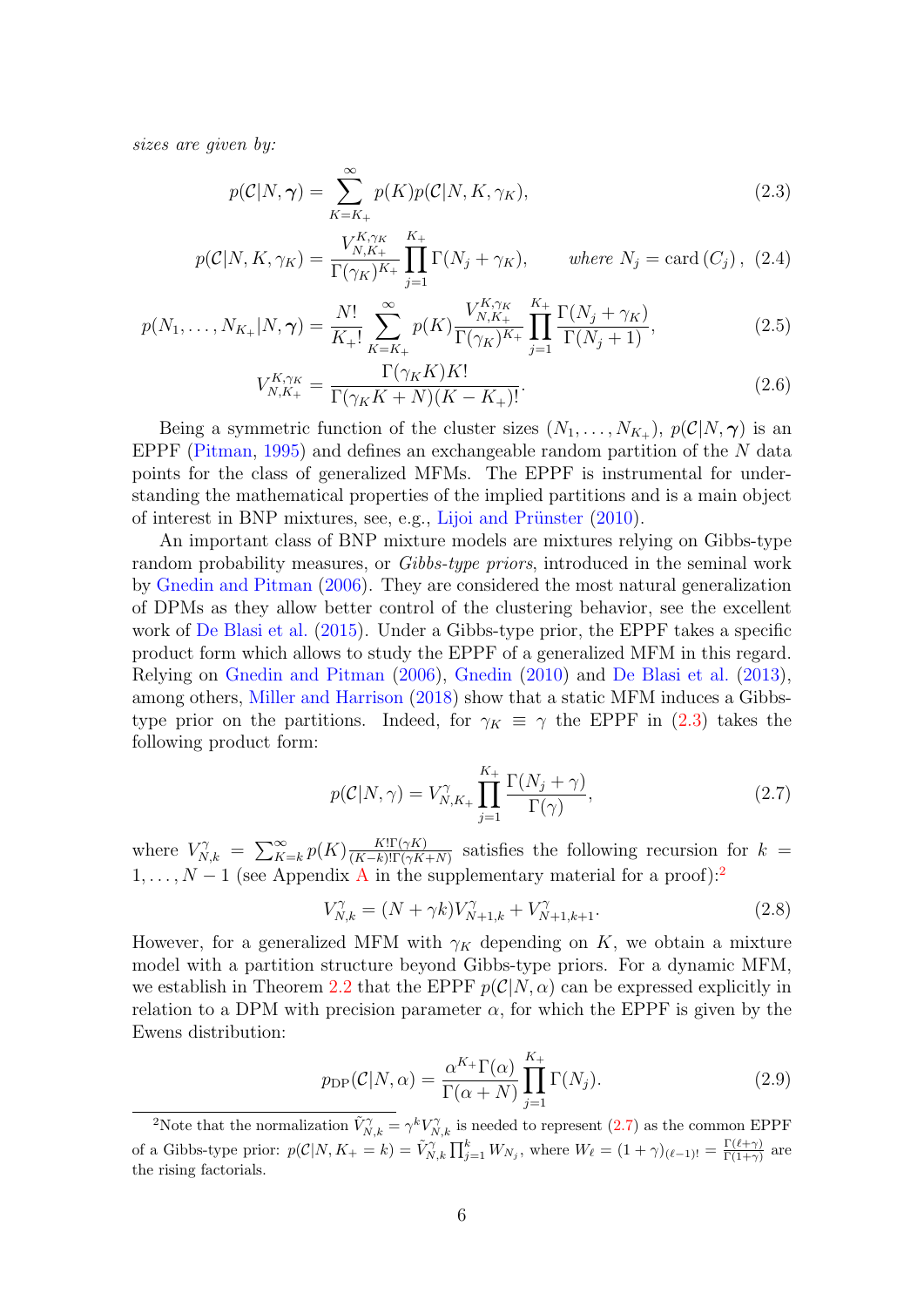*sizes are given by:*

$$p(\mathcal{C}|N, \boldsymbol{\gamma}) = \sum_{K=K_+}^{\infty} p(K) p(\mathcal{C}|N, K, \gamma_K), \tag{2.3}$$

$$p(\mathcal{C}|N, K, \gamma_K) = \frac{V_{N,K_+}^{K,\gamma_K}}{\Gamma(\gamma_K)^{K_+}} \prod_{j=1}^{K_+} \Gamma(N_j + \gamma_K), \qquad \textit{where } N_j = \text{card}\,(C_j)\,, \tag{2.4}$$

$$p(N_1, \ldots, N_{K_+}|N, \boldsymbol{\gamma}) = \frac{N!}{K_+!} \sum_{K=K_+}^{\infty} p(K) \frac{V_{N,K_+}^{K,\gamma_K}}{\Gamma(\gamma_K)^{K_+}} \prod_{j=1}^{K_+} \frac{\Gamma(N_j + \gamma_K)}{\Gamma(N_j + 1)}, \tag{2.5}$$

$$V_{N,K_+}^{K,\gamma_K} = \frac{\Gamma(\gamma_K K) K!}{\Gamma(\gamma_K K + N)(K - K_+)!}. \tag{2.6}$$

Being a symmetric function of the cluster sizes $(N_1, \ldots, N_{K_+})$, $p(\mathcal{C}|N, \boldsymbol{\gamma})$ is an EPPF (Pitman, 1995) and defines an exchangeable random partition of the $N$ data points for the class of generalized MFMs. The EPPF is instrumental for understanding the mathematical properties of the implied partitions and is a main object of interest in BNP mixtures, see, e.g., Lijoi and Prünster (2010).

An important class of BNP mixture models are mixtures relying on Gibbs-type random probability measures, or *Gibbs-type priors*, introduced in the seminal work by Gnedin and Pitman (2006). They are considered the most natural generalization of DPMs as they allow better control of the clustering behavior, see the excellent work of De Blasi et al. (2015). Under a Gibbs-type prior, the EPPF takes a specific product form which allows to study the EPPF of a generalized MFM in this regard. Relying on Gnedin and Pitman (2006), Gnedin (2010) and De Blasi et al. (2013), among others, Miller and Harrison (2018) show that a static MFM induces a Gibbs-type prior on the partitions. Indeed, for $\gamma_K \equiv \gamma$ the EPPF in (2.3) takes the following product form:

$$p(\mathcal{C}|N, \gamma) = V_{N,K_+}^{\gamma} \prod_{j=1}^{K_+} \frac{\Gamma(N_j + \gamma)}{\Gamma(\gamma)}, \tag{2.7}$$

where $V_{N,k}^{\gamma} = \sum_{K=k}^{\infty} p(K) \frac{K! \Gamma(\gamma K)}{(K-k)! \Gamma(\gamma K + N)}$ satisfies the following recursion for $k = 1, \ldots, N-1$ (see Appendix A in the supplementary material for a proof):[2]

$$V_{N,k}^{\gamma} = (N + \gamma k) V_{N+1,k}^{\gamma} + V_{N+1,k+1}^{\gamma}. \tag{2.8}$$

However, for a generalized MFM with $\gamma_K$ depending on $K$, we obtain a mixture model with a partition structure beyond Gibbs-type priors. For a dynamic MFM, we establish in Theorem 2.2 that the EPPF $p(\mathcal{C}|N, \alpha)$ can be expressed explicitly in relation to a DPM with precision parameter $\alpha$, for which the EPPF is given by the Ewens distribution:

$$p_{\text{DP}}(\mathcal{C}|N, \alpha) = \frac{\alpha^{K_+} \Gamma(\alpha)}{\Gamma(\alpha + N)} \prod_{j=1}^{K_+} \Gamma(N_j). \tag{2.9}$$

[2] Note that the normalization $\tilde{V}_{N,k}^{\gamma} = \gamma^k V_{N,k}^{\gamma}$ is needed to represent (2.7) as the common EPPF of a Gibbs-type prior: $p(\mathcal{C}|N, K_+ = k) = \tilde{V}_{N,k}^{\gamma} \prod_{j=1}^{k} W_{N_j}$, where $W_\ell = (1 + \gamma)_{(\ell-1)!} = \frac{\Gamma(\ell+\gamma)}{\Gamma(1+\gamma)}$ are the rising factorials.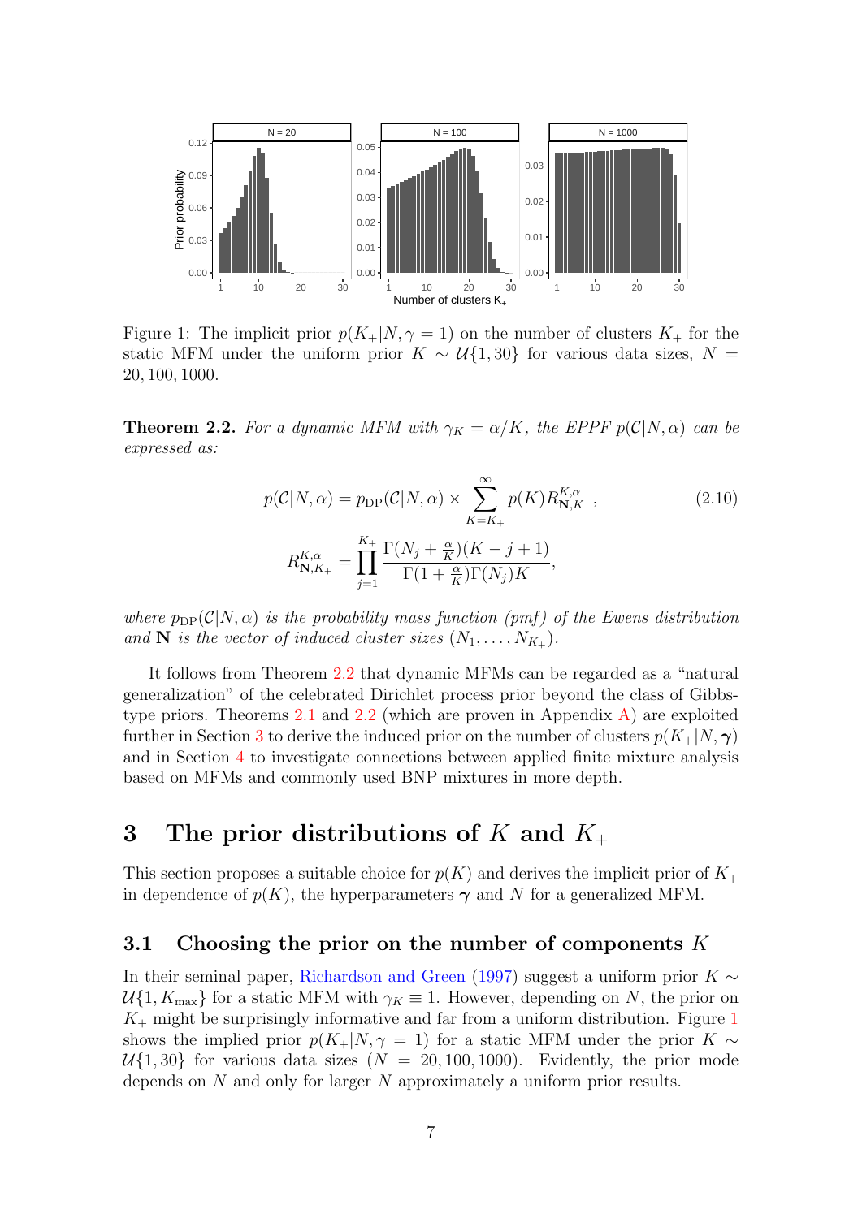Figure 1: The implicit prior $p(K_+|N, \gamma = 1)$ on the number of clusters $K_+$ for the static MFM under the uniform prior $K \sim \mathcal{U}\{1, 30\}$ for various data sizes, $N = 20, 100, 1000$.

**Theorem 2.2.** *For a dynamic MFM with $\gamma_K = \alpha/K$, the EPPF $p(\mathcal{C}|N, \alpha)$ can be expressed as:*

$$p(\mathcal{C}|N, \alpha) = p_{\mathrm{DP}}(\mathcal{C}|N, \alpha) \times \sum_{K=K_+}^{\infty} p(K) R_{\mathbf{N},K_+}^{K,\alpha}, \tag{2.10}$$

$$R_{\mathbf{N},K_+}^{K,\alpha} = \prod_{j=1}^{K_+} \frac{\Gamma(N_j + \frac{\alpha}{K})(K - j + 1)}{\Gamma(1 + \frac{\alpha}{K})\Gamma(N_j)K},$$

*where $p_{\mathrm{DP}}(\mathcal{C}|N, \alpha)$ is the probability mass function (pmf) of the Ewens distribution and $\mathbf{N}$ is the vector of induced cluster sizes $(N_1, \ldots, N_{K_+})$.*

It follows from Theorem 2.2 that dynamic MFMs can be regarded as a "natural generalization" of the celebrated Dirichlet process prior beyond the class of Gibbs-type priors. Theorems 2.1 and 2.2 (which are proven in Appendix A) are exploited further in Section 3 to derive the induced prior on the number of clusters $p(K_+|N, \boldsymbol{\gamma})$ and in Section 4 to investigate connections between applied finite mixture analysis based on MFMs and commonly used BNP mixtures in more depth.

# 3 The prior distributions of $K$ and $K_+$

This section proposes a suitable choice for $p(K)$ and derives the implicit prior of $K_+$ in dependence of $p(K)$, the hyperparameters $\boldsymbol{\gamma}$ and $N$ for a generalized MFM.

## 3.1 Choosing the prior on the number of components $K$

In their seminal paper, Richardson and Green (1997) suggest a uniform prior $K \sim \mathcal{U}\{1, K_{\max}\}$ for a static MFM with $\gamma_K \equiv 1$. However, depending on $N$, the prior on $K_+$ might be surprisingly informative and far from a uniform distribution. Figure 1 shows the implied prior $p(K_+|N, \gamma = 1)$ for a static MFM under the prior $K \sim \mathcal{U}\{1, 30\}$ for various data sizes ($N = 20, 100, 1000$). Evidently, the prior mode depends on $N$ and only for larger $N$ approximately a uniform prior results.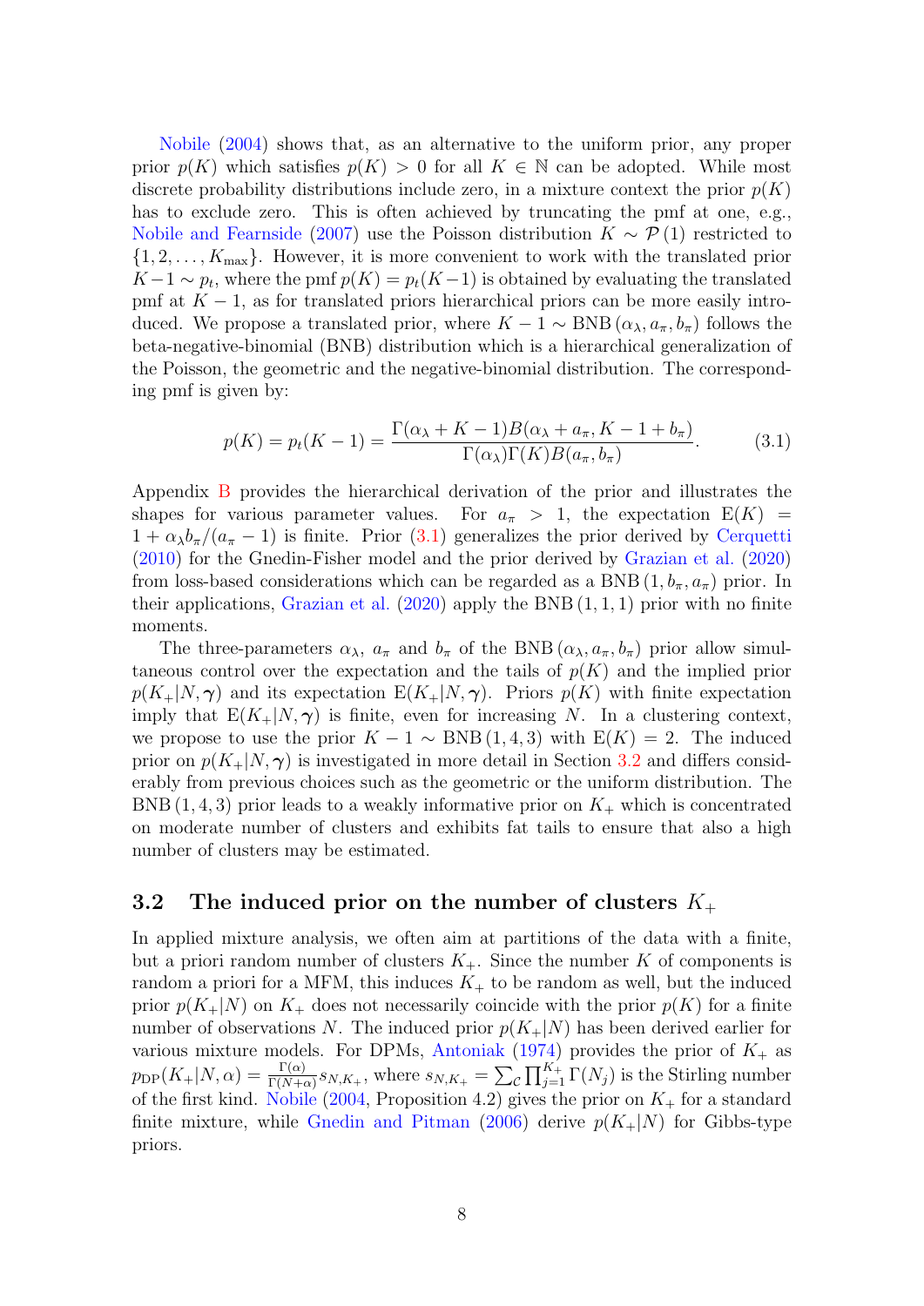Nobile (2004) shows that, as an alternative to the uniform prior, any proper prior $p(K)$ which satisfies $p(K) > 0$ for all $K \in \mathbb{N}$ can be adopted. While most discrete probability distributions include zero, in a mixture context the prior $p(K)$ has to exclude zero. This is often achieved by truncating the pmf at one, e.g., Nobile and Fearnside (2007) use the Poisson distribution $K \sim \mathcal{P}(1)$ restricted to $\{1, 2, \ldots, K_{\max}\}$. However, it is more convenient to work with the translated prior $K-1 \sim p_t$, where the pmf $p(K) = p_t(K-1)$ is obtained by evaluating the translated pmf at $K-1$, as for translated priors hierarchical priors can be more easily introduced. We propose a translated prior, where $K-1 \sim \text{BNB}(\alpha_\lambda, a_\pi, b_\pi)$ follows the beta-negative-binomial (BNB) distribution which is a hierarchical generalization of the Poisson, the geometric and the negative-binomial distribution. The corresponding pmf is given by:

$$p(K) = p_t(K-1) = \frac{\Gamma(\alpha_\lambda + K - 1) B(\alpha_\lambda + a_\pi, K - 1 + b_\pi)}{\Gamma(\alpha_\lambda)\Gamma(K) B(a_\pi, b_\pi)}. \tag{3.1}$$

Appendix B provides the hierarchical derivation of the prior and illustrates the shapes for various parameter values. For $a_\pi > 1$, the expectation $\text{E}(K) = 1 + \alpha_\lambda b_\pi/(a_\pi - 1)$ is finite. Prior (3.1) generalizes the prior derived by Cerquetti (2010) for the Gnedin-Fisher model and the prior derived by Grazian et al. (2020) from loss-based considerations which can be regarded as a $\text{BNB}(1, b_\pi, a_\pi)$ prior. In their applications, Grazian et al. (2020) apply the $\text{BNB}(1, 1, 1)$ prior with no finite moments.

The three-parameters $\alpha_\lambda$, $a_\pi$ and $b_\pi$ of the $\text{BNB}(\alpha_\lambda, a_\pi, b_\pi)$ prior allow simultaneous control over the expectation and the tails of $p(K)$ and the implied prior $p(K_+|N, \boldsymbol{\gamma})$ and its expectation $\text{E}(K_+|N, \boldsymbol{\gamma})$. Priors $p(K)$ with finite expectation imply that $\text{E}(K_+|N, \boldsymbol{\gamma})$ is finite, even for increasing $N$. In a clustering context, we propose to use the prior $K - 1 \sim \text{BNB}(1, 4, 3)$ with $\text{E}(K) = 2$. The induced prior on $p(K_+|N, \boldsymbol{\gamma})$ is investigated in more detail in Section 3.2 and differs considerably from previous choices such as the geometric or the uniform distribution. The $\text{BNB}(1, 4, 3)$ prior leads to a weakly informative prior on $K_+$ which is concentrated on moderate number of clusters and exhibits fat tails to ensure that also a high number of clusters may be estimated.

## 3.2 The induced prior on the number of clusters $K_+$

In applied mixture analysis, we often aim at partitions of the data with a finite, but a priori random number of clusters $K_+$. Since the number $K$ of components is random a priori for a MFM, this induces $K_+$ to be random as well, but the induced prior $p(K_+|N)$ on $K_+$ does not necessarily coincide with the prior $p(K)$ for a finite number of observations $N$. The induced prior $p(K_+|N)$ has been derived earlier for various mixture models. For DPMs, Antoniak (1974) provides the prior of $K_+$ as $p_{\text{DP}}(K_+|N, \alpha) = \frac{\Gamma(\alpha)}{\Gamma(N+\alpha)} s_{N,K_+}$, where $s_{N,K_+} = \sum_{\mathcal{C}} \prod_{j=1}^{K_+} \Gamma(N_j)$ is the Stirling number of the first kind. Nobile (2004, Proposition 4.2) gives the prior on $K_+$ for a standard finite mixture, while Gnedin and Pitman (2006) derive $p(K_+|N)$ for Gibbs-type priors.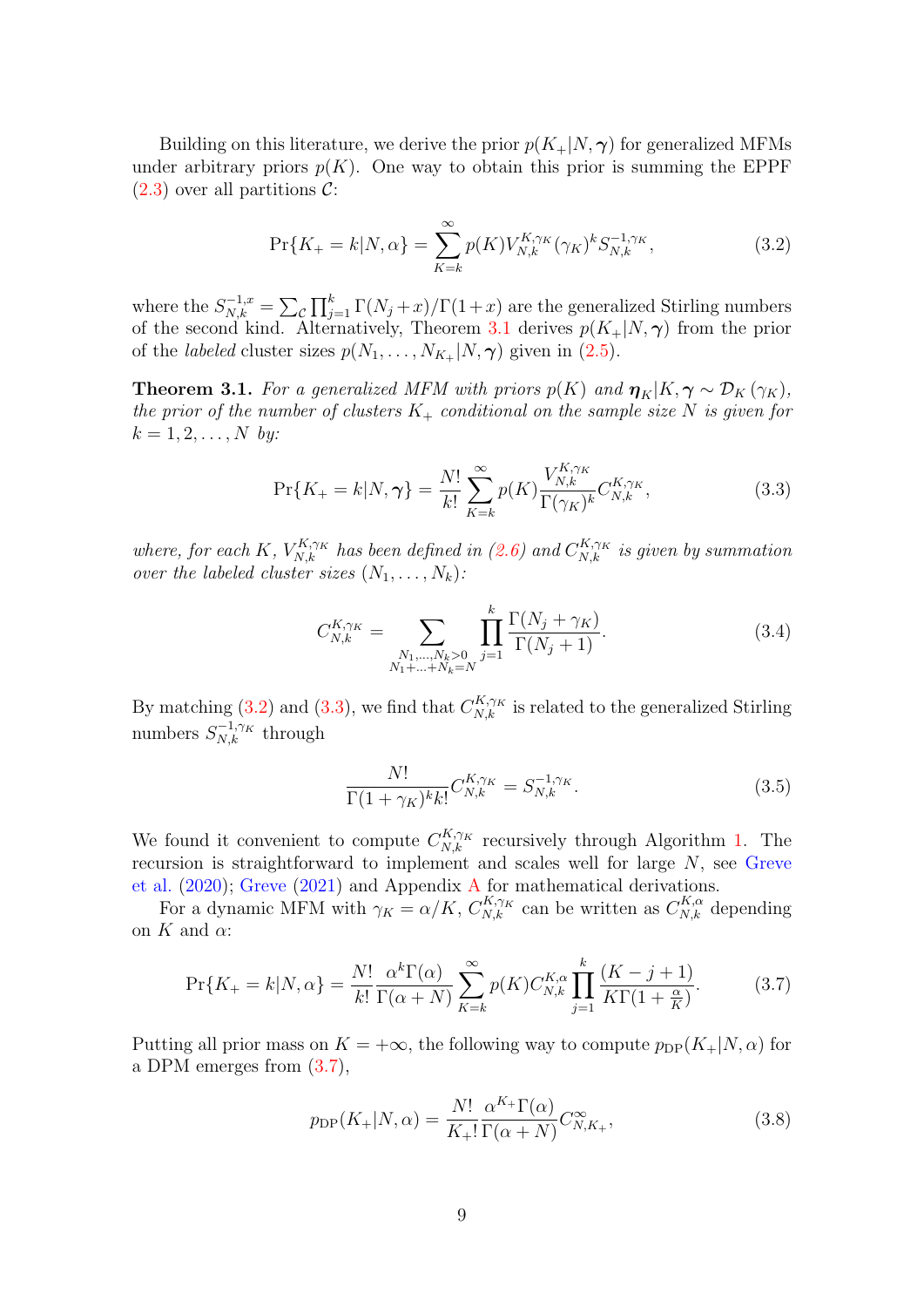Building on this literature, we derive the prior $p(K_+|N, \boldsymbol{\gamma})$ for generalized MFMs under arbitrary priors $p(K)$. One way to obtain this prior is summing the EPPF (2.3) over all partitions $\mathcal{C}$:

$$\Pr\{K_+ = k|N, \alpha\} = \sum_{K=k}^{\infty} p(K) V_{N,k}^{K,\gamma_K} (\gamma_K)^k S_{N,k}^{-1,\gamma_K}, \tag{3.2}$$

where the $S_{N,k}^{-1,x} = \sum_{\mathcal{C}} \prod_{j=1}^{k} \Gamma(N_j + x)/\Gamma(1+x)$ are the generalized Stirling numbers of the second kind. Alternatively, Theorem 3.1 derives $p(K_+|N, \boldsymbol{\gamma})$ from the prior of the *labeled* cluster sizes $p(N_1, \ldots, N_{K_+}|N, \boldsymbol{\gamma})$ given in (2.5).

**Theorem 3.1.** *For a generalized MFM with priors $p(K)$ and $\boldsymbol{\eta}_K|K, \boldsymbol{\gamma} \sim \mathcal{D}_K(\gamma_K)$, the prior of the number of clusters $K_+$ conditional on the sample size $N$ is given for $k = 1, 2, \ldots, N$ by:*

$$\Pr\{K_+ = k|N, \boldsymbol{\gamma}\} = \frac{N!}{k!} \sum_{K=k}^{\infty} p(K) \frac{V_{N,k}^{K,\gamma_K}}{\Gamma(\gamma_K)^k} C_{N,k}^{K,\gamma_K}, \tag{3.3}$$

*where, for each $K$, $V_{N,k}^{K,\gamma_K}$ has been defined in (2.6) and $C_{N,k}^{K,\gamma_K}$ is given by summation over the labeled cluster sizes $(N_1, \ldots, N_k)$:*

$$C_{N,k}^{K,\gamma_K} = \sum_{\substack{N_1,\ldots,N_k>0 \\ N_1+\ldots+N_k=N}} \prod_{j=1}^{k} \frac{\Gamma(N_j + \gamma_K)}{\Gamma(N_j + 1)}. \tag{3.4}$$

By matching (3.2) and (3.3), we find that $C_{N,k}^{K,\gamma_K}$ is related to the generalized Stirling numbers $S_{N,k}^{-1,\gamma_K}$ through

$$\frac{N!}{\Gamma(1+\gamma_K)^k k!} C_{N,k}^{K,\gamma_K} = S_{N,k}^{-1,\gamma_K}. \tag{3.5}$$

We found it convenient to compute $C_{N,k}^{K,\gamma_K}$ recursively through Algorithm 1. The recursion is straightforward to implement and scales well for large $N$, see Greve et al. (2020); Greve (2021) and Appendix A for mathematical derivations.

For a dynamic MFM with $\gamma_K = \alpha/K$, $C_{N,k}^{K,\gamma_K}$ can be written as $C_{N,k}^{K,\alpha}$ depending on $K$ and $\alpha$:

$$\Pr\{K_+ = k|N, \alpha\} = \frac{N!}{k!} \frac{\alpha^k \Gamma(\alpha)}{\Gamma(\alpha + N)} \sum_{K=k}^{\infty} p(K) C_{N,k}^{K,\alpha} \prod_{j=1}^{k} \frac{(K - j + 1)}{K\Gamma(1 + \frac{\alpha}{K})}. \tag{3.7}$$

Putting all prior mass on $K = +\infty$, the following way to compute $p_{\mathrm{DP}}(K_+|N, \alpha)$ for a DPM emerges from (3.7),

$$p_{\mathrm{DP}}(K_+|N, \alpha) = \frac{N!}{K_+!} \frac{\alpha^{K_+} \Gamma(\alpha)}{\Gamma(\alpha + N)} C_{N,K_+}^{\infty}, \tag{3.8}$$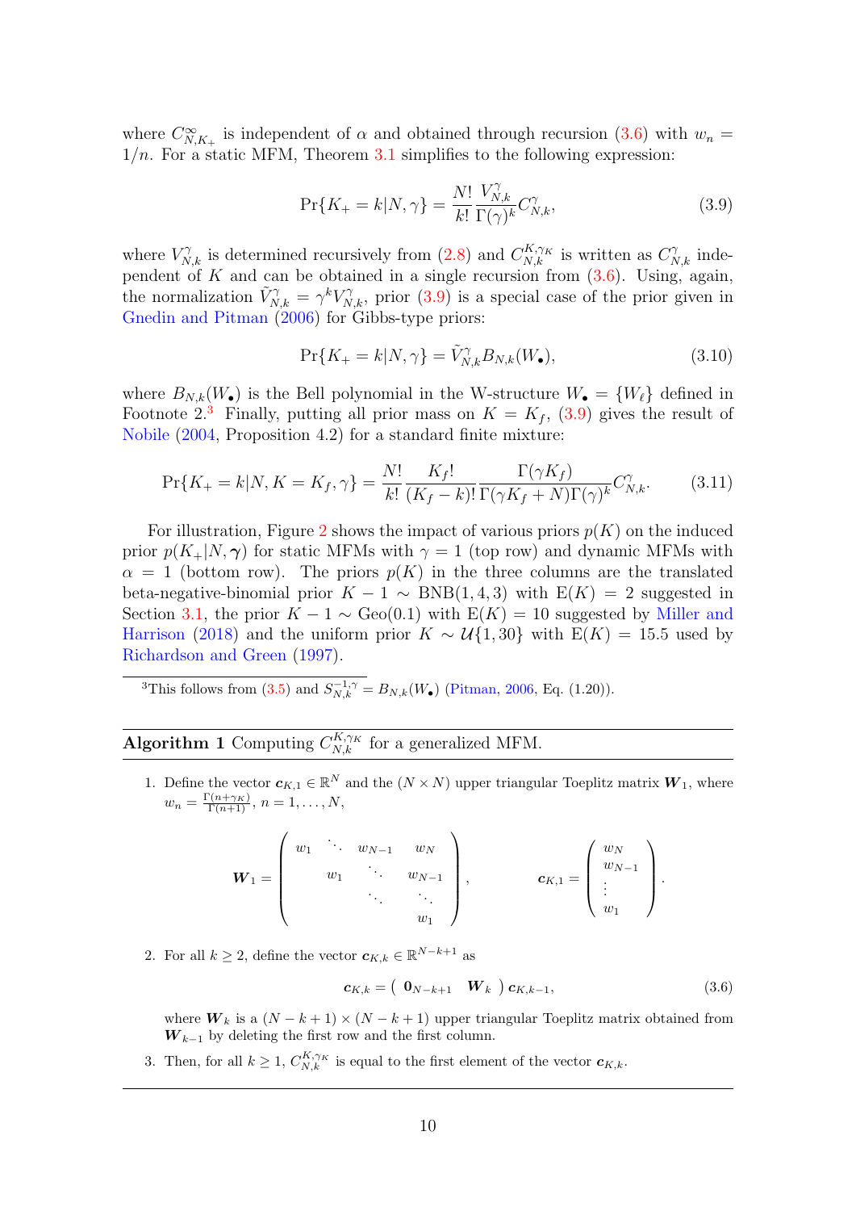where $C^{\infty}_{N,K_+}$ is independent of $\alpha$ and obtained through recursion (3.6) with $w_n = 1/n$. For a static MFM, Theorem 3.1 simplifies to the following expression:

$$\Pr\{K_+ = k|N, \gamma\} = \frac{N!}{k!} \frac{V^{\gamma}_{N,k}}{\Gamma(\gamma)^k} C^{\gamma}_{N,k}, \tag{3.9}$$

where $V^{\gamma}_{N,k}$ is determined recursively from (2.8) and $C^{K,\gamma_K}_{N,k}$ is written as $C^{\gamma}_{N,k}$ independent of $K$ and can be obtained in a single recursion from (3.6). Using, again, the normalization $\tilde{V}^{\gamma}_{N,k} = \gamma^k V^{\gamma}_{N,k}$, prior (3.9) is a special case of the prior given in Gnedin and Pitman (2006) for Gibbs-type priors:

$$\Pr\{K_+ = k|N, \gamma\} = \tilde{V}^{\gamma}_{N,k} B_{N,k}(W_\bullet), \tag{3.10}$$

where $B_{N,k}(W_\bullet)$ is the Bell polynomial in the W-structure $W_\bullet = \{W_\ell\}$ defined in Footnote 2.[3] Finally, putting all prior mass on $K = K_f$, (3.9) gives the result of Nobile (2004, Proposition 4.2) for a standard finite mixture:

$$\Pr\{K_+ = k|N, K = K_f, \gamma\} = \frac{N!}{k!} \frac{K_f!}{(K_f - k)!} \frac{\Gamma(\gamma K_f)}{\Gamma(\gamma K_f + N)\Gamma(\gamma)^k} C^{\gamma}_{N,k}. \tag{3.11}$$

For illustration, Figure 2 shows the impact of various priors $p(K)$ on the induced prior $p(K_+|N, \boldsymbol{\gamma})$ for static MFMs with $\gamma = 1$ (top row) and dynamic MFMs with $\alpha = 1$ (bottom row). The priors $p(K)$ in the three columns are the translated beta-negative-binomial prior $K - 1 \sim \text{BNB}(1, 4, 3)$ with $\text{E}(K) = 2$ suggested in Section 3.1, the prior $K - 1 \sim \text{Geo}(0.1)$ with $\text{E}(K) = 10$ suggested by Miller and Harrison (2018) and the uniform prior $K \sim \mathcal{U}\{1, 30\}$ with $\text{E}(K) = 15.5$ used by Richardson and Green (1997).

[3] This follows from (3.5) and $S^{-1,\gamma}_{N,k} = B_{N,k}(W_\bullet)$ (Pitman, 2006, Eq. (1.20)).

---

**Algorithm 1** Computing $C^{K,\gamma_K}_{N,k}$ for a generalized MFM.

1. Define the vector $\boldsymbol{c}_{K,1} \in \mathbb{R}^N$ and the $(N \times N)$ upper triangular Toeplitz matrix $\boldsymbol{W}_1$, where $w_n = \frac{\Gamma(n+\gamma_K)}{\Gamma(n+1)}$, $n = 1, \ldots, N$,

$$\boldsymbol{W}_1 = \begin{pmatrix} w_1 & \ddots & w_{N-1} & w_N \\ & w_1 & \ddots & w_{N-1} \\ & & \ddots & \ddots \\ & & & w_1 \end{pmatrix}, \qquad \boldsymbol{c}_{K,1} = \begin{pmatrix} w_N \\ w_{N-1} \\ \vdots \\ w_1 \end{pmatrix}.$$

2. For all $k \geq 2$, define the vector $\boldsymbol{c}_{K,k} \in \mathbb{R}^{N-k+1}$ as

$$\boldsymbol{c}_{K,k} = \begin{pmatrix} \boldsymbol{0}_{N-k+1} & \boldsymbol{W}_k \end{pmatrix} \boldsymbol{c}_{K,k-1}, \tag{3.6}$$

where $\boldsymbol{W}_k$ is a $(N - k + 1) \times (N - k + 1)$ upper triangular Toeplitz matrix obtained from $\boldsymbol{W}_{k-1}$ by deleting the first row and the first column.

3. Then, for all $k \geq 1$, $C^{K,\gamma_K}_{N,k}$ is equal to the first element of the vector $\boldsymbol{c}_{K,k}$.

---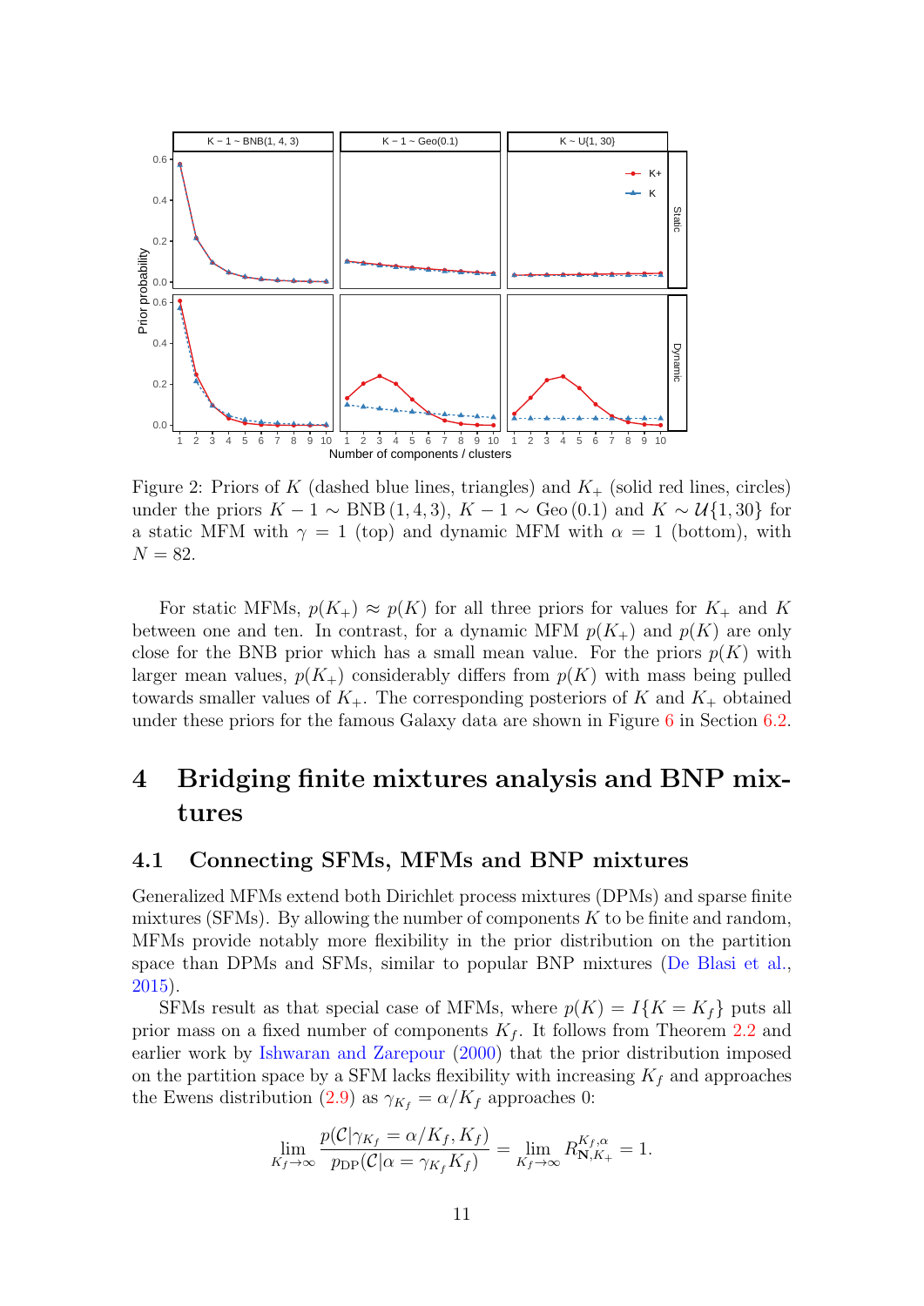Figure 2: Priors of $K$ (dashed blue lines, triangles) and $K_+$ (solid red lines, circles) under the priors $K-1 \sim \text{BNB}(1,4,3)$, $K-1 \sim \text{Geo}(0.1)$ and $K \sim \mathcal{U}\{1,30\}$ for a static MFM with $\gamma = 1$ (top) and dynamic MFM with $\alpha = 1$ (bottom), with $N = 82$.

For static MFMs, $p(K_+) \approx p(K)$ for all three priors for values for $K_+$ and $K$ between one and ten. In contrast, for a dynamic MFM $p(K_+)$ and $p(K)$ are only close for the BNB prior which has a small mean value. For the priors $p(K)$ with larger mean values, $p(K_+)$ considerably differs from $p(K)$ with mass being pulled towards smaller values of $K_+$. The corresponding posteriors of $K$ and $K_+$ obtained under these priors for the famous Galaxy data are shown in Figure 6 in Section 6.2.

# 4 Bridging finite mixtures analysis and BNP mixtures

## 4.1 Connecting SFMs, MFMs and BNP mixtures

Generalized MFMs extend both Dirichlet process mixtures (DPMs) and sparse finite mixtures (SFMs). By allowing the number of components $K$ to be finite and random, MFMs provide notably more flexibility in the prior distribution on the partition space than DPMs and SFMs, similar to popular BNP mixtures (De Blasi et al., 2015).

SFMs result as that special case of MFMs, where $p(K) = I\{K = K_f\}$ puts all prior mass on a fixed number of components $K_f$. It follows from Theorem 2.2 and earlier work by Ishwaran and Zarepour (2000) that the prior distribution imposed on the partition space by a SFM lacks flexibility with increasing $K_f$ and approaches the Ewens distribution (2.9) as $\gamma_{K_f} = \alpha/K_f$ approaches 0:

$$\lim_{K_f \to \infty} \frac{p(\mathcal{C}|\gamma_{K_f} = \alpha/K_f, K_f)}{p_{\text{DP}}(\mathcal{C}|\alpha = \gamma_{K_f} K_f)} = \lim_{K_f \to \infty} R^{K_f,\alpha}_{\mathbf{N},K_+} = 1.$$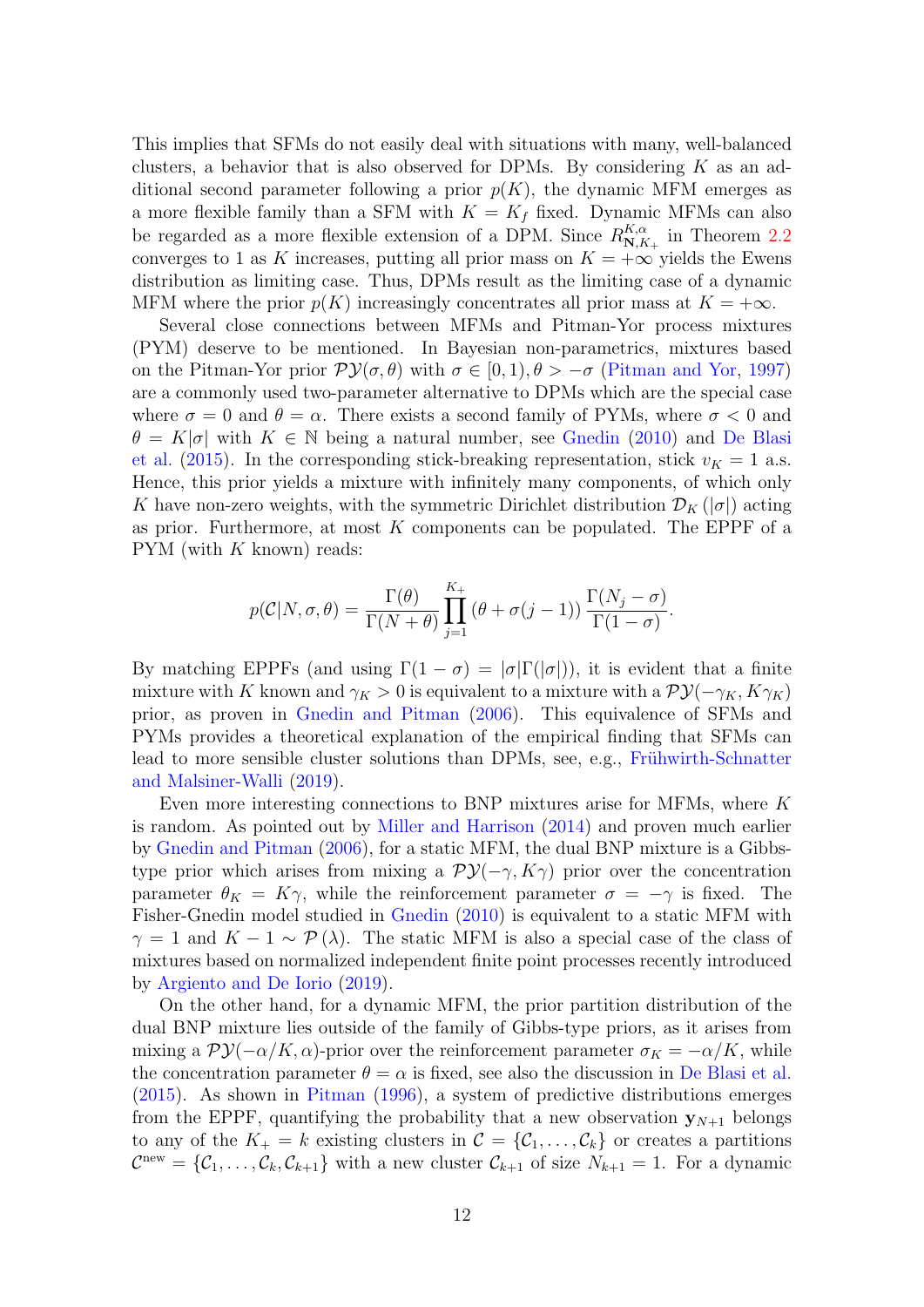This implies that SFMs do not easily deal with situations with many, well-balanced clusters, a behavior that is also observed for DPMs. By considering $K$ as an additional second parameter following a prior $p(K)$, the dynamic MFM emerges as a more flexible family than a SFM with $K = K_f$ fixed. Dynamic MFMs can also be regarded as a more flexible extension of a DPM. Since $R^{K,\alpha}_{\mathbf{N},K_+}$ in Theorem 2.2 converges to 1 as $K$ increases, putting all prior mass on $K = +\infty$ yields the Ewens distribution as limiting case. Thus, DPMs result as the limiting case of a dynamic MFM where the prior $p(K)$ increasingly concentrates all prior mass at $K = +\infty$.

Several close connections between MFMs and Pitman-Yor process mixtures (PYM) deserve to be mentioned. In Bayesian non-parametrics, mixtures based on the Pitman-Yor prior $\mathcal{PY}(\sigma, \theta)$ with $\sigma \in [0, 1), \theta > -\sigma$ (Pitman and Yor, 1997) are a commonly used two-parameter alternative to DPMs which are the special case where $\sigma = 0$ and $\theta = \alpha$. There exists a second family of PYMs, where $\sigma < 0$ and $\theta = K|\sigma|$ with $K \in \mathbb{N}$ being a natural number, see Gnedin (2010) and De Blasi et al. (2015). In the corresponding stick-breaking representation, stick $v_K = 1$ a.s. Hence, this prior yields a mixture with infinitely many components, of which only $K$ have non-zero weights, with the symmetric Dirichlet distribution $\mathcal{D}_K(|\sigma|)$ acting as prior. Furthermore, at most $K$ components can be populated. The EPPF of a PYM (with $K$ known) reads:

$$p(\mathcal{C}|N, \sigma, \theta) = \frac{\Gamma(\theta)}{\Gamma(N + \theta)} \prod_{j=1}^{K_+} (\theta + \sigma(j-1)) \frac{\Gamma(N_j - \sigma)}{\Gamma(1 - \sigma)}.$$

By matching EPPFs (and using $\Gamma(1 - \sigma) = |\sigma|\Gamma(|\sigma|)$), it is evident that a finite mixture with $K$ known and $\gamma_K > 0$ is equivalent to a mixture with a $\mathcal{PY}(-\gamma_K, K\gamma_K)$ prior, as proven in Gnedin and Pitman (2006). This equivalence of SFMs and PYMs provides a theoretical explanation of the empirical finding that SFMs can lead to more sensible cluster solutions than DPMs, see, e.g., Frühwirth-Schnatter and Malsiner-Walli (2019).

Even more interesting connections to BNP mixtures arise for MFMs, where $K$ is random. As pointed out by Miller and Harrison (2014) and proven much earlier by Gnedin and Pitman (2006), for a static MFM, the dual BNP mixture is a Gibbs-type prior which arises from mixing a $\mathcal{PY}(-\gamma, K\gamma)$ prior over the concentration parameter $\theta_K = K\gamma$, while the reinforcement parameter $\sigma = -\gamma$ is fixed. The Fisher-Gnedin model studied in Gnedin (2010) is equivalent to a static MFM with $\gamma = 1$ and $K - 1 \sim \mathcal{P}(\lambda)$. The static MFM is also a special case of the class of mixtures based on normalized independent finite point processes recently introduced by Argiento and De Iorio (2019).

On the other hand, for a dynamic MFM, the prior partition distribution of the dual BNP mixture lies outside of the family of Gibbs-type priors, as it arises from mixing a $\mathcal{PY}(-\alpha/K, \alpha)$-prior over the reinforcement parameter $\sigma_K = -\alpha/K$, while the concentration parameter $\theta = \alpha$ is fixed, see also the discussion in De Blasi et al. (2015). As shown in Pitman (1996), a system of predictive distributions emerges from the EPPF, quantifying the probability that a new observation $\mathbf{y}_{N+1}$ belongs to any of the $K_+ = k$ existing clusters in $\mathcal{C} = \{\mathcal{C}_1, \ldots, \mathcal{C}_k\}$ or creates a partitions $\mathcal{C}^{\text{new}} = \{\mathcal{C}_1, \ldots, \mathcal{C}_k, \mathcal{C}_{k+1}\}$ with a new cluster $\mathcal{C}_{k+1}$ of size $N_{k+1} = 1$. For a dynamic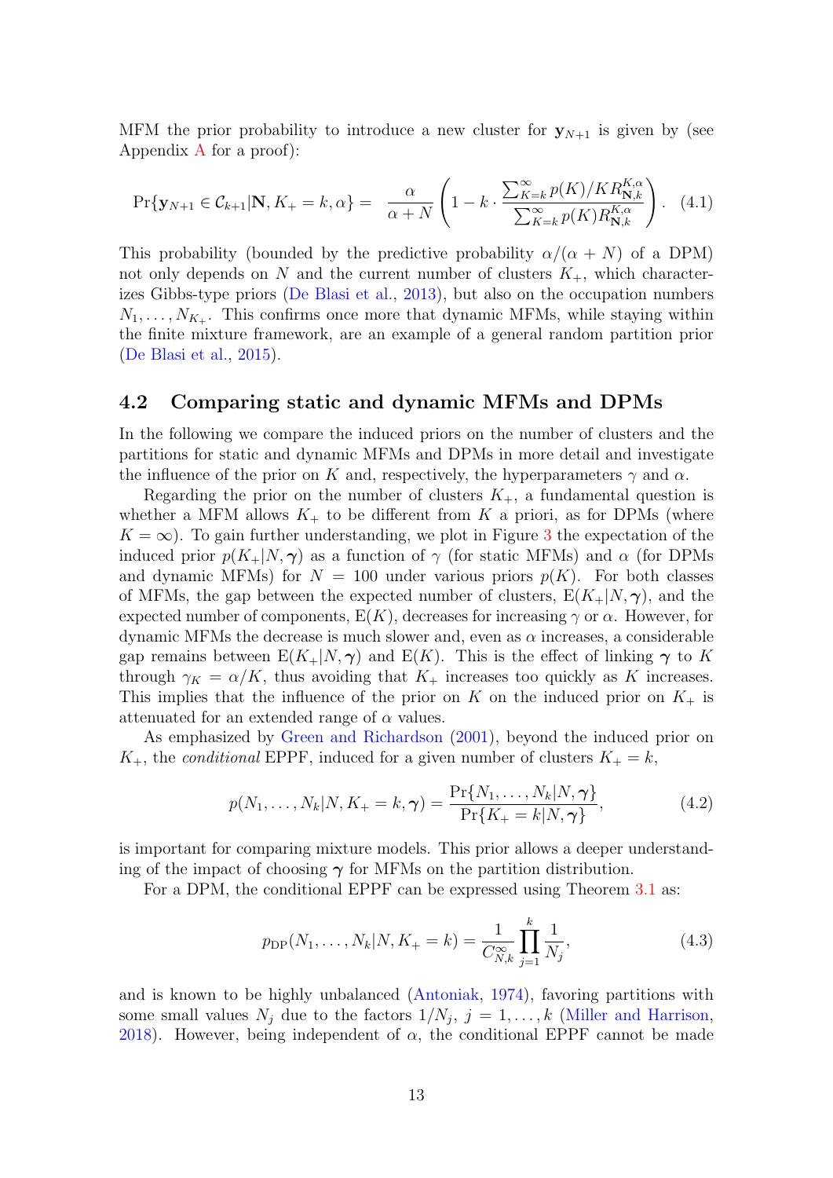MFM the prior probability to introduce a new cluster for $\mathbf{y}_{N+1}$ is given by (see Appendix A for a proof):

$$\Pr\{\mathbf{y}_{N+1} \in \mathcal{C}_{k+1}|\mathbf{N}, K_+ = k, \alpha\} = \frac{\alpha}{\alpha + N}\left(1 - k \cdot \frac{\sum_{K=k}^{\infty} p(K)/K R_{\mathbf{N},k}^{K,\alpha}}{\sum_{K=k}^{\infty} p(K) R_{\mathbf{N},k}^{K,\alpha}}\right). \quad (4.1)$$

This probability (bounded by the predictive probability $\alpha/(\alpha + N)$ of a DPM) not only depends on $N$ and the current number of clusters $K_+$, which characterizes Gibbs-type priors (De Blasi et al., 2013), but also on the occupation numbers $N_1, \ldots, N_{K_+}$. This confirms once more that dynamic MFMs, while staying within the finite mixture framework, are an example of a general random partition prior (De Blasi et al., 2015).

## 4.2 Comparing static and dynamic MFMs and DPMs

In the following we compare the induced priors on the number of clusters and the partitions for static and dynamic MFMs and DPMs in more detail and investigate the influence of the prior on $K$ and, respectively, the hyperparameters $\gamma$ and $\alpha$.

Regarding the prior on the number of clusters $K_+$, a fundamental question is whether a MFM allows $K_+$ to be different from $K$ a priori, as for DPMs (where $K = \infty$). To gain further understanding, we plot in Figure 3 the expectation of the induced prior $p(K_+|N, \boldsymbol{\gamma})$ as a function of $\gamma$ (for static MFMs) and $\alpha$ (for DPMs and dynamic MFMs) for $N = 100$ under various priors $p(K)$. For both classes of MFMs, the gap between the expected number of clusters, $\mathrm{E}(K_+|N, \boldsymbol{\gamma})$, and the expected number of components, $\mathrm{E}(K)$, decreases for increasing $\gamma$ or $\alpha$. However, for dynamic MFMs the decrease is much slower and, even as $\alpha$ increases, a considerable gap remains between $\mathrm{E}(K_+|N, \boldsymbol{\gamma})$ and $\mathrm{E}(K)$. This is the effect of linking $\boldsymbol{\gamma}$ to $K$ through $\gamma_K = \alpha/K$, thus avoiding that $K_+$ increases too quickly as $K$ increases. This implies that the influence of the prior on $K$ on the induced prior on $K_+$ is attenuated for an extended range of $\alpha$ values.

As emphasized by Green and Richardson (2001), beyond the induced prior on $K_+$, the *conditional* EPPF, induced for a given number of clusters $K_+ = k$,

$$p(N_1, \ldots, N_k|N, K_+ = k, \boldsymbol{\gamma}) = \frac{\Pr\{N_1, \ldots, N_k|N, \boldsymbol{\gamma}\}}{\Pr\{K_+ = k|N, \boldsymbol{\gamma}\}}, \quad (4.2)$$

is important for comparing mixture models. This prior allows a deeper understanding of the impact of choosing $\boldsymbol{\gamma}$ for MFMs on the partition distribution.

For a DPM, the conditional EPPF can be expressed using Theorem 3.1 as:

$$p_{\mathrm{DP}}(N_1, \ldots, N_k|N, K_+ = k) = \frac{1}{C_{N,k}^{\infty}} \prod_{j=1}^{k} \frac{1}{N_j}, \quad (4.3)$$

and is known to be highly unbalanced (Antoniak, 1974), favoring partitions with some small values $N_j$ due to the factors $1/N_j$, $j = 1, \ldots, k$ (Miller and Harrison, 2018). However, being independent of $\alpha$, the conditional EPPF cannot be made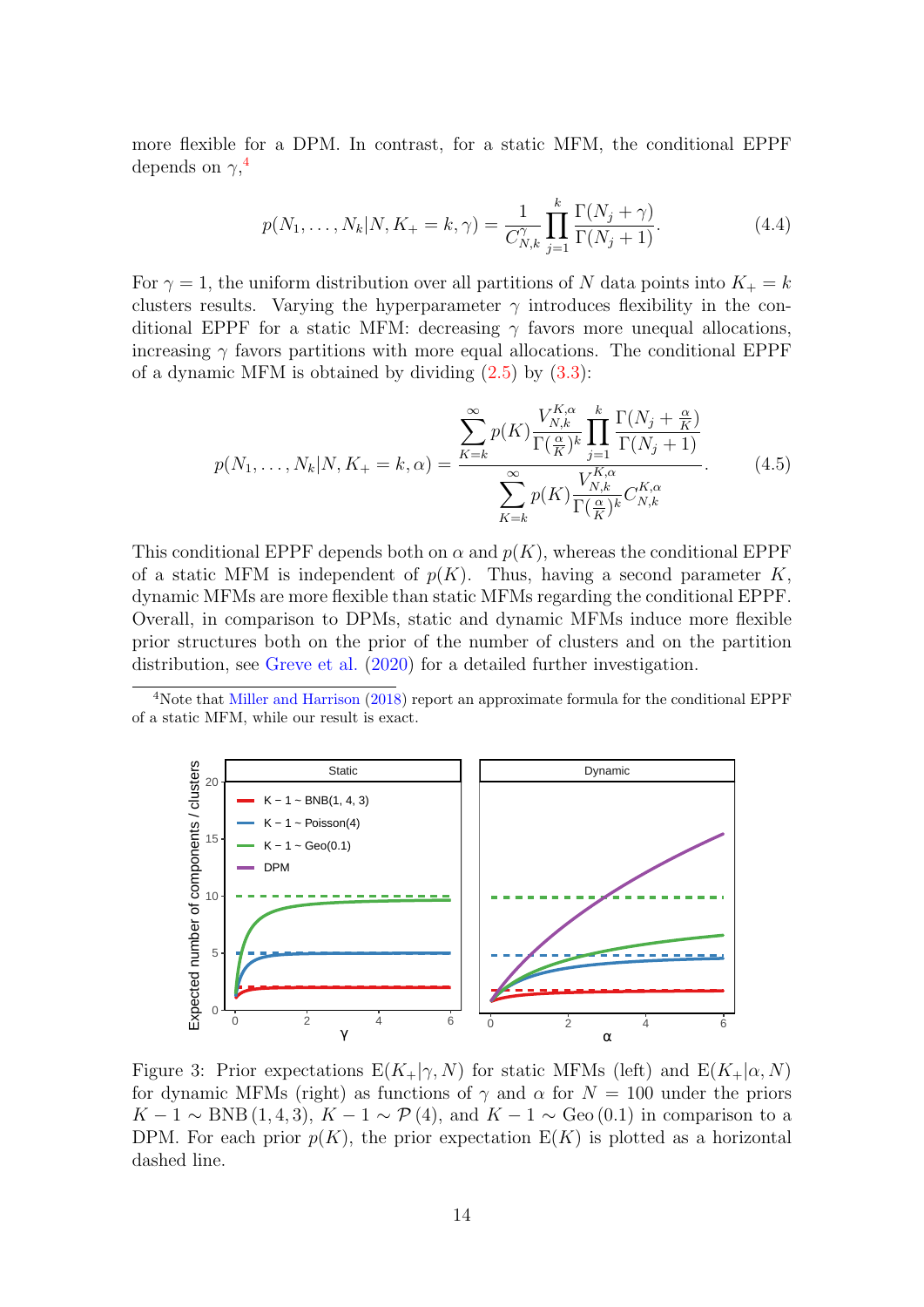more flexible for a DPM. In contrast, for a static MFM, the conditional EPPF depends on $\gamma$,[4]

$$p(N_1, \ldots, N_k | N, K_+ = k, \gamma) = \frac{1}{C^{\gamma}_{N,k}} \prod_{j=1}^{k} \frac{\Gamma(N_j + \gamma)}{\Gamma(N_j + 1)}. \tag{4.4}$$

For $\gamma = 1$, the uniform distribution over all partitions of $N$ data points into $K_+ = k$ clusters results. Varying the hyperparameter $\gamma$ introduces flexibility in the conditional EPPF for a static MFM: decreasing $\gamma$ favors more unequal allocations, increasing $\gamma$ favors partitions with more equal allocations. The conditional EPPF of a dynamic MFM is obtained by dividing (2.5) by (3.3):

$$p(N_1, \ldots, N_k | N, K_+ = k, \alpha) = \frac{\sum_{K=k}^{\infty} p(K) \frac{V^{K,\alpha}_{N,k}}{\Gamma(\frac{\alpha}{K})^k} \prod_{j=1}^{k} \frac{\Gamma(N_j + \frac{\alpha}{K})}{\Gamma(N_j + 1)}}{\sum_{K=k}^{\infty} p(K) \frac{V^{K,\alpha}_{N,k}}{\Gamma(\frac{\alpha}{K})^k} C^{K,\alpha}_{N,k}}. \tag{4.5}$$

This conditional EPPF depends both on $\alpha$ and $p(K)$, whereas the conditional EPPF of a static MFM is independent of $p(K)$. Thus, having a second parameter $K$, dynamic MFMs are more flexible than static MFMs regarding the conditional EPPF. Overall, in comparison to DPMs, static and dynamic MFMs induce more flexible prior structures both on the prior of the number of clusters and on the partition distribution, see Greve et al. (2020) for a detailed further investigation.

[4] Note that Miller and Harrison (2018) report an approximate formula for the conditional EPPF of a static MFM, while our result is exact.

Figure 3: Prior expectations $\text{E}(K_+|\gamma, N)$ for static MFMs (left) and $\text{E}(K_+|\alpha, N)$ for dynamic MFMs (right) as functions of $\gamma$ and $\alpha$ for $N = 100$ under the priors $K - 1 \sim \text{BNB}(1, 4, 3)$, $K - 1 \sim \mathcal{P}(4)$, and $K - 1 \sim \text{Geo}(0.1)$ in comparison to a DPM. For each prior $p(K)$, the prior expectation $\text{E}(K)$ is plotted as a horizontal dashed line.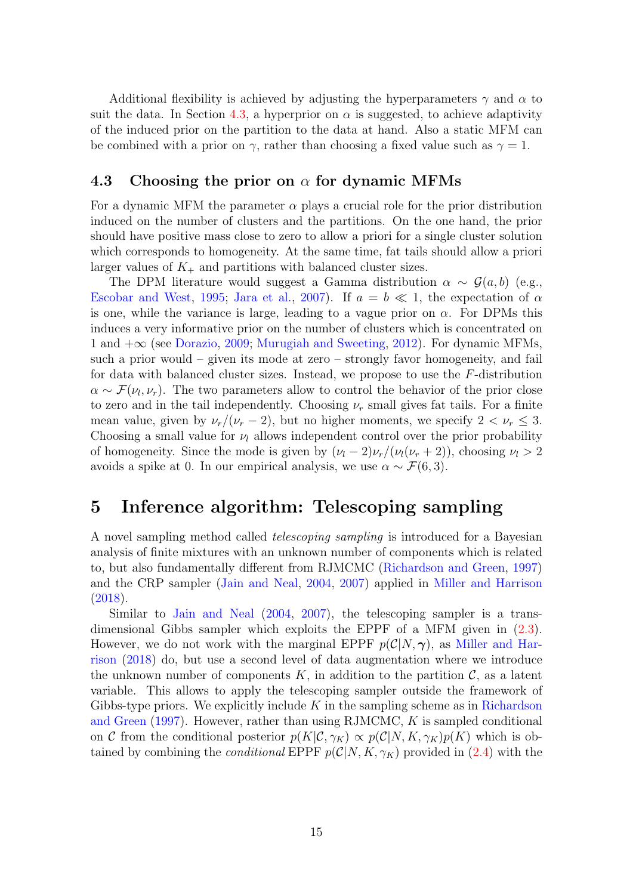Additional flexibility is achieved by adjusting the hyperparameters $\gamma$ and $\alpha$ to suit the data. In Section 4.3, a hyperprior on $\alpha$ is suggested, to achieve adaptivity of the induced prior on the partition to the data at hand. Also a static MFM can be combined with a prior on $\gamma$, rather than choosing a fixed value such as $\gamma = 1$.

### 4.3 Choosing the prior on $\alpha$ for dynamic MFMs

For a dynamic MFM the parameter $\alpha$ plays a crucial role for the prior distribution induced on the number of clusters and the partitions. On the one hand, the prior should have positive mass close to zero to allow a priori for a single cluster solution which corresponds to homogeneity. At the same time, fat tails should allow a priori larger values of $K_+$ and partitions with balanced cluster sizes.

The DPM literature would suggest a Gamma distribution $\alpha \sim \mathcal{G}(a, b)$ (e.g., Escobar and West, 1995; Jara et al., 2007). If $a = b \ll 1$, the expectation of $\alpha$ is one, while the variance is large, leading to a vague prior on $\alpha$. For DPMs this induces a very informative prior on the number of clusters which is concentrated on 1 and $+\infty$ (see Dorazio, 2009; Murugiah and Sweeting, 2012). For dynamic MFMs, such a prior would – given its mode at zero – strongly favor homogeneity, and fail for data with balanced cluster sizes. Instead, we propose to use the $F$-distribution $\alpha \sim \mathcal{F}(\nu_l, \nu_r)$. The two parameters allow to control the behavior of the prior close to zero and in the tail independently. Choosing $\nu_r$ small gives fat tails. For a finite mean value, given by $\nu_r/(\nu_r - 2)$, but no higher moments, we specify $2 < \nu_r \leq 3$. Choosing a small value for $\nu_l$ allows independent control over the prior probability of homogeneity. Since the mode is given by $(\nu_l - 2)\nu_r/(\nu_l(\nu_r + 2))$, choosing $\nu_l > 2$ avoids a spike at 0. In our empirical analysis, we use $\alpha \sim \mathcal{F}(6, 3)$.

## 5 Inference algorithm: Telescoping sampling

A novel sampling method called *telescoping sampling* is introduced for a Bayesian analysis of finite mixtures with an unknown number of components which is related to, but also fundamentally different from RJMCMC (Richardson and Green, 1997) and the CRP sampler (Jain and Neal, 2004, 2007) applied in Miller and Harrison (2018).

Similar to Jain and Neal (2004, 2007), the telescoping sampler is a trans-dimensional Gibbs sampler which exploits the EPPF of a MFM given in (2.3). However, we do not work with the marginal EPPF $p(\mathcal{C}|N, \boldsymbol{\gamma})$, as Miller and Harrison (2018) do, but use a second level of data augmentation where we introduce the unknown number of components $K$, in addition to the partition $\mathcal{C}$, as a latent variable. This allows to apply the telescoping sampler outside the framework of Gibbs-type priors. We explicitly include $K$ in the sampling scheme as in Richardson and Green (1997). However, rather than using RJMCMC, $K$ is sampled conditional on $\mathcal{C}$ from the conditional posterior $p(K|\mathcal{C}, \gamma_K) \propto p(\mathcal{C}|N, K, \gamma_K)p(K)$ which is obtained by combining the *conditional* EPPF $p(\mathcal{C}|N, K, \gamma_K)$ provided in (2.4) with the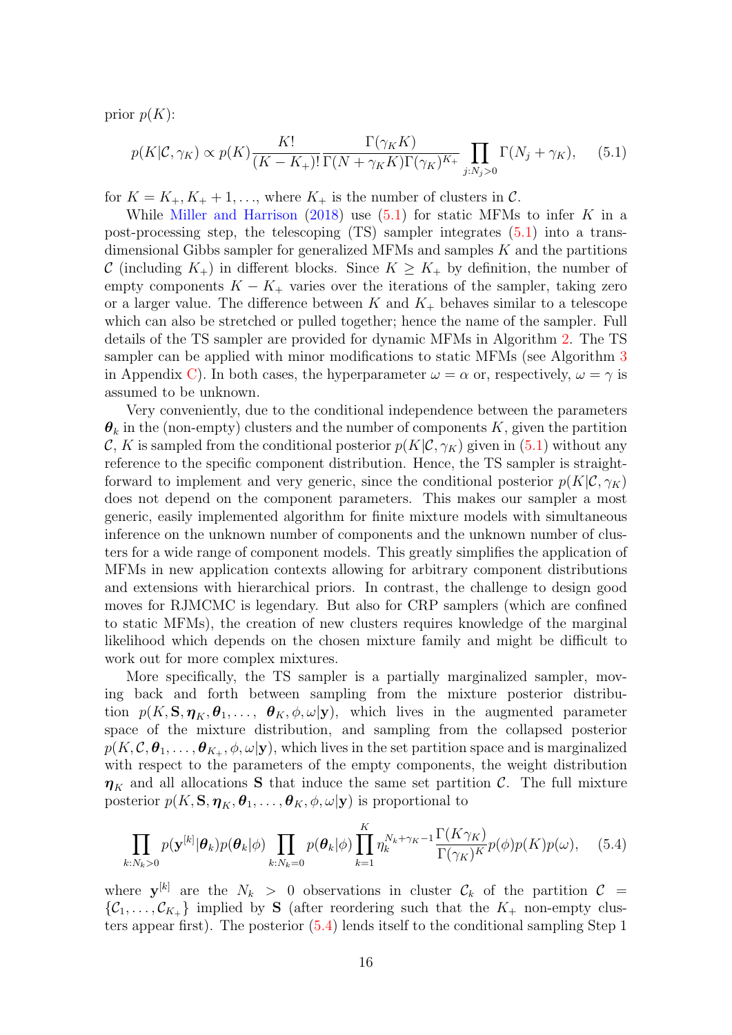prior $p(K)$:

$$p(K|\mathcal{C},\gamma_K) \propto p(K)\frac{K!}{(K-K_+)!}\frac{\Gamma(\gamma_K K)}{\Gamma(N+\gamma_K K)\Gamma(\gamma_K)^{K_+}}\prod_{j:N_j>0}\Gamma(N_j+\gamma_K), \qquad (5.1)$$

for $K = K_+, K_+ + 1, \ldots$, where $K_+$ is the number of clusters in $\mathcal{C}$.

While Miller and Harrison (2018) use (5.1) for static MFMs to infer $K$ in a post-processing step, the telescoping (TS) sampler integrates (5.1) into a trans-dimensional Gibbs sampler for generalized MFMs and samples $K$ and the partitions $\mathcal{C}$ (including $K_+$) in different blocks. Since $K \geq K_+$ by definition, the number of empty components $K - K_+$ varies over the iterations of the sampler, taking zero or a larger value. The difference between $K$ and $K_+$ behaves similar to a telescope which can also be stretched or pulled together; hence the name of the sampler. Full details of the TS sampler are provided for dynamic MFMs in Algorithm 2. The TS sampler can be applied with minor modifications to static MFMs (see Algorithm 3 in Appendix C). In both cases, the hyperparameter $\omega = \alpha$ or, respectively, $\omega = \gamma$ is assumed to be unknown.

Very conveniently, due to the conditional independence between the parameters $\boldsymbol{\theta}_k$ in the (non-empty) clusters and the number of components $K$, given the partition $\mathcal{C}$, $K$ is sampled from the conditional posterior $p(K|\mathcal{C},\gamma_K)$ given in (5.1) without any reference to the specific component distribution. Hence, the TS sampler is straightforward to implement and very generic, since the conditional posterior $p(K|\mathcal{C},\gamma_K)$ does not depend on the component parameters. This makes our sampler a most generic, easily implemented algorithm for finite mixture models with simultaneous inference on the unknown number of components and the unknown number of clusters for a wide range of component models. This greatly simplifies the application of MFMs in new application contexts allowing for arbitrary component distributions and extensions with hierarchical priors. In contrast, the challenge to design good moves for RJMCMC is legendary. But also for CRP samplers (which are confined to static MFMs), the creation of new clusters requires knowledge of the marginal likelihood which depends on the chosen mixture family and might be difficult to work out for more complex mixtures.

More specifically, the TS sampler is a partially marginalized sampler, moving back and forth between sampling from the mixture posterior distribution $p(K, \mathbf{S}, \boldsymbol{\eta}_K, \boldsymbol{\theta}_1, \ldots, \boldsymbol{\theta}_K, \phi, \omega|\mathbf{y})$, which lives in the augmented parameter space of the mixture distribution, and sampling from the collapsed posterior $p(K, \mathcal{C}, \boldsymbol{\theta}_1, \ldots, \boldsymbol{\theta}_{K_+}, \phi, \omega|\mathbf{y})$, which lives in the set partition space and is marginalized with respect to the parameters of the empty components, the weight distribution $\boldsymbol{\eta}_K$ and all allocations $\mathbf{S}$ that induce the same set partition $\mathcal{C}$. The full mixture posterior $p(K, \mathbf{S}, \boldsymbol{\eta}_K, \boldsymbol{\theta}_1, \ldots, \boldsymbol{\theta}_K, \phi, \omega|\mathbf{y})$ is proportional to

$$\prod_{k:N_k>0} p(\mathbf{y}^{[k]}|\boldsymbol{\theta}_k)p(\boldsymbol{\theta}_k|\phi) \prod_{k:N_k=0} p(\boldsymbol{\theta}_k|\phi) \prod_{k=1}^{K} \eta_k^{N_k+\gamma_K-1} \frac{\Gamma(K\gamma_K)}{\Gamma(\gamma_K)^K} p(\phi)p(K)p(\omega), \qquad (5.4)$$

where $\mathbf{y}^{[k]}$ are the $N_k > 0$ observations in cluster $\mathcal{C}_k$ of the partition $\mathcal{C} = \{\mathcal{C}_1, \ldots, \mathcal{C}_{K_+}\}$ implied by $\mathbf{S}$ (after reordering such that the $K_+$ non-empty clusters appear first). The posterior (5.4) lends itself to the conditional sampling Step 1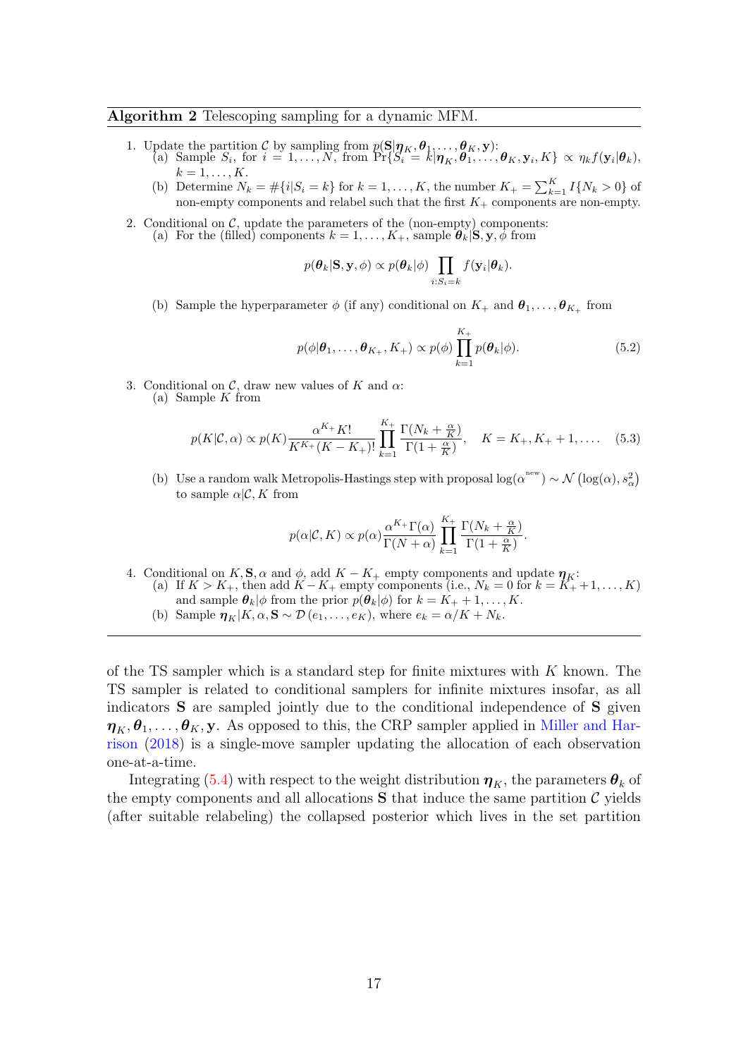**Algorithm 2** Telescoping sampling for a dynamic MFM.

1. Update the partition $\mathcal{C}$ by sampling from $p(\mathbf{S}|\boldsymbol{\eta}_K, \boldsymbol{\theta}_1, \dots, \boldsymbol{\theta}_K, \mathbf{y})$:
   (a) Sample $S_i$, for $i = 1, \dots, N$, from $\Pr\{S_i = k|\boldsymbol{\eta}_K, \boldsymbol{\theta}_1, \dots, \boldsymbol{\theta}_K, \mathbf{y}_i, K\} \propto \eta_k f(\mathbf{y}_i|\boldsymbol{\theta}_k)$, $k = 1, \dots, K$.
   (b) Determine $N_k = \#\{i|S_i = k\}$ for $k = 1, \dots, K$, the number $K_+ = \sum_{k=1}^{K} I\{N_k > 0\}$ of non-empty components and relabel such that the first $K_+$ components are non-empty.

2. Conditional on $\mathcal{C}$, update the parameters of the (non-empty) components:
   (a) For the (filled) components $k = 1, \dots, K_+$, sample $\boldsymbol{\theta}_k|\mathbf{S}, \mathbf{y}, \phi$ from

   $$p(\boldsymbol{\theta}_k|\mathbf{S}, \mathbf{y}, \phi) \propto p(\boldsymbol{\theta}_k|\phi) \prod_{i:S_i=k} f(\mathbf{y}_i|\boldsymbol{\theta}_k).$$

   (b) Sample the hyperparameter $\phi$ (if any) conditional on $K_+$ and $\boldsymbol{\theta}_1, \dots, \boldsymbol{\theta}_{K_+}$ from

   $$p(\phi|\boldsymbol{\theta}_1, \dots, \boldsymbol{\theta}_{K_+}, K_+) \propto p(\phi) \prod_{k=1}^{K_+} p(\boldsymbol{\theta}_k|\phi). \tag{5.2}$$

3. Conditional on $\mathcal{C}$, draw new values of $K$ and $\alpha$:
   (a) Sample $K$ from

   $$p(K|\mathcal{C}, \alpha) \propto p(K) \frac{\alpha^{K_+} K!}{K^{K_+}(K - K_+)!} \prod_{k=1}^{K_+} \frac{\Gamma(N_k + \frac{\alpha}{K})}{\Gamma(1 + \frac{\alpha}{K})}, \quad K = K_+, K_+ + 1, \dots. \tag{5.3}$$

   (b) Use a random walk Metropolis-Hastings step with proposal $\log(\alpha^{\text{new}}) \sim \mathcal{N}\left(\log(\alpha), s_\alpha^2\right)$ to sample $\alpha|\mathcal{C}, K$ from

   $$p(\alpha|\mathcal{C}, K) \propto p(\alpha) \frac{\alpha^{K_+}\Gamma(\alpha)}{\Gamma(N + \alpha)} \prod_{k=1}^{K_+} \frac{\Gamma(N_k + \frac{\alpha}{K})}{\Gamma(1 + \frac{\alpha}{K})}.$$

4. Conditional on $K, \mathbf{S}, \alpha$ and $\phi$, add $K - K_+$ empty components and update $\boldsymbol{\eta}_K$:
   (a) If $K > K_+$, then add $K - K_+$ empty components (i.e., $N_k = 0$ for $k = K_+ + 1, \dots, K$) and sample $\boldsymbol{\theta}_k|\phi$ from the prior $p(\boldsymbol{\theta}_k|\phi)$ for $k = K_+ + 1, \dots, K$.
   (b) Sample $\boldsymbol{\eta}_K|K, \alpha, \mathbf{S} \sim \mathcal{D}(e_1, \dots, e_K)$, where $e_k = \alpha/K + N_k$.

---

of the TS sampler which is a standard step for finite mixtures with $K$ known. The TS sampler is related to conditional samplers for infinite mixtures insofar, as all indicators $\mathbf{S}$ are sampled jointly due to the conditional independence of $\mathbf{S}$ given $\boldsymbol{\eta}_K, \boldsymbol{\theta}_1, \dots, \boldsymbol{\theta}_K, \mathbf{y}$. As opposed to this, the CRP sampler applied in Miller and Harrison (2018) is a single-move sampler updating the allocation of each observation one-at-a-time.

Integrating (5.4) with respect to the weight distribution $\boldsymbol{\eta}_K$, the parameters $\boldsymbol{\theta}_k$ of the empty components and all allocations $\mathbf{S}$ that induce the same partition $\mathcal{C}$ yields (after suitable relabeling) the collapsed posterior which lives in the set partition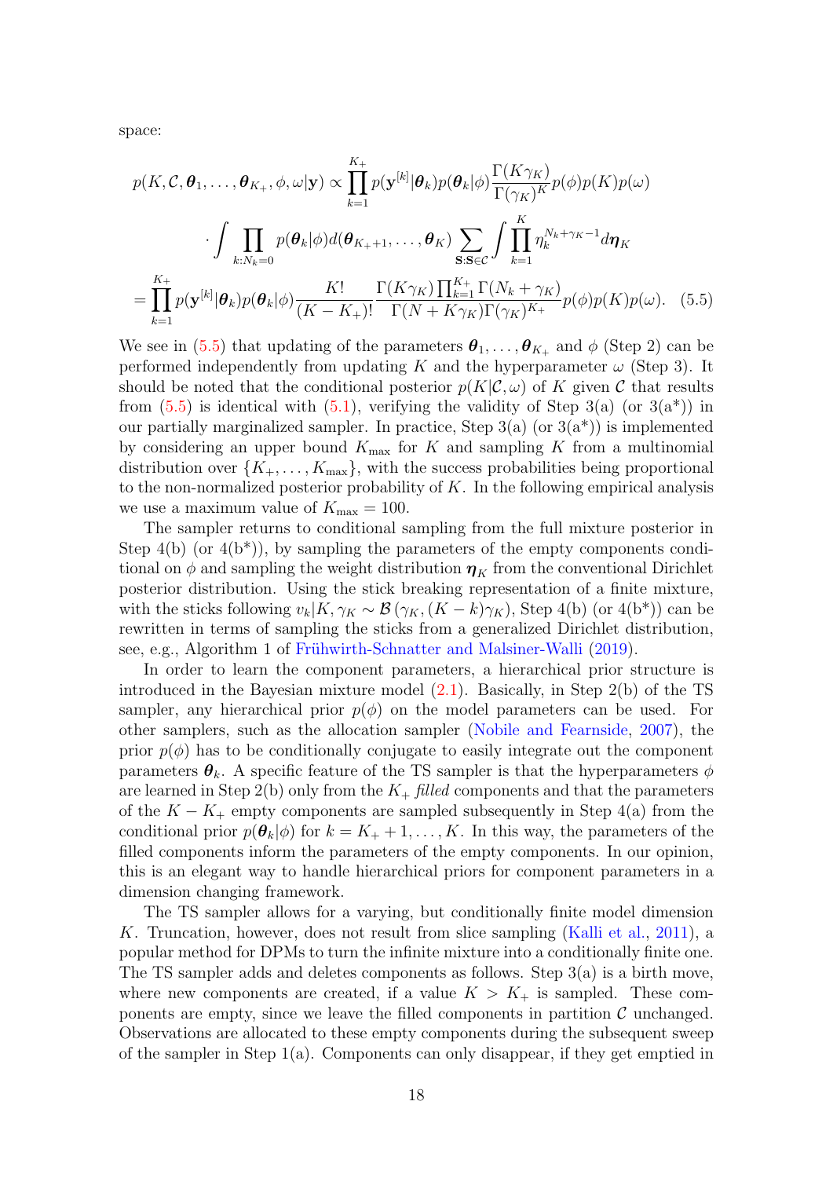space:

$$
\begin{aligned}
p(K, \mathcal{C}, \boldsymbol{\theta}_1, \ldots, \boldsymbol{\theta}_{K_+}, \phi, \omega | \mathbf{y}) &\propto \prod_{k=1}^{K_+} p(\mathbf{y}^{[k]} | \boldsymbol{\theta}_k) p(\boldsymbol{\theta}_k | \phi) \frac{\Gamma(K\gamma_K)}{\Gamma(\gamma_K)^K} p(\phi) p(K) p(\omega) \\
&\quad \cdot \int \prod_{k: N_k = 0} p(\boldsymbol{\theta}_k | \phi) d(\boldsymbol{\theta}_{K_+ + 1}, \ldots, \boldsymbol{\theta}_K) \sum_{\mathbf{S}: \mathbf{S} \in \mathcal{C}} \int \prod_{k=1}^{K} \eta_k^{N_k + \gamma_K - 1} d\boldsymbol{\eta}_K \\
&= \prod_{k=1}^{K_+} p(\mathbf{y}^{[k]} | \boldsymbol{\theta}_k) p(\boldsymbol{\theta}_k | \phi) \frac{K!}{(K - K_+)!} \frac{\Gamma(K\gamma_K) \prod_{k=1}^{K_+} \Gamma(N_k + \gamma_K)}{\Gamma(N + K\gamma_K) \Gamma(\gamma_K)^{K_+}} p(\phi) p(K) p(\omega). \quad (5.5)
\end{aligned}
$$

We see in (5.5) that updating of the parameters $\boldsymbol{\theta}_1, \ldots, \boldsymbol{\theta}_{K_+}$ and $\phi$ (Step 2) can be performed independently from updating $K$ and the hyperparameter $\omega$ (Step 3). It should be noted that the conditional posterior $p(K|\mathcal{C}, \omega)$ of $K$ given $\mathcal{C}$ that results from (5.5) is identical with (5.1), verifying the validity of Step 3(a) (or 3(a*)) in our partially marginalized sampler. In practice, Step 3(a) (or 3(a*)) is implemented by considering an upper bound $K_{\max}$ for $K$ and sampling $K$ from a multinomial distribution over $\{K_+, \ldots, K_{\max}\}$, with the success probabilities being proportional to the non-normalized posterior probability of $K$. In the following empirical analysis we use a maximum value of $K_{\max} = 100$.

The sampler returns to conditional sampling from the full mixture posterior in Step 4(b) (or 4(b*)), by sampling the parameters of the empty components conditional on $\phi$ and sampling the weight distribution $\boldsymbol{\eta}_K$ from the conventional Dirichlet posterior distribution. Using the stick breaking representation of a finite mixture, with the sticks following $v_k | K, \gamma_K \sim \mathcal{B}(\gamma_K, (K - k)\gamma_K)$, Step 4(b) (or 4(b*)) can be rewritten in terms of sampling the sticks from a generalized Dirichlet distribution, see, e.g., Algorithm 1 of Frühwirth-Schnatter and Malsiner-Walli (2019).

In order to learn the component parameters, a hierarchical prior structure is introduced in the Bayesian mixture model (2.1). Basically, in Step 2(b) of the TS sampler, any hierarchical prior $p(\phi)$ on the model parameters can be used. For other samplers, such as the allocation sampler (Nobile and Fearnside, 2007), the prior $p(\phi)$ has to be conditionally conjugate to easily integrate out the component parameters $\boldsymbol{\theta}_k$. A specific feature of the TS sampler is that the hyperparameters $\phi$ are learned in Step 2(b) only from the $K_+$ *filled* components and that the parameters of the $K - K_+$ empty components are sampled subsequently in Step 4(a) from the conditional prior $p(\boldsymbol{\theta}_k | \phi)$ for $k = K_+ + 1, \ldots, K$. In this way, the parameters of the filled components inform the parameters of the empty components. In our opinion, this is an elegant way to handle hierarchical priors for component parameters in a dimension changing framework.

The TS sampler allows for a varying, but conditionally finite model dimension $K$. Truncation, however, does not result from slice sampling (Kalli et al., 2011), a popular method for DPMs to turn the infinite mixture into a conditionally finite one. The TS sampler adds and deletes components as follows. Step 3(a) is a birth move, where new components are created, if a value $K > K_+$ is sampled. These components are empty, since we leave the filled components in partition $\mathcal{C}$ unchanged. Observations are allocated to these empty components during the subsequent sweep of the sampler in Step 1(a). Components can only disappear, if they get emptied in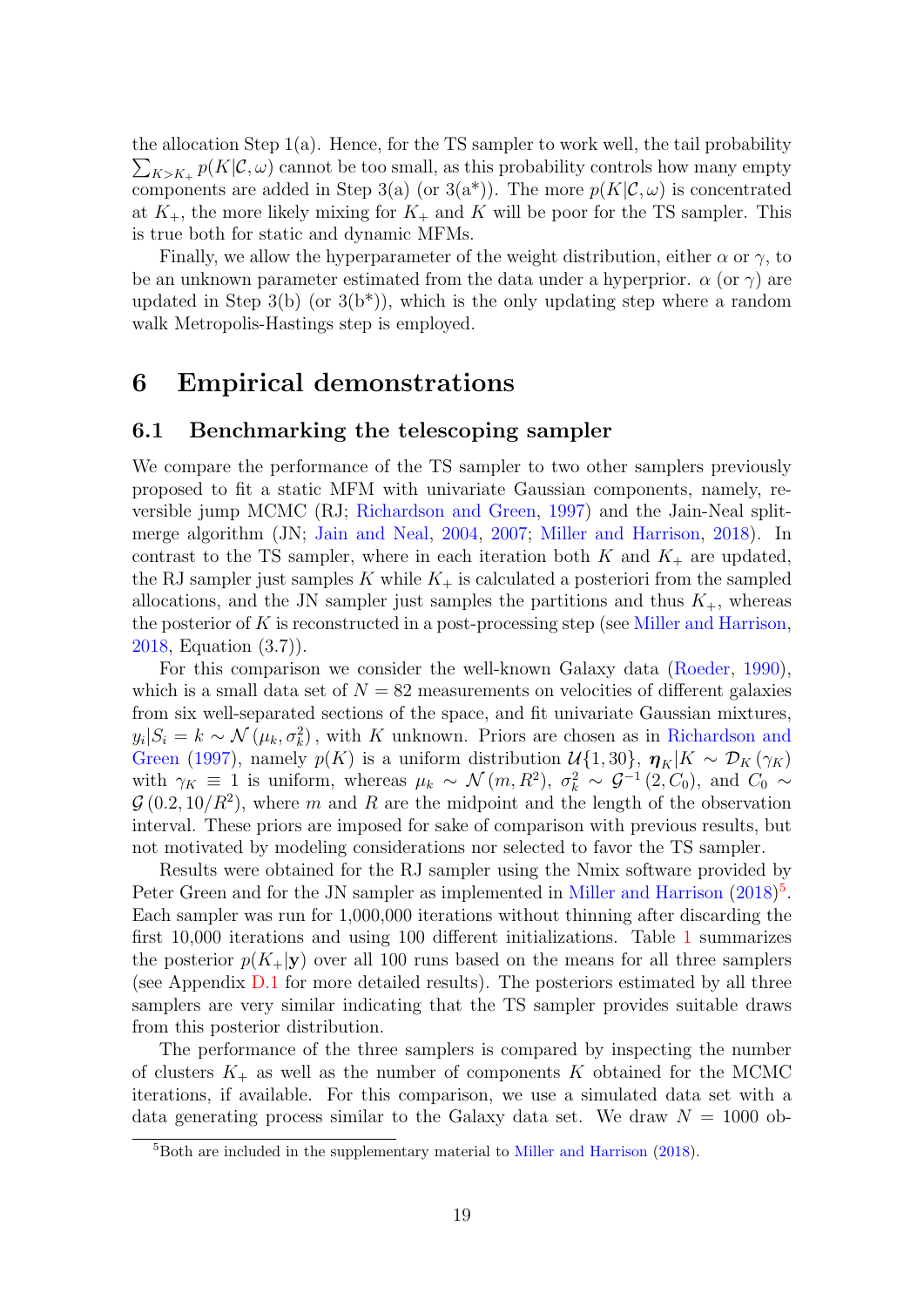the allocation Step 1(a). Hence, for the TS sampler to work well, the tail probability $\sum_{K>K_+} p(K|\mathcal{C}, \omega)$ cannot be too small, as this probability controls how many empty components are added in Step 3(a) (or 3(a*)). The more $p(K|\mathcal{C}, \omega)$ is concentrated at $K_+$, the more likely mixing for $K_+$ and $K$ will be poor for the TS sampler. This is true both for static and dynamic MFMs.

Finally, we allow the hyperparameter of the weight distribution, either $\alpha$ or $\gamma$, to be an unknown parameter estimated from the data under a hyperprior. $\alpha$ (or $\gamma$) are updated in Step 3(b) (or 3(b*)), which is the only updating step where a random walk Metropolis-Hastings step is employed.

# 6 Empirical demonstrations

## 6.1 Benchmarking the telescoping sampler

We compare the performance of the TS sampler to two other samplers previously proposed to fit a static MFM with univariate Gaussian components, namely, reversible jump MCMC (RJ; Richardson and Green, 1997) and the Jain-Neal split-merge algorithm (JN; Jain and Neal, 2004, 2007; Miller and Harrison, 2018). In contrast to the TS sampler, where in each iteration both $K$ and $K_+$ are updated, the RJ sampler just samples $K$ while $K_+$ is calculated a posteriori from the sampled allocations, and the JN sampler just samples the partitions and thus $K_+$, whereas the posterior of $K$ is reconstructed in a post-processing step (see Miller and Harrison, 2018, Equation (3.7)).

For this comparison we consider the well-known Galaxy data (Roeder, 1990), which is a small data set of $N = 82$ measurements on velocities of different galaxies from six well-separated sections of the space, and fit univariate Gaussian mixtures, $y_i|S_i = k \sim \mathcal{N}(\mu_k, \sigma_k^2)$, with $K$ unknown. Priors are chosen as in Richardson and Green (1997), namely $p(K)$ is a uniform distribution $\mathcal{U}\{1, 30\}$, $\boldsymbol{\eta}_K|K \sim \mathcal{D}_K(\gamma_K)$ with $\gamma_K \equiv 1$ is uniform, whereas $\mu_k \sim \mathcal{N}(m, R^2)$, $\sigma_k^2 \sim \mathcal{G}^{-1}(2, C_0)$, and $C_0 \sim \mathcal{G}(0.2, 10/R^2)$, where $m$ and $R$ are the midpoint and the length of the observation interval. These priors are imposed for sake of comparison with previous results, but not motivated by modeling considerations nor selected to favor the TS sampler.

Results were obtained for the RJ sampler using the Nmix software provided by Peter Green and for the JN sampler as implemented in Miller and Harrison (2018)[5]. Each sampler was run for 1,000,000 iterations without thinning after discarding the first 10,000 iterations and using 100 different initializations. Table 1 summarizes the posterior $p(K_+|\mathbf{y})$ over all 100 runs based on the means for all three samplers (see Appendix D.1 for more detailed results). The posteriors estimated by all three samplers are very similar indicating that the TS sampler provides suitable draws from this posterior distribution.

The performance of the three samplers is compared by inspecting the number of clusters $K_+$ as well as the number of components $K$ obtained for the MCMC iterations, if available. For this comparison, we use a simulated data set with a data generating process similar to the Galaxy data set. We draw $N = 1000$ ob-

[5] Both are included in the supplementary material to Miller and Harrison (2018).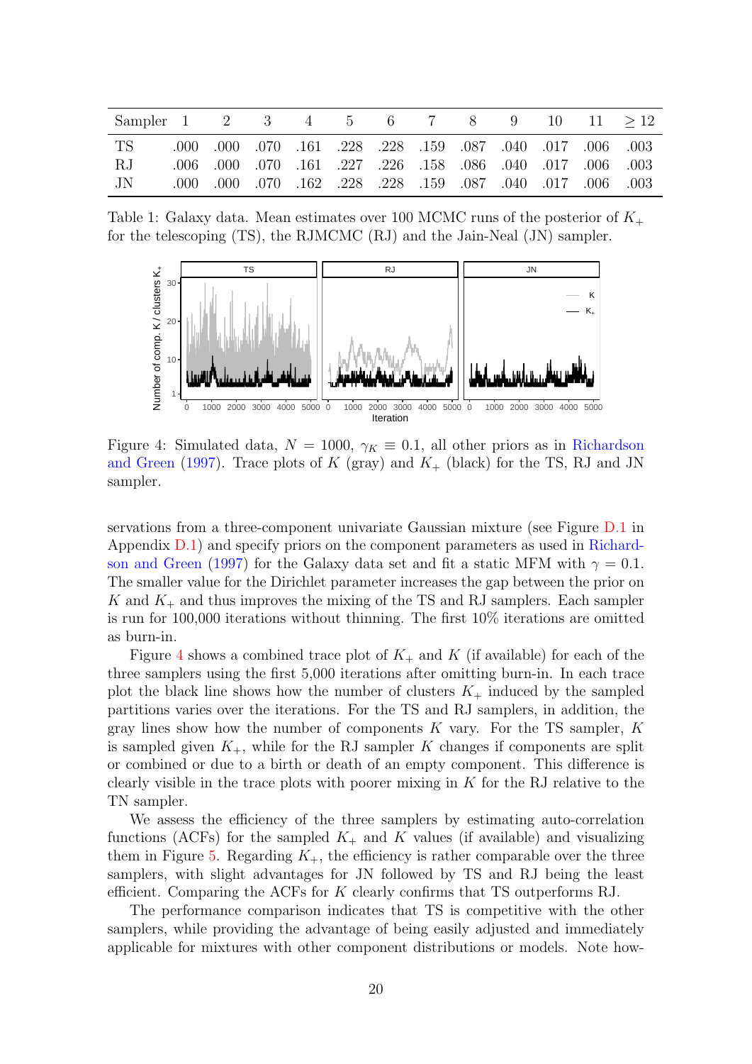| Sampler | 1 | 2 | 3 | 4 | 5 | 6 | 7 | 8 | 9 | 10 | 11 | $\geq 12$ |
|---|---|---|---|---|---|---|---|---|---|---|---|---|
| TS | .000 | .000 | .070 | .161 | .228 | .228 | .159 | .087 | .040 | .017 | .006 | .003 |
| RJ | .006 | .000 | .070 | .161 | .227 | .226 | .158 | .086 | .040 | .017 | .006 | .003 |
| JN | .000 | .000 | .070 | .162 | .228 | .228 | .159 | .087 | .040 | .017 | .006 | .003 |

Table 1: Galaxy data. Mean estimates over 100 MCMC runs of the posterior of $K_+$ for the telescoping (TS), the RJMCMC (RJ) and the Jain-Neal (JN) sampler.

Figure 4: Simulated data, $N = 1000$, $\gamma_K \equiv 0.1$, all other priors as in Richardson and Green (1997). Trace plots of $K$ (gray) and $K_+$ (black) for the TS, RJ and JN sampler.

servations from a three-component univariate Gaussian mixture (see Figure D.1 in Appendix D.1) and specify priors on the component parameters as used in Richardson and Green (1997) for the Galaxy data set and fit a static MFM with $\gamma = 0.1$. The smaller value for the Dirichlet parameter increases the gap between the prior on $K$ and $K_+$ and thus improves the mixing of the TS and RJ samplers. Each sampler is run for 100,000 iterations without thinning. The first 10% iterations are omitted as burn-in.

Figure 4 shows a combined trace plot of $K_+$ and $K$ (if available) for each of the three samplers using the first 5,000 iterations after omitting burn-in. In each trace plot the black line shows how the number of clusters $K_+$ induced by the sampled partitions varies over the iterations. For the TS and RJ samplers, in addition, the gray lines show how the number of components $K$ vary. For the TS sampler, $K$ is sampled given $K_+$, while for the RJ sampler $K$ changes if components are split or combined or due to a birth or death of an empty component. This difference is clearly visible in the trace plots with poorer mixing in $K$ for the RJ relative to the TN sampler.

We assess the efficiency of the three samplers by estimating auto-correlation functions (ACFs) for the sampled $K_+$ and $K$ values (if available) and visualizing them in Figure 5. Regarding $K_+$, the efficiency is rather comparable over the three samplers, with slight advantages for JN followed by TS and RJ being the least efficient. Comparing the ACFs for $K$ clearly confirms that TS outperforms RJ.

The performance comparison indicates that TS is competitive with the other samplers, while providing the advantage of being easily adjusted and immediately applicable for mixtures with other component distributions or models. Note how-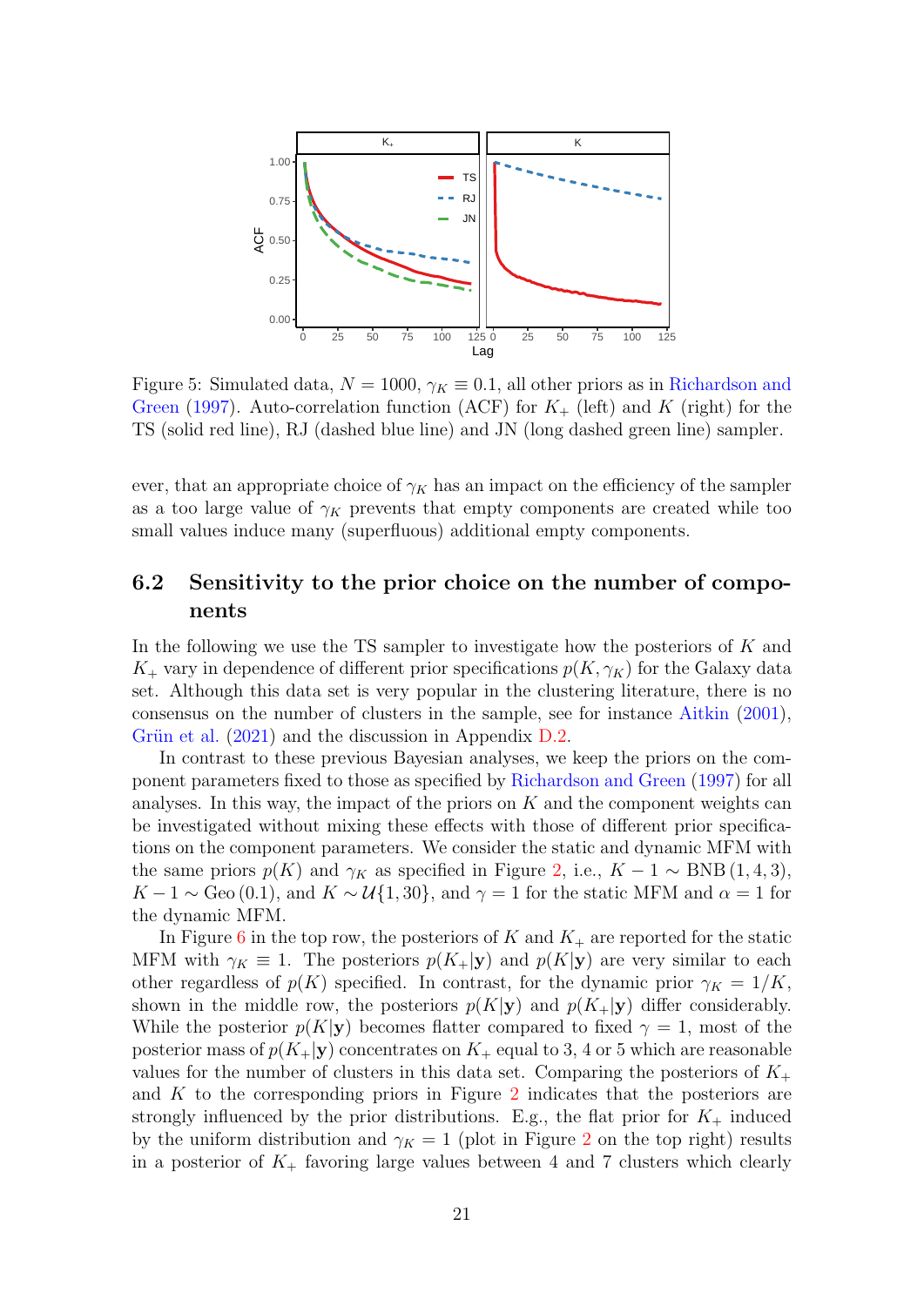Figure 5: Simulated data, $N = 1000$, $\gamma_K \equiv 0.1$, all other priors as in Richardson and Green (1997). Auto-correlation function (ACF) for $K_+$ (left) and $K$ (right) for the TS (solid red line), RJ (dashed blue line) and JN (long dashed green line) sampler.

ever, that an appropriate choice of $\gamma_K$ has an impact on the efficiency of the sampler as a too large value of $\gamma_K$ prevents that empty components are created while too small values induce many (superfluous) additional empty components.

## 6.2 Sensitivity to the prior choice on the number of components

In the following we use the TS sampler to investigate how the posteriors of $K$ and $K_+$ vary in dependence of different prior specifications $p(K, \gamma_K)$ for the Galaxy data set. Although this data set is very popular in the clustering literature, there is no consensus on the number of clusters in the sample, see for instance Aitkin (2001), Grün et al. (2021) and the discussion in Appendix D.2.

In contrast to these previous Bayesian analyses, we keep the priors on the component parameters fixed to those as specified by Richardson and Green (1997) for all analyses. In this way, the impact of the priors on $K$ and the component weights can be investigated without mixing these effects with those of different prior specifications on the component parameters. We consider the static and dynamic MFM with the same priors $p(K)$ and $\gamma_K$ as specified in Figure 2, i.e., $K - 1 \sim \text{BNB}(1, 4, 3)$, $K - 1 \sim \text{Geo}(0.1)$, and $K \sim \mathcal{U}\{1, 30\}$, and $\gamma = 1$ for the static MFM and $\alpha = 1$ for the dynamic MFM.

In Figure 6 in the top row, the posteriors of $K$ and $K_+$ are reported for the static MFM with $\gamma_K \equiv 1$. The posteriors $p(K_+|\mathbf{y})$ and $p(K|\mathbf{y})$ are very similar to each other regardless of $p(K)$ specified. In contrast, for the dynamic prior $\gamma_K = 1/K$, shown in the middle row, the posteriors $p(K|\mathbf{y})$ and $p(K_+|\mathbf{y})$ differ considerably. While the posterior $p(K|\mathbf{y})$ becomes flatter compared to fixed $\gamma = 1$, most of the posterior mass of $p(K_+|\mathbf{y})$ concentrates on $K_+$ equal to 3, 4 or 5 which are reasonable values for the number of clusters in this data set. Comparing the posteriors of $K_+$ and $K$ to the corresponding priors in Figure 2 indicates that the posteriors are strongly influenced by the prior distributions. E.g., the flat prior for $K_+$ induced by the uniform distribution and $\gamma_K = 1$ (plot in Figure 2 on the top right) results in a posterior of $K_+$ favoring large values between 4 and 7 clusters which clearly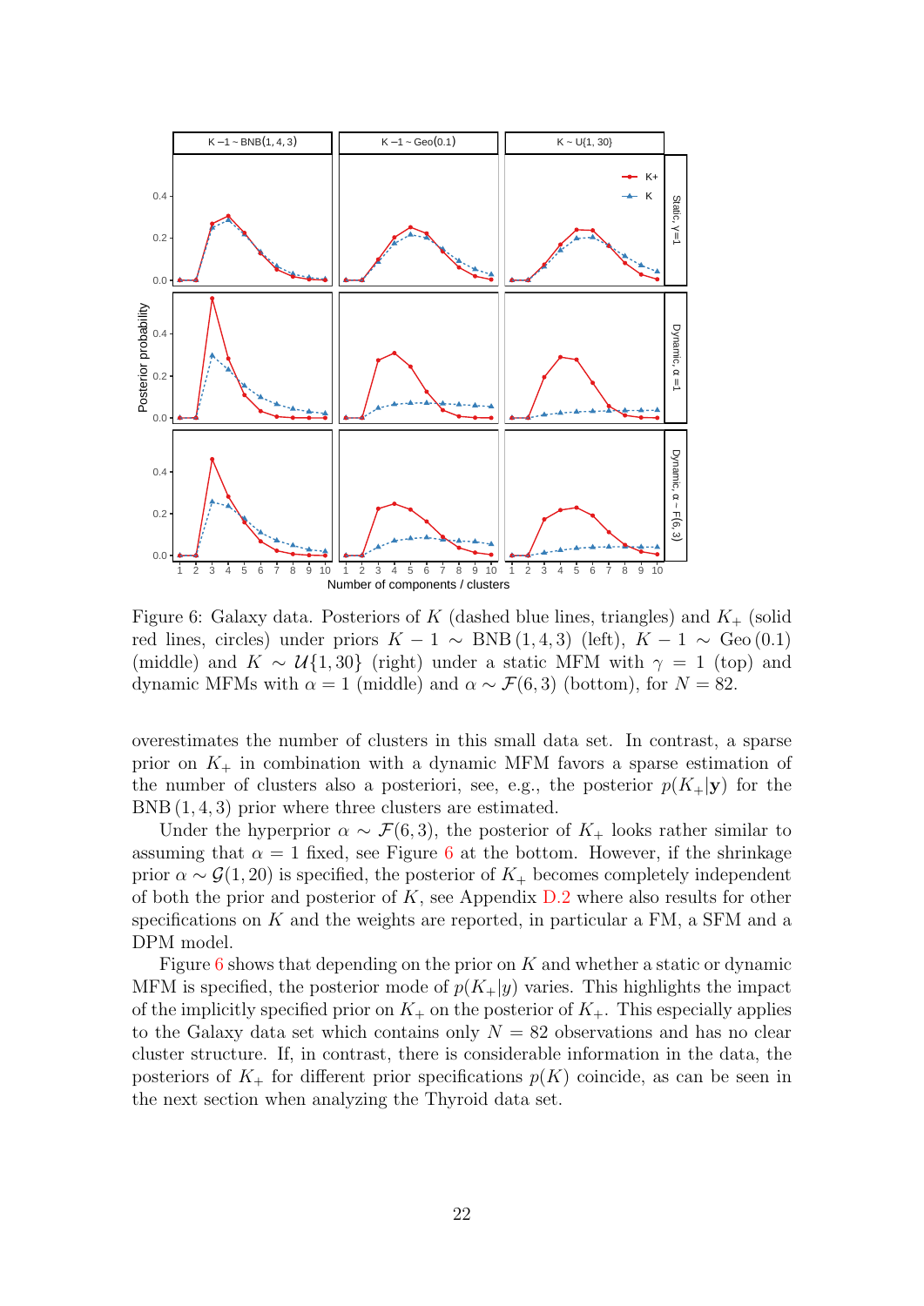Figure 6: Galaxy data. Posteriors of $K$ (dashed blue lines, triangles) and $K_+$ (solid red lines, circles) under priors $K-1 \sim \text{BNB}(1,4,3)$ (left), $K-1 \sim \text{Geo}(0.1)$ (middle) and $K \sim \mathcal{U}\{1,30\}$ (right) under a static MFM with $\gamma = 1$ (top) and dynamic MFMs with $\alpha = 1$ (middle) and $\alpha \sim \mathcal{F}(6,3)$ (bottom), for $N = 82$.

overestimates the number of clusters in this small data set. In contrast, a sparse prior on $K_+$ in combination with a dynamic MFM favors a sparse estimation of the number of clusters also a posteriori, see, e.g., the posterior $p(K_+|\mathbf{y})$ for the $\text{BNB}(1,4,3)$ prior where three clusters are estimated.

Under the hyperprior $\alpha \sim \mathcal{F}(6,3)$, the posterior of $K_+$ looks rather similar to assuming that $\alpha = 1$ fixed, see Figure 6 at the bottom. However, if the shrinkage prior $\alpha \sim \mathcal{G}(1,20)$ is specified, the posterior of $K_+$ becomes completely independent of both the prior and posterior of $K$, see Appendix D.2 where also results for other specifications on $K$ and the weights are reported, in particular a FM, a SFM and a DPM model.

Figure 6 shows that depending on the prior on $K$ and whether a static or dynamic MFM is specified, the posterior mode of $p(K_+|y)$ varies. This highlights the impact of the implicitly specified prior on $K_+$ on the posterior of $K_+$. This especially applies to the Galaxy data set which contains only $N = 82$ observations and has no clear cluster structure. If, in contrast, there is considerable information in the data, the posteriors of $K_+$ for different prior specifications $p(K)$ coincide, as can be seen in the next section when analyzing the Thyroid data set.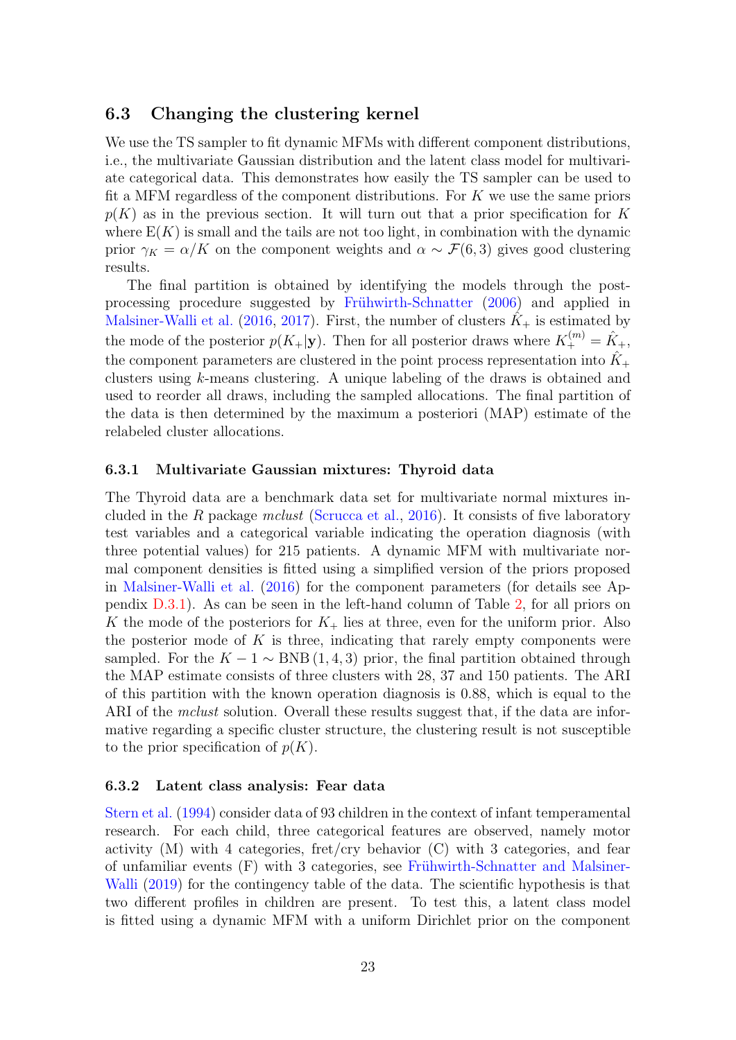## 6.3 Changing the clustering kernel

We use the TS sampler to fit dynamic MFMs with different component distributions, i.e., the multivariate Gaussian distribution and the latent class model for multivariate categorical data. This demonstrates how easily the TS sampler can be used to fit a MFM regardless of the component distributions. For $K$ we use the same priors $p(K)$ as in the previous section. It will turn out that a prior specification for $K$ where $\mathrm{E}(K)$ is small and the tails are not too light, in combination with the dynamic prior $\gamma_K = \alpha/K$ on the component weights and $\alpha \sim \mathcal{F}(6, 3)$ gives good clustering results.

The final partition is obtained by identifying the models through the post-processing procedure suggested by Frühwirth-Schnatter (2006) and applied in Malsiner-Walli et al. (2016, 2017). First, the number of clusters $\hat{K}_+$ is estimated by the mode of the posterior $p(K_+|\mathbf{y})$. Then for all posterior draws where $K_+^{(m)} = \hat{K}_+$, the component parameters are clustered in the point process representation into $\hat{K}_+$ clusters using $k$-means clustering. A unique labeling of the draws is obtained and used to reorder all draws, including the sampled allocations. The final partition of the data is then determined by the maximum a posteriori (MAP) estimate of the relabeled cluster allocations.

### 6.3.1 Multivariate Gaussian mixtures: Thyroid data

The Thyroid data are a benchmark data set for multivariate normal mixtures included in the *R* package *mclust* (Scrucca et al., 2016). It consists of five laboratory test variables and a categorical variable indicating the operation diagnosis (with three potential values) for 215 patients. A dynamic MFM with multivariate normal component densities is fitted using a simplified version of the priors proposed in Malsiner-Walli et al. (2016) for the component parameters (for details see Appendix D.3.1). As can be seen in the left-hand column of Table 2, for all priors on $K$ the mode of the posteriors for $K_+$ lies at three, even for the uniform prior. Also the posterior mode of $K$ is three, indicating that rarely empty components were sampled. For the $K - 1 \sim \mathrm{BNB}\,(1, 4, 3)$ prior, the final partition obtained through the MAP estimate consists of three clusters with 28, 37 and 150 patients. The ARI of this partition with the known operation diagnosis is 0.88, which is equal to the ARI of the *mclust* solution. Overall these results suggest that, if the data are informative regarding a specific cluster structure, the clustering result is not susceptible to the prior specification of $p(K)$.

### 6.3.2 Latent class analysis: Fear data

Stern et al. (1994) consider data of 93 children in the context of infant temperamental research. For each child, three categorical features are observed, namely motor activity (M) with 4 categories, fret/cry behavior (C) with 3 categories, and fear of unfamiliar events (F) with 3 categories, see Frühwirth-Schnatter and Malsiner-Walli (2019) for the contingency table of the data. The scientific hypothesis is that two different profiles in children are present. To test this, a latent class model is fitted using a dynamic MFM with a uniform Dirichlet prior on the component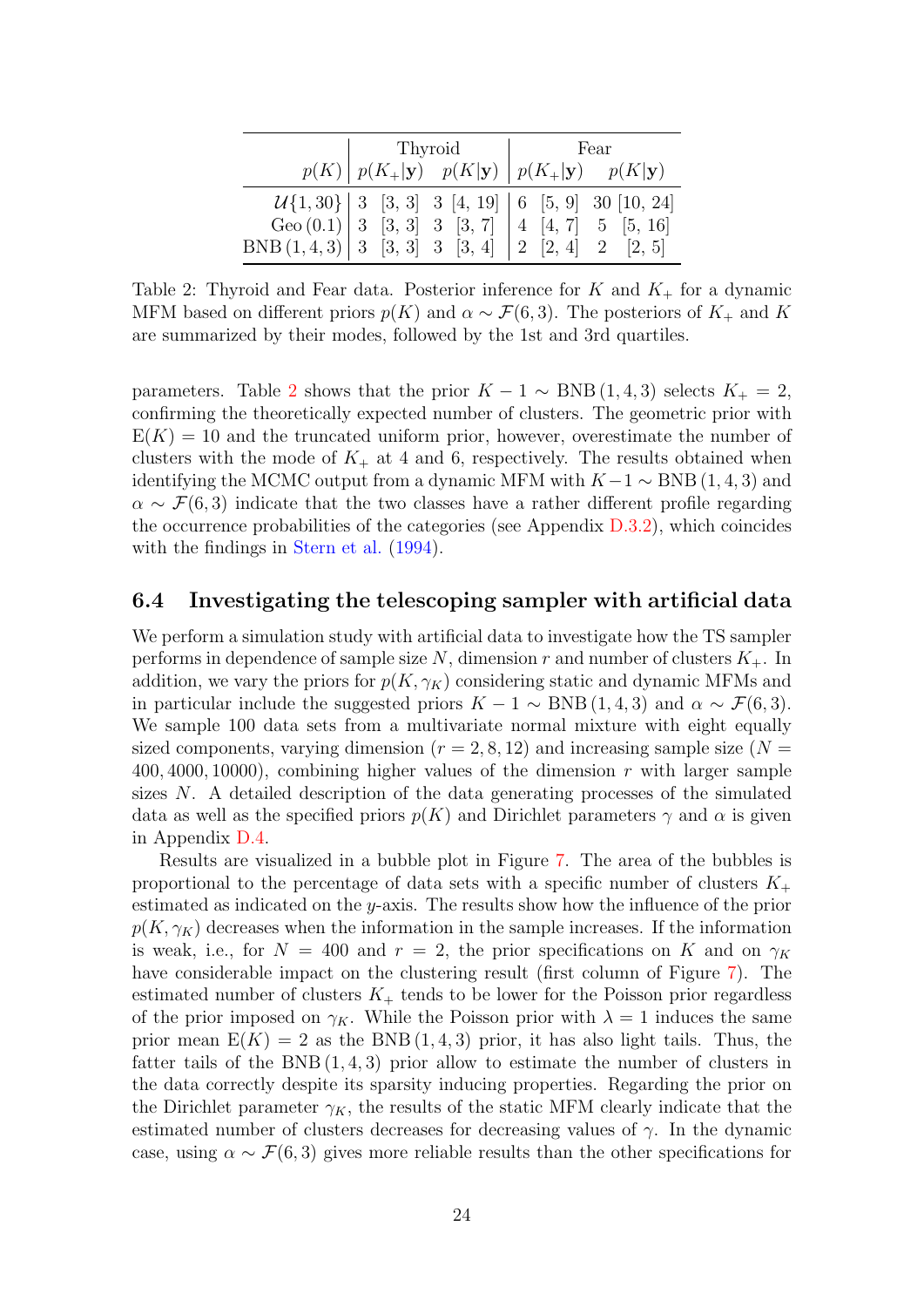| $p(K)$ | Thyroid $p(K_+\|\mathbf{y})$ | | Thyroid $p(K\|\mathbf{y})$ | | Fear $p(K_+\|\mathbf{y})$ | | Fear $p(K\|\mathbf{y})$ | |
|---|---|---|---|---|---|---|---|---|
| $\mathcal{U}\{1, 30\}$ | 3 | [3, 3] | 3 | [4, 19] | 6 | [5, 9] | 30 | [10, 24] |
| Geo (0.1) | 3 | [3, 3] | 3 | [3, 7] | 4 | [4, 7] | 5 | [5, 16] |
| BNB (1, 4, 3) | 3 | [3, 3] | 3 | [3, 4] | 2 | [2, 4] | 2 | [2, 5] |

Table 2: Thyroid and Fear data. Posterior inference for $K$ and $K_+$ for a dynamic MFM based on different priors $p(K)$ and $\alpha \sim \mathcal{F}(6, 3)$. The posteriors of $K_+$ and $K$ are summarized by their modes, followed by the 1st and 3rd quartiles.

parameters. Table 2 shows that the prior $K - 1 \sim \text{BNB}\,(1, 4, 3)$ selects $K_+ = 2$, confirming the theoretically expected number of clusters. The geometric prior with $\text{E}(K) = 10$ and the truncated uniform prior, however, overestimate the number of clusters with the mode of $K_+$ at 4 and 6, respectively. The results obtained when identifying the MCMC output from a dynamic MFM with $K-1 \sim \text{BNB}\,(1, 4, 3)$ and $\alpha \sim \mathcal{F}(6, 3)$ indicate that the two classes have a rather different profile regarding the occurrence probabilities of the categories (see Appendix D.3.2), which coincides with the findings in Stern et al. (1994).

### 6.4 Investigating the telescoping sampler with artificial data

We perform a simulation study with artificial data to investigate how the TS sampler performs in dependence of sample size $N$, dimension $r$ and number of clusters $K_+$. In addition, we vary the priors for $p(K, \gamma_K)$ considering static and dynamic MFMs and in particular include the suggested priors $K - 1 \sim \text{BNB}\,(1, 4, 3)$ and $\alpha \sim \mathcal{F}(6, 3)$. We sample 100 data sets from a multivariate normal mixture with eight equally sized components, varying dimension ($r = 2, 8, 12$) and increasing sample size ($N = 400, 4000, 10000$), combining higher values of the dimension $r$ with larger sample sizes $N$. A detailed description of the data generating processes of the simulated data as well as the specified priors $p(K)$ and Dirichlet parameters $\gamma$ and $\alpha$ is given in Appendix D.4.

Results are visualized in a bubble plot in Figure 7. The area of the bubbles is proportional to the percentage of data sets with a specific number of clusters $K_+$ estimated as indicated on the $y$-axis. The results show how the influence of the prior $p(K, \gamma_K)$ decreases when the information in the sample increases. If the information is weak, i.e., for $N = 400$ and $r = 2$, the prior specifications on $K$ and on $\gamma_K$ have considerable impact on the clustering result (first column of Figure 7). The estimated number of clusters $K_+$ tends to be lower for the Poisson prior regardless of the prior imposed on $\gamma_K$. While the Poisson prior with $\lambda = 1$ induces the same prior mean $\text{E}(K) = 2$ as the BNB (1, 4, 3) prior, it has also light tails. Thus, the fatter tails of the BNB (1, 4, 3) prior allow to estimate the number of clusters in the data correctly despite its sparsity inducing properties. Regarding the prior on the Dirichlet parameter $\gamma_K$, the results of the static MFM clearly indicate that the estimated number of clusters decreases for decreasing values of $\gamma$. In the dynamic case, using $\alpha \sim \mathcal{F}(6, 3)$ gives more reliable results than the other specifications for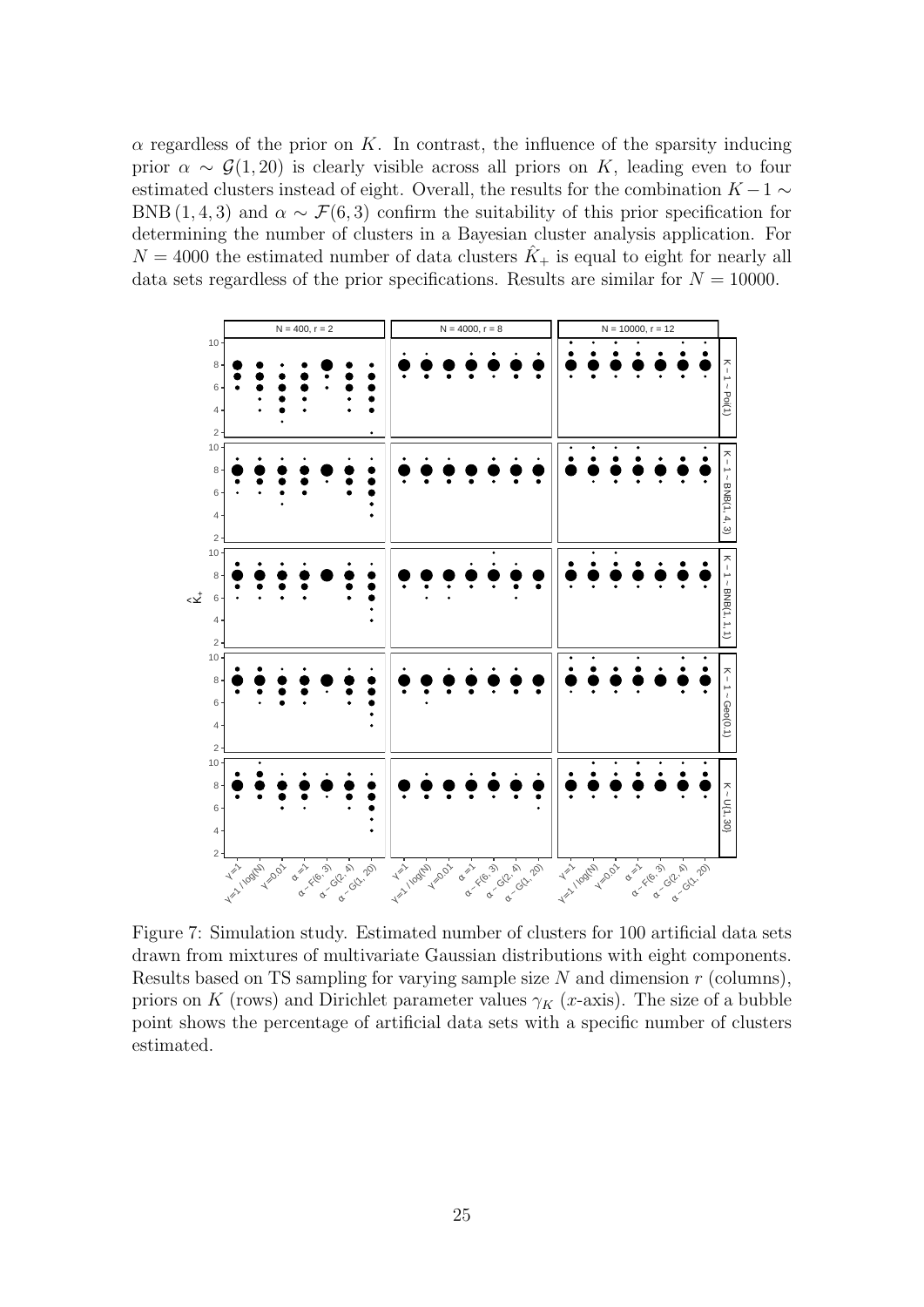$\alpha$ regardless of the prior on $K$. In contrast, the influence of the sparsity inducing prior $\alpha \sim \mathcal{G}(1, 20)$ is clearly visible across all priors on $K$, leading even to four estimated clusters instead of eight. Overall, the results for the combination $K-1 \sim \text{BNB}(1, 4, 3)$ and $\alpha \sim \mathcal{F}(6, 3)$ confirm the suitability of this prior specification for determining the number of clusters in a Bayesian cluster analysis application. For $N = 4000$ the estimated number of data clusters $\hat{K}_+$ is equal to eight for nearly all data sets regardless of the prior specifications. Results are similar for $N = 10000$.

Figure 7: Simulation study. Estimated number of clusters for 100 artificial data sets drawn from mixtures of multivariate Gaussian distributions with eight components. Results based on TS sampling for varying sample size $N$ and dimension $r$ (columns), priors on $K$ (rows) and Dirichlet parameter values $\gamma_K$ ($x$-axis). The size of a bubble point shows the percentage of artificial data sets with a specific number of clusters estimated.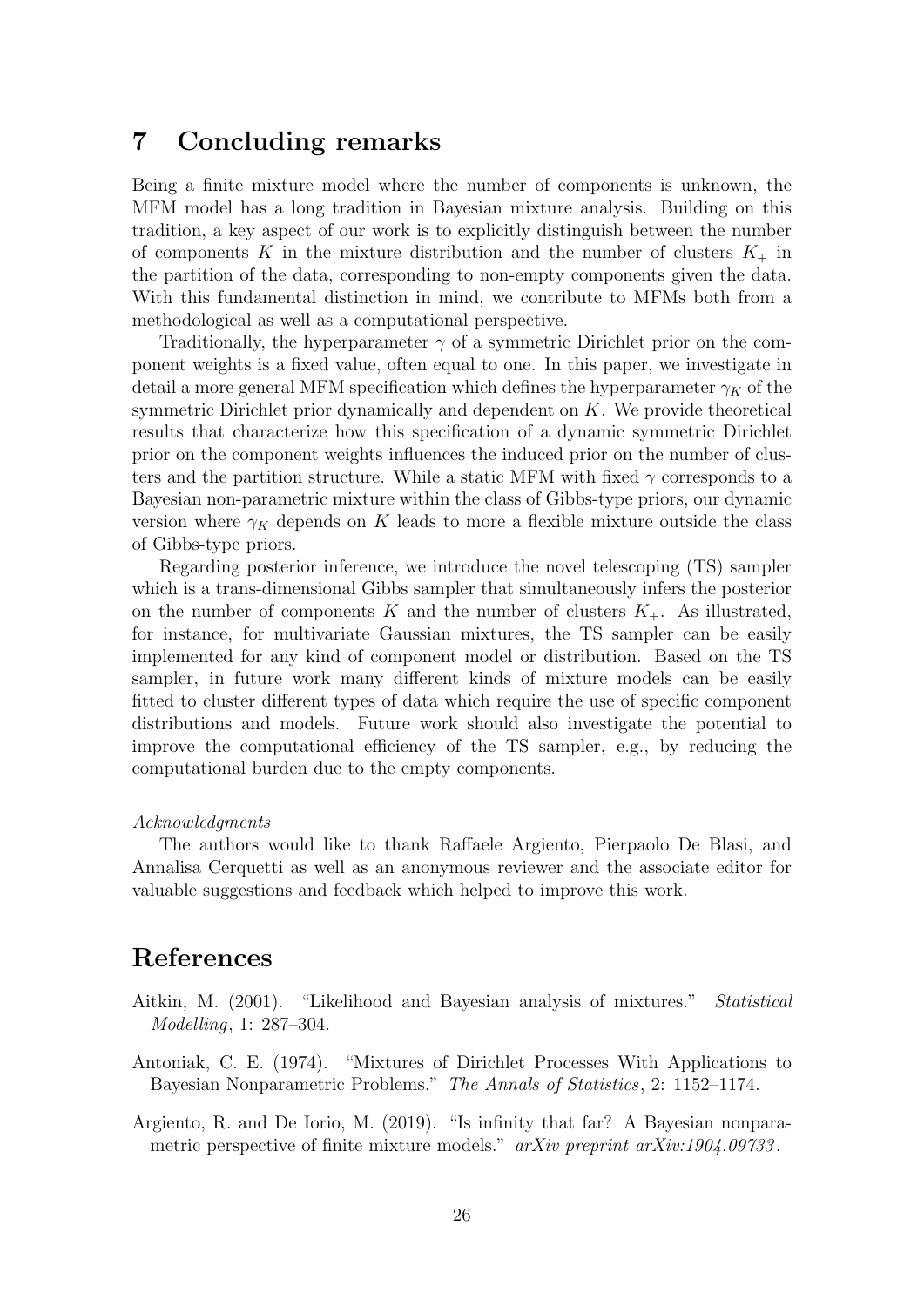# 7 Concluding remarks

Being a finite mixture model where the number of components is unknown, the MFM model has a long tradition in Bayesian mixture analysis. Building on this tradition, a key aspect of our work is to explicitly distinguish between the number of components $K$ in the mixture distribution and the number of clusters $K_+$ in the partition of the data, corresponding to non-empty components given the data. With this fundamental distinction in mind, we contribute to MFMs both from a methodological as well as a computational perspective.

Traditionally, the hyperparameter $\gamma$ of a symmetric Dirichlet prior on the component weights is a fixed value, often equal to one. In this paper, we investigate in detail a more general MFM specification which defines the hyperparameter $\gamma_K$ of the symmetric Dirichlet prior dynamically and dependent on $K$. We provide theoretical results that characterize how this specification of a dynamic symmetric Dirichlet prior on the component weights influences the induced prior on the number of clusters and the partition structure. While a static MFM with fixed $\gamma$ corresponds to a Bayesian non-parametric mixture within the class of Gibbs-type priors, our dynamic version where $\gamma_K$ depends on $K$ leads to more a flexible mixture outside the class of Gibbs-type priors.

Regarding posterior inference, we introduce the novel telescoping (TS) sampler which is a trans-dimensional Gibbs sampler that simultaneously infers the posterior on the number of components $K$ and the number of clusters $K_+$. As illustrated, for instance, for multivariate Gaussian mixtures, the TS sampler can be easily implemented for any kind of component model or distribution. Based on the TS sampler, in future work many different kinds of mixture models can be easily fitted to cluster different types of data which require the use of specific component distributions and models. Future work should also investigate the potential to improve the computational efficiency of the TS sampler, e.g., by reducing the computational burden due to the empty components.

*Acknowledgments*

The authors would like to thank Raffaele Argiento, Pierpaolo De Blasi, and Annalisa Cerquetti as well as an anonymous reviewer and the associate editor for valuable suggestions and feedback which helped to improve this work.

# References

Aitkin, M. (2001). "Likelihood and Bayesian analysis of mixtures." *Statistical Modelling*, 1: 287–304.

Antoniak, C. E. (1974). "Mixtures of Dirichlet Processes With Applications to Bayesian Nonparametric Problems." *The Annals of Statistics*, 2: 1152–1174.

Argiento, R. and De Iorio, M. (2019). "Is infinity that far? A Bayesian nonparametric perspective of finite mixture models." *arXiv preprint arXiv:1904.09733*.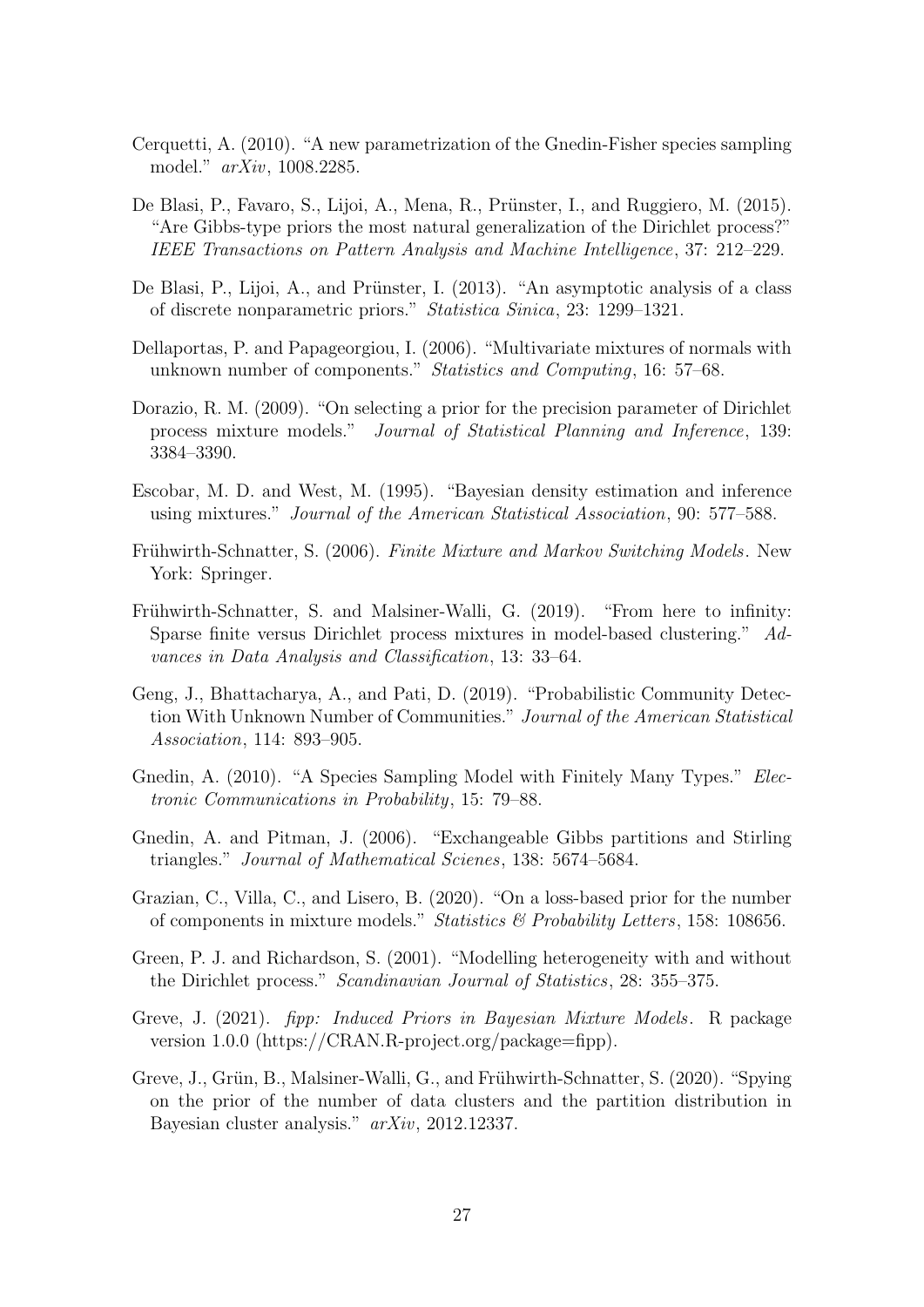Cerquetti, A. (2010). "A new parametrization of the Gnedin-Fisher species sampling model." *arXiv*, 1008.2285.

De Blasi, P., Favaro, S., Lijoi, A., Mena, R., Prünster, I., and Ruggiero, M. (2015). "Are Gibbs-type priors the most natural generalization of the Dirichlet process?" *IEEE Transactions on Pattern Analysis and Machine Intelligence*, 37: 212–229.

De Blasi, P., Lijoi, A., and Prünster, I. (2013). "An asymptotic analysis of a class of discrete nonparametric priors." *Statistica Sinica*, 23: 1299–1321.

Dellaportas, P. and Papageorgiou, I. (2006). "Multivariate mixtures of normals with unknown number of components." *Statistics and Computing*, 16: 57–68.

Dorazio, R. M. (2009). "On selecting a prior for the precision parameter of Dirichlet process mixture models." *Journal of Statistical Planning and Inference*, 139: 3384–3390.

Escobar, M. D. and West, M. (1995). "Bayesian density estimation and inference using mixtures." *Journal of the American Statistical Association*, 90: 577–588.

Frühwirth-Schnatter, S. (2006). *Finite Mixture and Markov Switching Models*. New York: Springer.

Frühwirth-Schnatter, S. and Malsiner-Walli, G. (2019). "From here to infinity: Sparse finite versus Dirichlet process mixtures in model-based clustering." *Advances in Data Analysis and Classification*, 13: 33–64.

Geng, J., Bhattacharya, A., and Pati, D. (2019). "Probabilistic Community Detection With Unknown Number of Communities." *Journal of the American Statistical Association*, 114: 893–905.

Gnedin, A. (2010). "A Species Sampling Model with Finitely Many Types." *Electronic Communications in Probability*, 15: 79–88.

Gnedin, A. and Pitman, J. (2006). "Exchangeable Gibbs partitions and Stirling triangles." *Journal of Mathematical Scienes*, 138: 5674–5684.

Grazian, C., Villa, C., and Lisero, B. (2020). "On a loss-based prior for the number of components in mixture models." *Statistics & Probability Letters*, 158: 108656.

Green, P. J. and Richardson, S. (2001). "Modelling heterogeneity with and without the Dirichlet process." *Scandinavian Journal of Statistics*, 28: 355–375.

Greve, J. (2021). *fipp: Induced Priors in Bayesian Mixture Models*. R package version 1.0.0 (https://CRAN.R-project.org/package=fipp).

Greve, J., Grün, B., Malsiner-Walli, G., and Frühwirth-Schnatter, S. (2020). "Spying on the prior of the number of data clusters and the partition distribution in Bayesian cluster analysis." *arXiv*, 2012.12337.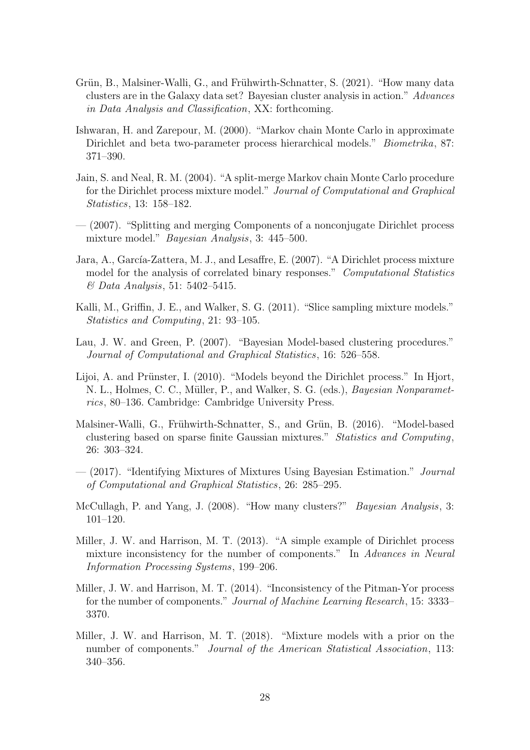Grün, B., Malsiner-Walli, G., and Frühwirth-Schnatter, S. (2021). "How many data clusters are in the Galaxy data set? Bayesian cluster analysis in action." *Advances in Data Analysis and Classification*, XX: forthcoming.

Ishwaran, H. and Zarepour, M. (2000). "Markov chain Monte Carlo in approximate Dirichlet and beta two-parameter process hierarchical models." *Biometrika*, 87: 371–390.

Jain, S. and Neal, R. M. (2004). "A split-merge Markov chain Monte Carlo procedure for the Dirichlet process mixture model." *Journal of Computational and Graphical Statistics*, 13: 158–182.

— (2007). "Splitting and merging Components of a nonconjugate Dirichlet process mixture model." *Bayesian Analysis*, 3: 445–500.

Jara, A., García-Zattera, M. J., and Lesaffre, E. (2007). "A Dirichlet process mixture model for the analysis of correlated binary responses." *Computational Statistics & Data Analysis*, 51: 5402–5415.

Kalli, M., Griffin, J. E., and Walker, S. G. (2011). "Slice sampling mixture models." *Statistics and Computing*, 21: 93–105.

Lau, J. W. and Green, P. (2007). "Bayesian Model-based clustering procedures." *Journal of Computational and Graphical Statistics*, 16: 526–558.

Lijoi, A. and Prünster, I. (2010). "Models beyond the Dirichlet process." In Hjort, N. L., Holmes, C. C., Müller, P., and Walker, S. G. (eds.), *Bayesian Nonparametrics*, 80–136. Cambridge: Cambridge University Press.

Malsiner-Walli, G., Frühwirth-Schnatter, S., and Grün, B. (2016). "Model-based clustering based on sparse finite Gaussian mixtures." *Statistics and Computing*, 26: 303–324.

— (2017). "Identifying Mixtures of Mixtures Using Bayesian Estimation." *Journal of Computational and Graphical Statistics*, 26: 285–295.

McCullagh, P. and Yang, J. (2008). "How many clusters?" *Bayesian Analysis*, 3: 101–120.

Miller, J. W. and Harrison, M. T. (2013). "A simple example of Dirichlet process mixture inconsistency for the number of components." In *Advances in Neural Information Processing Systems*, 199–206.

Miller, J. W. and Harrison, M. T. (2014). "Inconsistency of the Pitman-Yor process for the number of components." *Journal of Machine Learning Research*, 15: 3333–3370.

Miller, J. W. and Harrison, M. T. (2018). "Mixture models with a prior on the number of components." *Journal of the American Statistical Association*, 113: 340–356.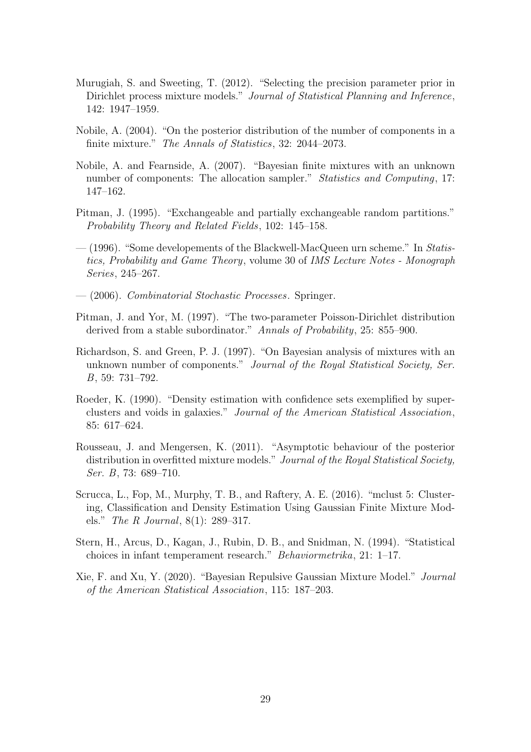Murugiah, S. and Sweeting, T. (2012). "Selecting the precision parameter prior in Dirichlet process mixture models." *Journal of Statistical Planning and Inference*, 142: 1947–1959.

Nobile, A. (2004). "On the posterior distribution of the number of components in a finite mixture." *The Annals of Statistics*, 32: 2044–2073.

Nobile, A. and Fearnside, A. (2007). "Bayesian finite mixtures with an unknown number of components: The allocation sampler." *Statistics and Computing*, 17: 147–162.

Pitman, J. (1995). "Exchangeable and partially exchangeable random partitions." *Probability Theory and Related Fields*, 102: 145–158.

— (1996). "Some developements of the Blackwell-MacQueen urn scheme." In *Statistics, Probability and Game Theory*, volume 30 of *IMS Lecture Notes - Monograph Series*, 245–267.

— (2006). *Combinatorial Stochastic Processes*. Springer.

Pitman, J. and Yor, M. (1997). "The two-parameter Poisson-Dirichlet distribution derived from a stable subordinator." *Annals of Probability*, 25: 855–900.

Richardson, S. and Green, P. J. (1997). "On Bayesian analysis of mixtures with an unknown number of components." *Journal of the Royal Statistical Society, Ser. B*, 59: 731–792.

Roeder, K. (1990). "Density estimation with confidence sets exemplified by superclusters and voids in galaxies." *Journal of the American Statistical Association*, 85: 617–624.

Rousseau, J. and Mengersen, K. (2011). "Asymptotic behaviour of the posterior distribution in overfitted mixture models." *Journal of the Royal Statistical Society, Ser. B*, 73: 689–710.

Scrucca, L., Fop, M., Murphy, T. B., and Raftery, A. E. (2016). "mclust 5: Clustering, Classification and Density Estimation Using Gaussian Finite Mixture Models." *The R Journal*, 8(1): 289–317.

Stern, H., Arcus, D., Kagan, J., Rubin, D. B., and Snidman, N. (1994). "Statistical choices in infant temperament research." *Behaviormetrika*, 21: 1–17.

Xie, F. and Xu, Y. (2020). "Bayesian Repulsive Gaussian Mixture Model." *Journal of the American Statistical Association*, 115: 187–203.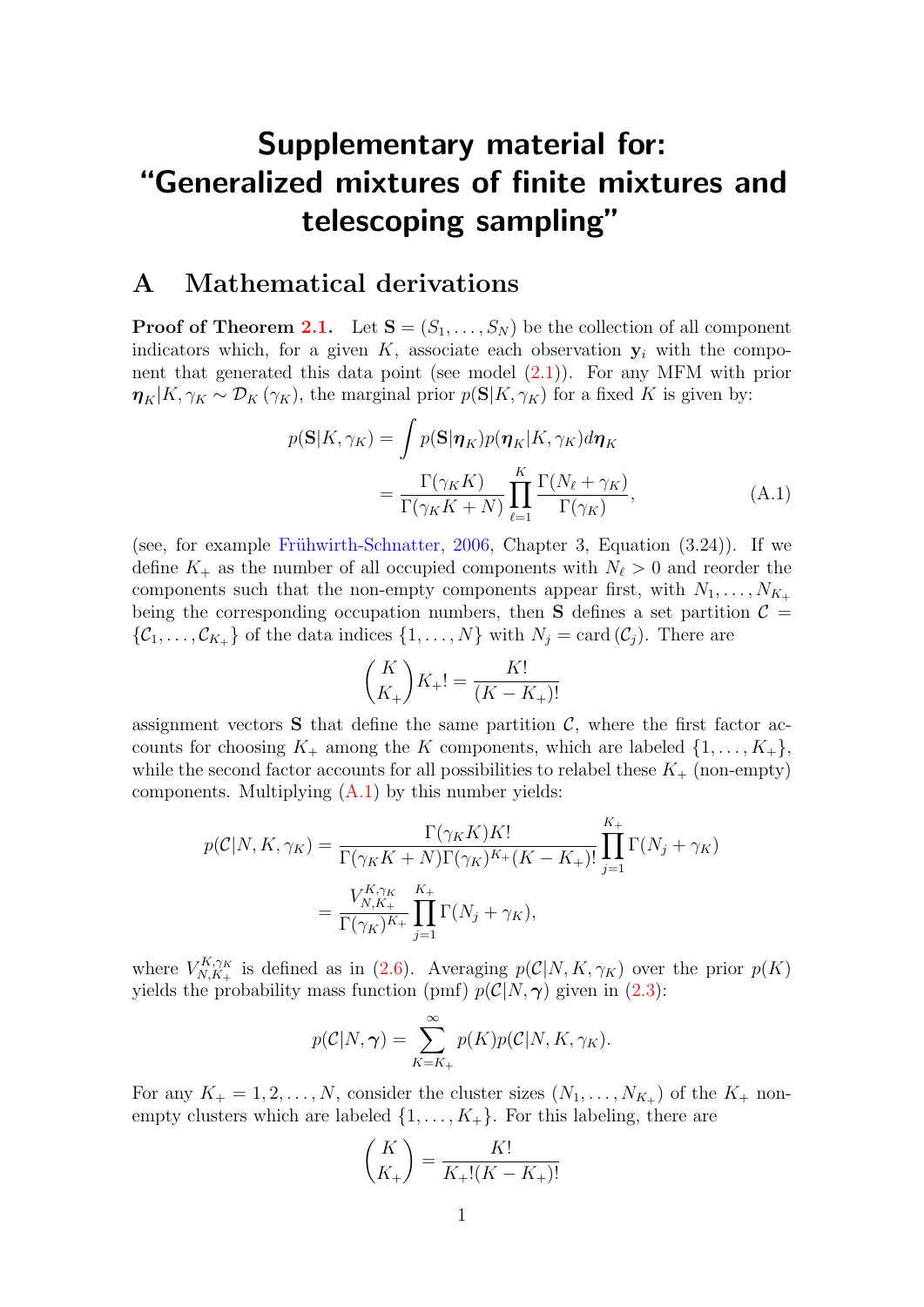# Supplementary material for: "Generalized mixtures of finite mixtures and telescoping sampling"

## A Mathematical derivations

**Proof of Theorem 2.1.** Let $\mathbf{S} = (S_1, \ldots, S_N)$ be the collection of all component indicators which, for a given $K$, associate each observation $\mathbf{y}_i$ with the component that generated this data point (see model (2.1)). For any MFM with prior $\boldsymbol{\eta}_K|K, \gamma_K \sim \mathcal{D}_K(\gamma_K)$, the marginal prior $p(\mathbf{S}|K, \gamma_K)$ for a fixed $K$ is given by:

$$
\begin{aligned}
p(\mathbf{S}|K, \gamma_K) &= \int p(\mathbf{S}|\boldsymbol{\eta}_K) p(\boldsymbol{\eta}_K|K, \gamma_K) d\boldsymbol{\eta}_K \\
&= \frac{\Gamma(\gamma_K K)}{\Gamma(\gamma_K K + N)} \prod_{\ell=1}^{K} \frac{\Gamma(N_\ell + \gamma_K)}{\Gamma(\gamma_K)},
\end{aligned}
\tag{A.1}
$$

(see, for example Frühwirth-Schnatter, 2006, Chapter 3, Equation (3.24)). If we define $K_+$ as the number of all occupied components with $N_\ell > 0$ and reorder the components such that the non-empty components appear first, with $N_1, \ldots, N_{K_+}$ being the corresponding occupation numbers, then $\mathbf{S}$ defines a set partition $\mathcal{C} = \{\mathcal{C}_1, \ldots, \mathcal{C}_{K_+}\}$ of the data indices $\{1, \ldots, N\}$ with $N_j = \text{card}(\mathcal{C}_j)$. There are

$$
\binom{K}{K_+} K_+! = \frac{K!}{(K - K_+)!}
$$

assignment vectors $\mathbf{S}$ that define the same partition $\mathcal{C}$, where the first factor accounts for choosing $K_+$ among the $K$ components, which are labeled $\{1, \ldots, K_+\}$, while the second factor accounts for all possibilities to relabel these $K_+$ (non-empty) components. Multiplying (A.1) by this number yields:

$$
\begin{aligned}
p(\mathcal{C}|N, K, \gamma_K) &= \frac{\Gamma(\gamma_K K) K!}{\Gamma(\gamma_K K + N) \Gamma(\gamma_K)^{K_+} (K - K_+)!} \prod_{j=1}^{K_+} \Gamma(N_j + \gamma_K) \\
&= \frac{V_{N,K_+}^{K,\gamma_K}}{\Gamma(\gamma_K)^{K_+}} \prod_{j=1}^{K_+} \Gamma(N_j + \gamma_K),
\end{aligned}
$$

where $V_{N,K_+}^{K,\gamma_K}$ is defined as in (2.6). Averaging $p(\mathcal{C}|N, K, \gamma_K)$ over the prior $p(K)$ yields the probability mass function (pmf) $p(\mathcal{C}|N, \boldsymbol{\gamma})$ given in (2.3):

$$
p(\mathcal{C}|N, \boldsymbol{\gamma}) = \sum_{K=K_+}^{\infty} p(K) p(\mathcal{C}|N, K, \gamma_K).
$$

For any $K_+ = 1, 2, \ldots, N$, consider the cluster sizes $(N_1, \ldots, N_{K_+})$ of the $K_+$ non-empty clusters which are labeled $\{1, \ldots, K_+\}$. For this labeling, there are

$$
\binom{K}{K_+} = \frac{K!}{K_+!(K - K_+)!}
$$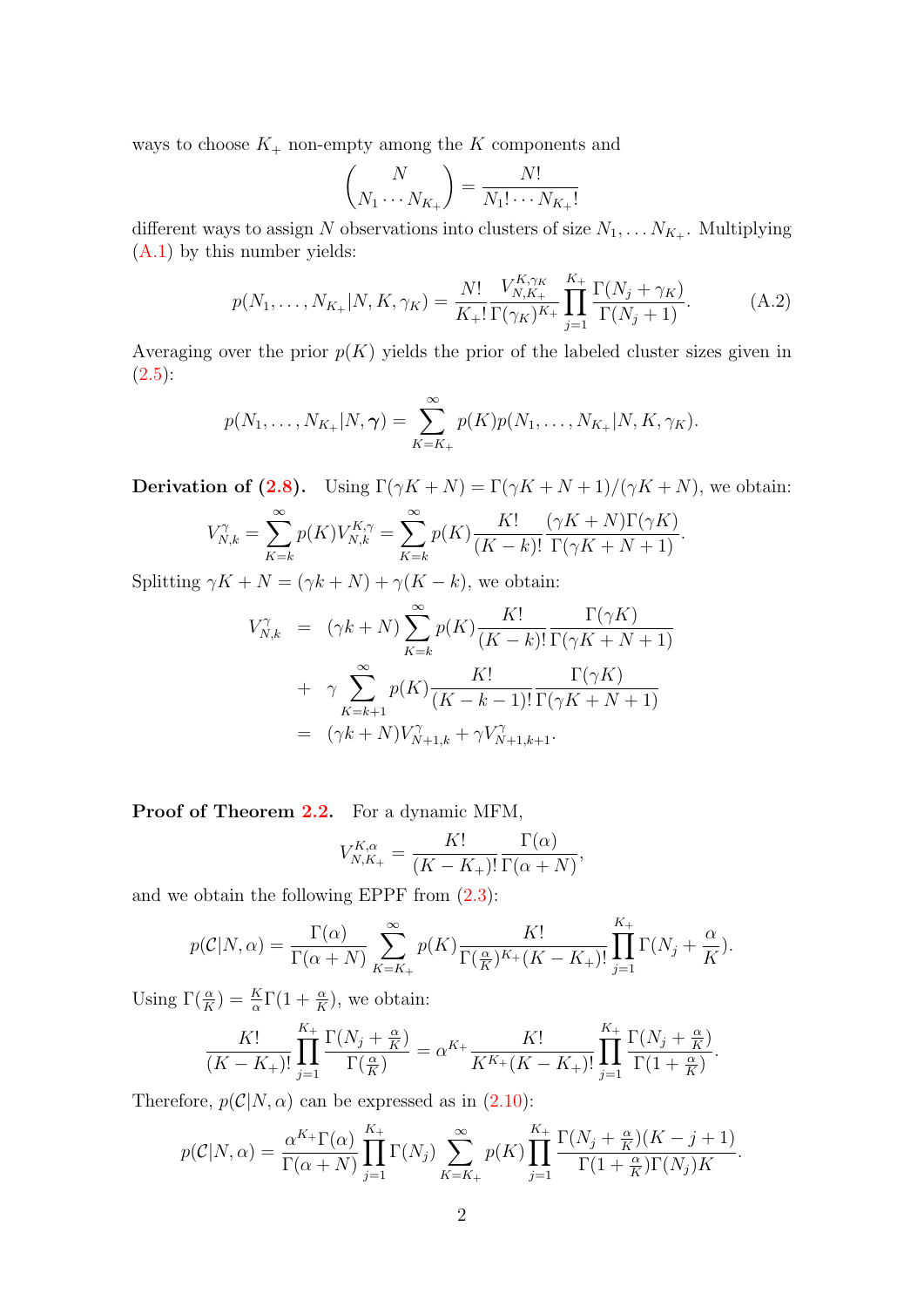ways to choose $K_+$ non-empty among the $K$ components and

$$\binom{N}{N_1 \cdots N_{K_+}} = \frac{N!}{N_1! \cdots N_{K_+}!}$$

different ways to assign $N$ observations into clusters of size $N_1, \dots N_{K_+}$. Multiplying (A.1) by this number yields:

$$p(N_1, \dots, N_{K_+}|N, K, \gamma_K) = \frac{N!}{K_+!} \frac{V_{N,K_+}^{K,\gamma_K}}{\Gamma(\gamma_K)^{K_+}} \prod_{j=1}^{K_+} \frac{\Gamma(N_j + \gamma_K)}{\Gamma(N_j + 1)}. \tag{A.2}$$

Averaging over the prior $p(K)$ yields the prior of the labeled cluster sizes given in (2.5):

$$p(N_1, \dots, N_{K_+}|N, \boldsymbol{\gamma}) = \sum_{K=K_+}^{\infty} p(K) p(N_1, \dots, N_{K_+}|N, K, \gamma_K).$$

**Derivation of (2.8).** Using $\Gamma(\gamma K + N) = \Gamma(\gamma K + N + 1)/(\gamma K + N)$, we obtain:

$$V_{N,k}^{\gamma} = \sum_{K=k}^{\infty} p(K) V_{N,k}^{K,\gamma} = \sum_{K=k}^{\infty} p(K) \frac{K!}{(K-k)!} \frac{(\gamma K + N)\Gamma(\gamma K)}{\Gamma(\gamma K + N + 1)}.$$

Splitting $\gamma K + N = (\gamma k + N) + \gamma(K - k)$, we obtain:

$$\begin{aligned}
V_{N,k}^{\gamma} &= (\gamma k + N) \sum_{K=k}^{\infty} p(K) \frac{K!}{(K-k)!} \frac{\Gamma(\gamma K)}{\Gamma(\gamma K + N + 1)} \\
&+ \gamma \sum_{K=k+1}^{\infty} p(K) \frac{K!}{(K-k-1)!} \frac{\Gamma(\gamma K)}{\Gamma(\gamma K + N + 1)} \\
&= (\gamma k + N) V_{N+1,k}^{\gamma} + \gamma V_{N+1,k+1}^{\gamma}.
\end{aligned}$$

**Proof of Theorem 2.2.** For a dynamic MFM,

$$V_{N,K_+}^{K,\alpha} = \frac{K!}{(K-K_+)!} \frac{\Gamma(\alpha)}{\Gamma(\alpha + N)},$$

and we obtain the following EPPF from (2.3):

$$p(\mathcal{C}|N, \alpha) = \frac{\Gamma(\alpha)}{\Gamma(\alpha + N)} \sum_{K=K_+}^{\infty} p(K) \frac{K!}{\Gamma(\frac{\alpha}{K})^{K_+}(K-K_+)!} \prod_{j=1}^{K_+} \Gamma(N_j + \frac{\alpha}{K}).$$

Using $\Gamma(\frac{\alpha}{K}) = \frac{K}{\alpha}\Gamma(1 + \frac{\alpha}{K})$, we obtain:

$$\frac{K!}{(K-K_+)!} \prod_{j=1}^{K_+} \frac{\Gamma(N_j + \frac{\alpha}{K})}{\Gamma(\frac{\alpha}{K})} = \alpha^{K_+} \frac{K!}{K^{K_+}(K-K_+)!} \prod_{j=1}^{K_+} \frac{\Gamma(N_j + \frac{\alpha}{K})}{\Gamma(1 + \frac{\alpha}{K})}.$$

Therefore, $p(\mathcal{C}|N, \alpha)$ can be expressed as in (2.10):

$$p(\mathcal{C}|N, \alpha) = \frac{\alpha^{K_+}\Gamma(\alpha)}{\Gamma(\alpha + N)} \prod_{j=1}^{K_+} \Gamma(N_j) \sum_{K=K_+}^{\infty} p(K) \prod_{j=1}^{K_+} \frac{\Gamma(N_j + \frac{\alpha}{K})(K-j+1)}{\Gamma(1 + \frac{\alpha}{K})\Gamma(N_j)K}.$$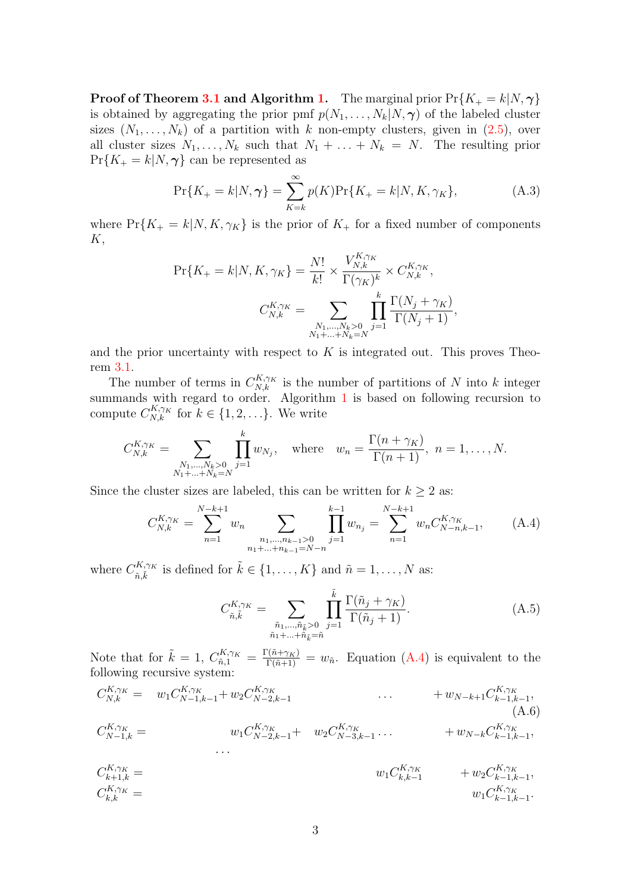**Proof of Theorem 3.1 and Algorithm 1.** The marginal prior $\Pr\{K_+ = k|N, \boldsymbol{\gamma}\}$ is obtained by aggregating the prior pmf $p(N_1, \ldots, N_k|N, \boldsymbol{\gamma})$ of the labeled cluster sizes $(N_1, \ldots, N_k)$ of a partition with $k$ non-empty clusters, given in (2.5), over all cluster sizes $N_1, \ldots, N_k$ such that $N_1 + \ldots + N_k = N$. The resulting prior $\Pr\{K_+ = k|N, \boldsymbol{\gamma}\}$ can be represented as

$$\Pr\{K_+ = k|N, \boldsymbol{\gamma}\} = \sum_{K=k}^{\infty} p(K) \Pr\{K_+ = k|N, K, \gamma_K\}, \tag{A.3}$$

where $\Pr\{K_+ = k|N, K, \gamma_K\}$ is the prior of $K_+$ for a fixed number of components $K$,

$$\Pr\{K_+ = k|N, K, \gamma_K\} = \frac{N!}{k!} \times \frac{V_{N,k}^{K,\gamma_K}}{\Gamma(\gamma_K)^k} \times C_{N,k}^{K,\gamma_K},$$

$$C_{N,k}^{K,\gamma_K} = \sum_{\substack{N_1,\ldots,N_k>0 \\ N_1+\ldots+N_k=N}} \prod_{j=1}^{k} \frac{\Gamma(N_j + \gamma_K)}{\Gamma(N_j + 1)},$$

and the prior uncertainty with respect to $K$ is integrated out. This proves Theorem 3.1.

The number of terms in $C_{N,k}^{K,\gamma_K}$ is the number of partitions of $N$ into $k$ integer summands with regard to order. Algorithm 1 is based on following recursion to compute $C_{N,k}^{K,\gamma_K}$ for $k \in \{1, 2, \ldots\}$. We write

$$C_{N,k}^{K,\gamma_K} = \sum_{\substack{N_1,\ldots,N_k>0 \\ N_1+\ldots+N_k=N}} \prod_{j=1}^{k} w_{N_j}, \quad \text{where} \quad w_n = \frac{\Gamma(n + \gamma_K)}{\Gamma(n + 1)}, \ n = 1, \ldots, N.$$

Since the cluster sizes are labeled, this can be written for $k \geq 2$ as:

$$C_{N,k}^{K,\gamma_K} = \sum_{n=1}^{N-k+1} w_n \sum_{\substack{n_1,\ldots,n_{k-1}>0 \\ n_1+\ldots+n_{k-1}=N-n}} \prod_{j=1}^{k-1} w_{n_j} = \sum_{n=1}^{N-k+1} w_n C_{N-n,k-1}^{K,\gamma_K}, \tag{A.4}$$

where $C_{\tilde{n},\tilde{k}}^{K,\gamma_K}$ is defined for $\tilde{k} \in \{1, \ldots, K\}$ and $\tilde{n} = 1, \ldots, N$ as:

$$C_{\tilde{n},\tilde{k}}^{K,\gamma_K} = \sum_{\substack{\tilde{n}_1,\ldots,\tilde{n}_{\tilde{k}}>0 \\ \tilde{n}_1+\ldots+\tilde{n}_{\tilde{k}}=\tilde{n}}} \prod_{j=1}^{\tilde{k}} \frac{\Gamma(\tilde{n}_j + \gamma_K)}{\Gamma(\tilde{n}_j + 1)}. \tag{A.5}$$

Note that for $\tilde{k} = 1$, $C_{\tilde{n},1}^{K,\gamma_K} = \frac{\Gamma(\tilde{n}+\gamma_K)}{\Gamma(\tilde{n}+1)} = w_{\tilde{n}}$. Equation (A.4) is equivalent to the following recursive system:

$$\begin{aligned}
C_{N,k}^{K,\gamma_K} &= w_1 C_{N-1,k-1}^{K,\gamma_K} + w_2 C_{N-2,k-1}^{K,\gamma_K} \quad \ldots \quad + w_{N-k+1} C_{k-1,k-1}^{K,\gamma_K}, \qquad \text{(A.6)} \\
C_{N-1,k}^{K,\gamma_K} &= \quad w_1 C_{N-2,k-1}^{K,\gamma_K} + w_2 C_{N-3,k-1}^{K,\gamma_K} \ldots \quad + w_{N-k} C_{k-1,k-1}^{K,\gamma_K}, \\
&\ldots \\
C_{k+1,k}^{K,\gamma_K} &= \quad w_1 C_{k,k-1}^{K,\gamma_K} + w_2 C_{k-1,k-1}^{K,\gamma_K}, \\
C_{k,k}^{K,\gamma_K} &= \quad w_1 C_{k-1,k-1}^{K,\gamma_K}.
\end{aligned}$$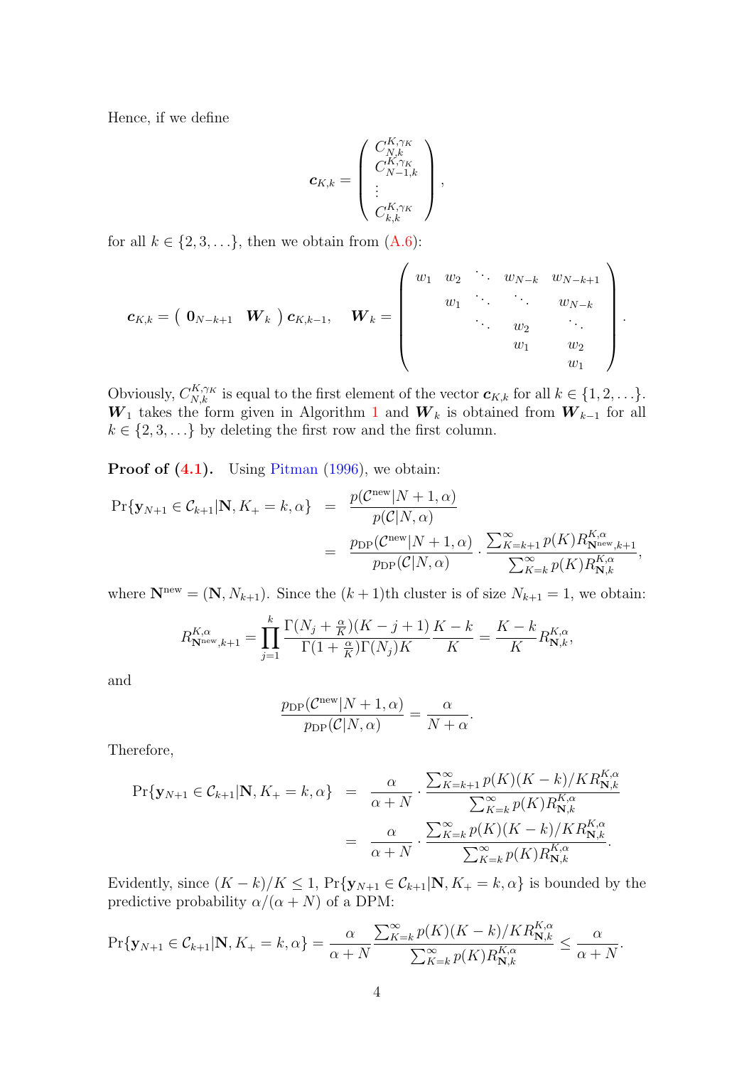Hence, if we define

$$
\boldsymbol{c}_{K,k} = \begin{pmatrix} C_{N,k}^{K,\gamma_K} \\ C_{N-1,k}^{K,\gamma_K} \\ \vdots \\ C_{k,k}^{K,\gamma_K} \end{pmatrix},
$$

for all $k \in \{2, 3, \ldots\}$, then we obtain from (A.6):

$$
\boldsymbol{c}_{K,k} = \begin{pmatrix} \mathbf{0}_{N-k+1} & \boldsymbol{W}_k \end{pmatrix} \boldsymbol{c}_{K,k-1}, \quad \boldsymbol{W}_k = \begin{pmatrix} w_1 & w_2 & \ddots & w_{N-k} & w_{N-k+1} \\ & w_1 & \ddots & \ddots & w_{N-k} \\ & & \ddots & w_2 & \ddots \\ & & & w_1 & w_2 \\ & & & & w_1 \end{pmatrix}.
$$

Obviously, $C_{N,k}^{K,\gamma_K}$ is equal to the first element of the vector $\boldsymbol{c}_{K,k}$ for all $k \in \{1, 2, \ldots\}$. $\boldsymbol{W}_1$ takes the form given in Algorithm 1 and $\boldsymbol{W}_k$ is obtained from $\boldsymbol{W}_{k-1}$ for all $k \in \{2, 3, \ldots\}$ by deleting the first row and the first column.

**Proof of (4.1).** Using Pitman (1996), we obtain:

$$
\begin{aligned}
\Pr\{\mathbf{y}_{N+1} \in \mathcal{C}_{k+1} | \mathbf{N}, K_+ = k, \alpha\} &= \frac{p(\mathcal{C}^{\text{new}} | N+1, \alpha)}{p(\mathcal{C} | N, \alpha)} \\
&= \frac{p_{\text{DP}}(\mathcal{C}^{\text{new}} | N+1, \alpha)}{p_{\text{DP}}(\mathcal{C} | N, \alpha)} \cdot \frac{\sum_{K=k+1}^{\infty} p(K) R_{\mathbf{N}^{\text{new}},k+1}^{K,\alpha}}{\sum_{K=k}^{\infty} p(K) R_{\mathbf{N},k}^{K,\alpha}},
\end{aligned}
$$

where $\mathbf{N}^{\text{new}} = (\mathbf{N}, N_{k+1})$. Since the $(k+1)$th cluster is of size $N_{k+1} = 1$, we obtain:

$$
R_{\mathbf{N}^{\text{new}},k+1}^{K,\alpha} = \prod_{j=1}^{k} \frac{\Gamma(N_j + \frac{\alpha}{K})(K - j + 1)}{\Gamma(1 + \frac{\alpha}{K})\Gamma(N_j) K} \frac{K - k}{K} = \frac{K - k}{K} R_{\mathbf{N},k}^{K,\alpha},
$$

and

$$
\frac{p_{\text{DP}}(\mathcal{C}^{\text{new}} | N+1, \alpha)}{p_{\text{DP}}(\mathcal{C} | N, \alpha)} = \frac{\alpha}{N + \alpha}.
$$

Therefore,

$$
\begin{aligned}
\Pr\{\mathbf{y}_{N+1} \in \mathcal{C}_{k+1} | \mathbf{N}, K_+ = k, \alpha\} &= \frac{\alpha}{\alpha + N} \cdot \frac{\sum_{K=k+1}^{\infty} p(K)(K-k)/K R_{\mathbf{N},k}^{K,\alpha}}{\sum_{K=k}^{\infty} p(K) R_{\mathbf{N},k}^{K,\alpha}} \\
&= \frac{\alpha}{\alpha + N} \cdot \frac{\sum_{K=k}^{\infty} p(K)(K-k)/K R_{\mathbf{N},k}^{K,\alpha}}{\sum_{K=k}^{\infty} p(K) R_{\mathbf{N},k}^{K,\alpha}}.
\end{aligned}
$$

Evidently, since $(K - k)/K \leq 1$, $\Pr\{\mathbf{y}_{N+1} \in \mathcal{C}_{k+1} | \mathbf{N}, K_+ = k, \alpha\}$ is bounded by the predictive probability $\alpha/(\alpha + N)$ of a DPM:

$$
\Pr\{\mathbf{y}_{N+1} \in \mathcal{C}_{k+1} | \mathbf{N}, K_+ = k, \alpha\} = \frac{\alpha}{\alpha + N} \frac{\sum_{K=k}^{\infty} p(K)(K-k)/K R_{\mathbf{N},k}^{K,\alpha}}{\sum_{K=k}^{\infty} p(K) R_{\mathbf{N},k}^{K,\alpha}} \leq \frac{\alpha}{\alpha + N}.
$$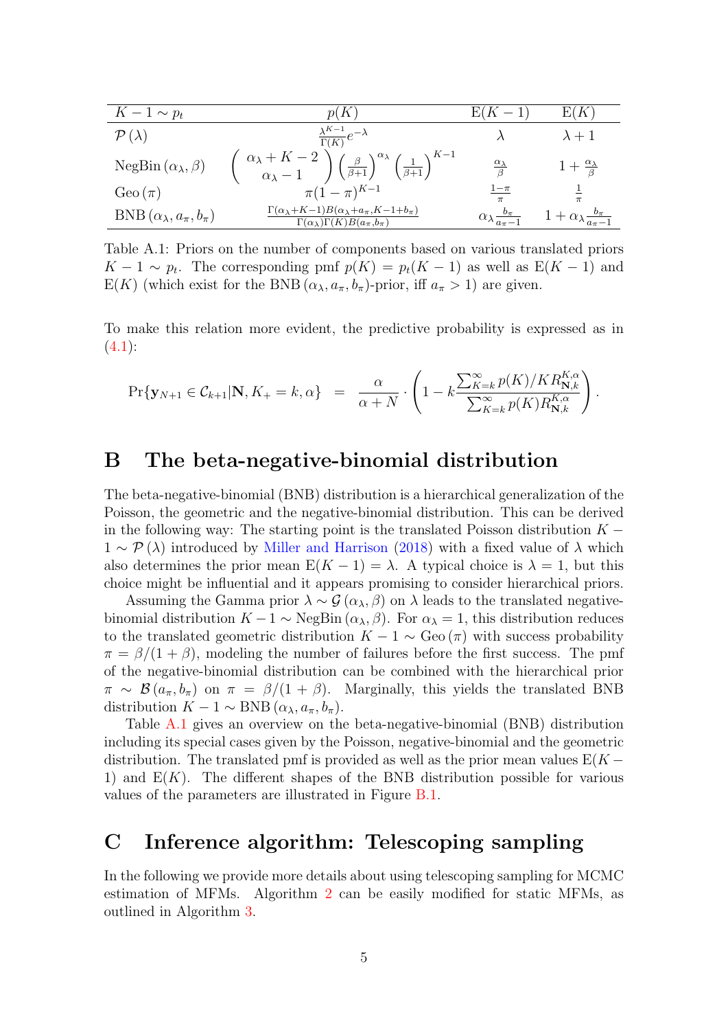| $K-1 \sim p_t$ | $p(K)$ | $\mathrm{E}(K-1)$ | $\mathrm{E}(K)$ |
|---|---|---|---|
| $\mathcal{P}(\lambda)$ | $\frac{\lambda^{K-1}}{\Gamma(K)} e^{-\lambda}$ | $\lambda$ | $\lambda + 1$ |
| $\text{NegBin}(\alpha_\lambda, \beta)$ | $\begin{pmatrix} \alpha_\lambda + K - 2 \\ \alpha_\lambda - 1 \end{pmatrix} \left(\frac{\beta}{\beta+1}\right)^{\alpha_\lambda} \left(\frac{1}{\beta+1}\right)^{K-1}$ | $\frac{\alpha_\lambda}{\beta}$ | $1 + \frac{\alpha_\lambda}{\beta}$ |
| $\text{Geo}(\pi)$ | $\pi(1-\pi)^{K-1}$ | $\frac{1-\pi}{\pi}$ | $\frac{1}{\pi}$ |
| $\text{BNB}(\alpha_\lambda, a_\pi, b_\pi)$ | $\frac{\Gamma(\alpha_\lambda+K-1) B(\alpha_\lambda+a_\pi, K-1+b_\pi)}{\Gamma(\alpha_\lambda)\Gamma(K) B(a_\pi, b_\pi)}$ | $\alpha_\lambda \frac{b_\pi}{a_\pi - 1}$ | $1 + \alpha_\lambda \frac{b_\pi}{a_\pi - 1}$ |

Table A.1: Priors on the number of components based on various translated priors $K - 1 \sim p_t$. The corresponding pmf $p(K) = p_t(K-1)$ as well as $\mathrm{E}(K-1)$ and $\mathrm{E}(K)$ (which exist for the $\text{BNB}(\alpha_\lambda, a_\pi, b_\pi)$-prior, iff $a_\pi > 1$) are given.

To make this relation more evident, the predictive probability is expressed as in (4.1):

$$\Pr\{\mathbf{y}_{N+1} \in \mathcal{C}_{k+1} | \mathbf{N}, K_+ = k, \alpha\} = \frac{\alpha}{\alpha + N} \cdot \left(1 - k \frac{\sum_{K=k}^{\infty} p(K)/K R_{\mathbf{N},k}^{K,\alpha}}{\sum_{K=k}^{\infty} p(K) R_{\mathbf{N},k}^{K,\alpha}}\right).$$

# B The beta-negative-binomial distribution

The beta-negative-binomial (BNB) distribution is a hierarchical generalization of the Poisson, the geometric and the negative-binomial distribution. This can be derived in the following way: The starting point is the translated Poisson distribution $K - 1 \sim \mathcal{P}(\lambda)$ introduced by Miller and Harrison (2018) with a fixed value of $\lambda$ which also determines the prior mean $\mathrm{E}(K-1) = \lambda$. A typical choice is $\lambda = 1$, but this choice might be influential and it appears promising to consider hierarchical priors.

Assuming the Gamma prior $\lambda \sim \mathcal{G}(\alpha_\lambda, \beta)$ on $\lambda$ leads to the translated negative-binomial distribution $K - 1 \sim \text{NegBin}(\alpha_\lambda, \beta)$. For $\alpha_\lambda = 1$, this distribution reduces to the translated geometric distribution $K - 1 \sim \text{Geo}(\pi)$ with success probability $\pi = \beta/(1+\beta)$, modeling the number of failures before the first success. The pmf of the negative-binomial distribution can be combined with the hierarchical prior $\pi \sim \mathcal{B}(a_\pi, b_\pi)$ on $\pi = \beta/(1+\beta)$. Marginally, this yields the translated BNB distribution $K - 1 \sim \text{BNB}(\alpha_\lambda, a_\pi, b_\pi)$.

Table A.1 gives an overview on the beta-negative-binomial (BNB) distribution including its special cases given by the Poisson, negative-binomial and the geometric distribution. The translated pmf is provided as well as the prior mean values $\mathrm{E}(K-1)$ and $\mathrm{E}(K)$. The different shapes of the BNB distribution possible for various values of the parameters are illustrated in Figure B.1.

# C Inference algorithm: Telescoping sampling

In the following we provide more details about using telescoping sampling for MCMC estimation of MFMs. Algorithm 2 can be easily modified for static MFMs, as outlined in Algorithm 3.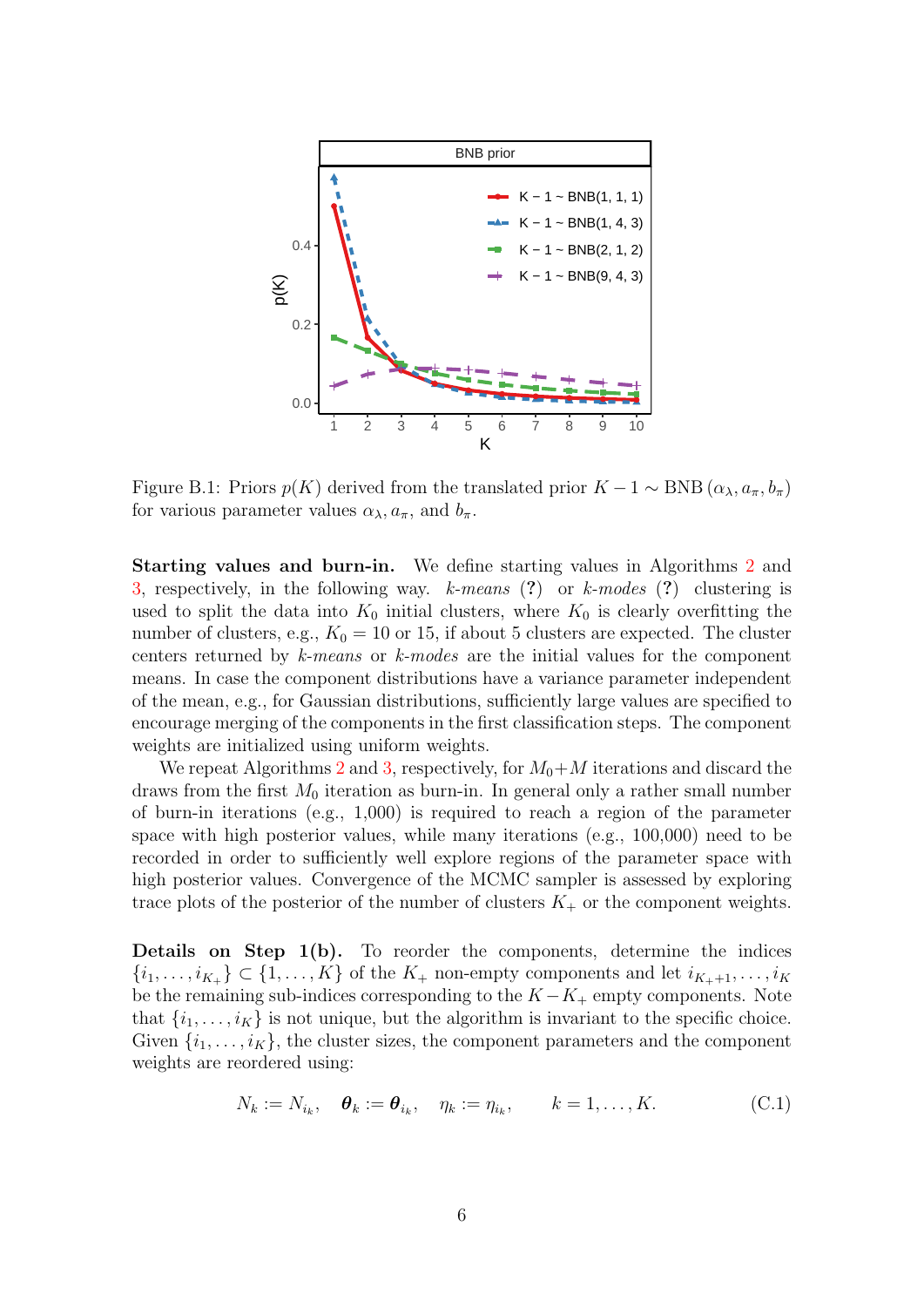Figure B.1: Priors $p(K)$ derived from the translated prior $K-1 \sim \text{BNB}(\alpha_\lambda, a_\pi, b_\pi)$ for various parameter values $\alpha_\lambda, a_\pi$, and $b_\pi$.

**Starting values and burn-in.** We define starting values in Algorithms 2 and 3, respectively, in the following way. *k-means* (**?**) or *k-modes* (**?**) clustering is used to split the data into $K_0$ initial clusters, where $K_0$ is clearly overfitting the number of clusters, e.g., $K_0 = 10$ or 15, if about 5 clusters are expected. The cluster centers returned by *k-means* or *k-modes* are the initial values for the component means. In case the component distributions have a variance parameter independent of the mean, e.g., for Gaussian distributions, sufficiently large values are specified to encourage merging of the components in the first classification steps. The component weights are initialized using uniform weights.

We repeat Algorithms 2 and 3, respectively, for $M_0+M$ iterations and discard the draws from the first $M_0$ iteration as burn-in. In general only a rather small number of burn-in iterations (e.g., 1,000) is required to reach a region of the parameter space with high posterior values, while many iterations (e.g., 100,000) need to be recorded in order to sufficiently well explore regions of the parameter space with high posterior values. Convergence of the MCMC sampler is assessed by exploring trace plots of the posterior of the number of clusters $K_+$ or the component weights.

**Details on Step 1(b).** To reorder the components, determine the indices $\{i_1, \ldots, i_{K_+}\} \subset \{1, \ldots, K\}$ of the $K_+$ non-empty components and let $i_{K_++1}, \ldots, i_K$ be the remaining sub-indices corresponding to the $K - K_+$ empty components. Note that $\{i_1, \ldots, i_K\}$ is not unique, but the algorithm is invariant to the specific choice. Given $\{i_1, \ldots, i_K\}$, the cluster sizes, the component parameters and the component weights are reordered using:

$$N_k := N_{i_k}, \quad \boldsymbol{\theta}_k := \boldsymbol{\theta}_{i_k}, \quad \eta_k := \eta_{i_k}, \qquad k = 1, \ldots, K. \tag{C.1}$$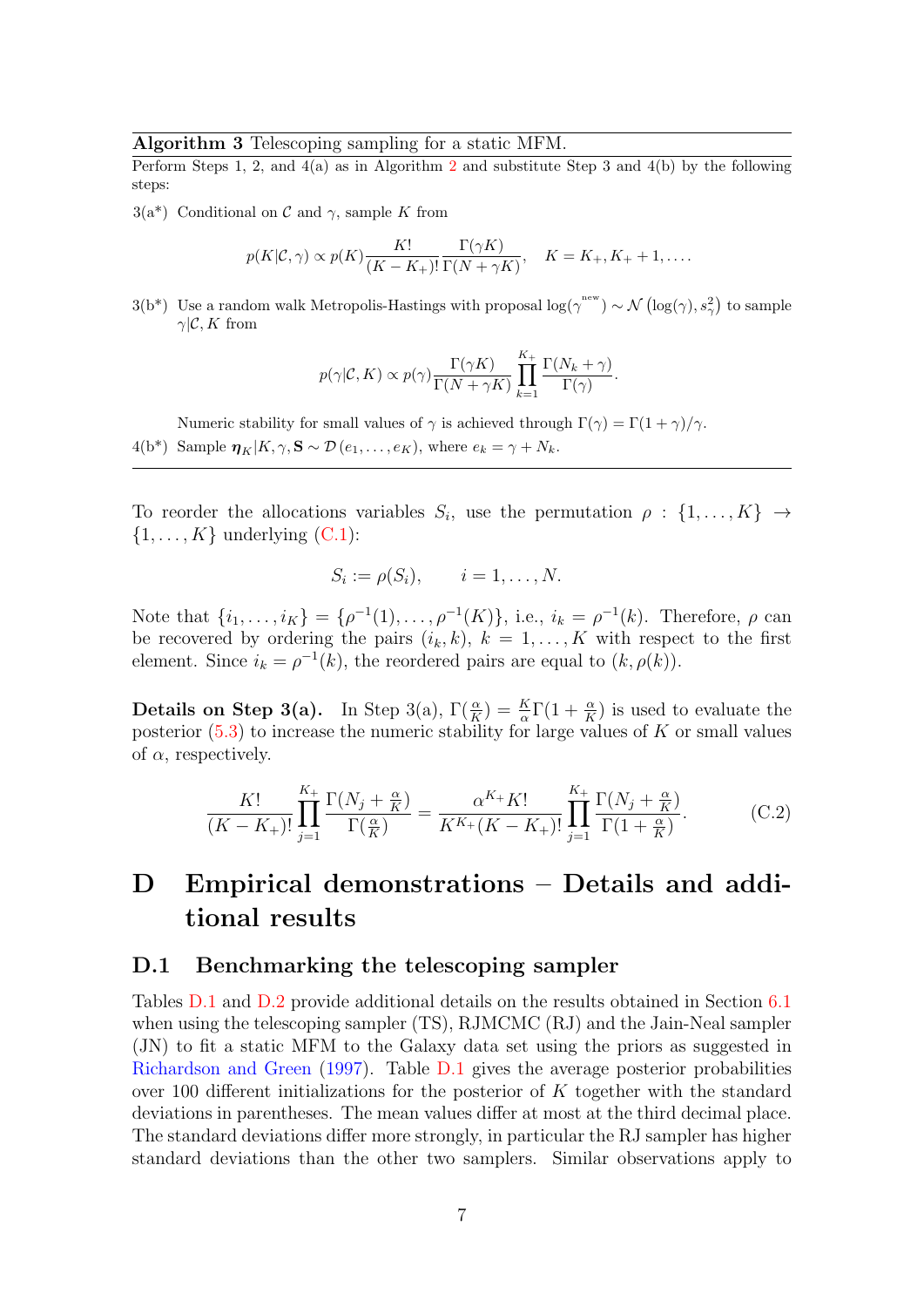**Algorithm 3** Telescoping sampling for a static MFM.

Perform Steps 1, 2, and 4(a) as in Algorithm 2 and substitute Step 3 and 4(b) by the following steps:

3(a*) Conditional on $\mathcal{C}$ and $\gamma$, sample $K$ from

$$p(K|\mathcal{C},\gamma) \propto p(K)\frac{K!}{(K-K_+)!}\frac{\Gamma(\gamma K)}{\Gamma(N+\gamma K)}, \quad K = K_+, K_+ + 1, \dots.$$

3(b*) Use a random walk Metropolis-Hastings with proposal $\log(\gamma^{\text{new}}) \sim \mathcal{N}\left(\log(\gamma), s_\gamma^2\right)$ to sample $\gamma|\mathcal{C}, K$ from

$$p(\gamma|\mathcal{C},K) \propto p(\gamma)\frac{\Gamma(\gamma K)}{\Gamma(N+\gamma K)}\prod_{k=1}^{K_+}\frac{\Gamma(N_k+\gamma)}{\Gamma(\gamma)}.$$

Numeric stability for small values of $\gamma$ is achieved through $\Gamma(\gamma) = \Gamma(1+\gamma)/\gamma$.

4(b*) Sample $\boldsymbol{\eta}_K|K,\gamma,\mathbf{S} \sim \mathcal{D}(e_1,\dots,e_K)$, where $e_k = \gamma + N_k$.

To reorder the allocations variables $S_i$, use the permutation $\rho : \{1,\dots,K\} \to \{1,\dots,K\}$ underlying (C.1):

$$S_i := \rho(S_i), \qquad i = 1,\dots,N.$$

Note that $\{i_1,\dots,i_K\} = \{\rho^{-1}(1),\dots,\rho^{-1}(K)\}$, i.e., $i_k = \rho^{-1}(k)$. Therefore, $\rho$ can be recovered by ordering the pairs $(i_k, k)$, $k = 1,\dots,K$ with respect to the first element. Since $i_k = \rho^{-1}(k)$, the reordered pairs are equal to $(k, \rho(k))$.

**Details on Step 3(a).** In Step 3(a), $\Gamma(\frac{\alpha}{K}) = \frac{K}{\alpha}\Gamma(1+\frac{\alpha}{K})$ is used to evaluate the posterior (5.3) to increase the numeric stability for large values of $K$ or small values of $\alpha$, respectively.

$$\frac{K!}{(K-K_+)!}\prod_{j=1}^{K_+}\frac{\Gamma(N_j+\frac{\alpha}{K})}{\Gamma(\frac{\alpha}{K})} = \frac{\alpha^{K_+}K!}{K^{K_+}(K-K_+)!}\prod_{j=1}^{K_+}\frac{\Gamma(N_j+\frac{\alpha}{K})}{\Gamma(1+\frac{\alpha}{K})}. \tag{C.2}$$

# D Empirical demonstrations – Details and additional results

## D.1 Benchmarking the telescoping sampler

Tables D.1 and D.2 provide additional details on the results obtained in Section 6.1 when using the telescoping sampler (TS), RJMCMC (RJ) and the Jain-Neal sampler (JN) to fit a static MFM to the Galaxy data set using the priors as suggested in Richardson and Green (1997). Table D.1 gives the average posterior probabilities over 100 different initializations for the posterior of $K$ together with the standard deviations in parentheses. The mean values differ at most at the third decimal place. The standard deviations differ more strongly, in particular the RJ sampler has higher standard deviations than the other two samplers. Similar observations apply to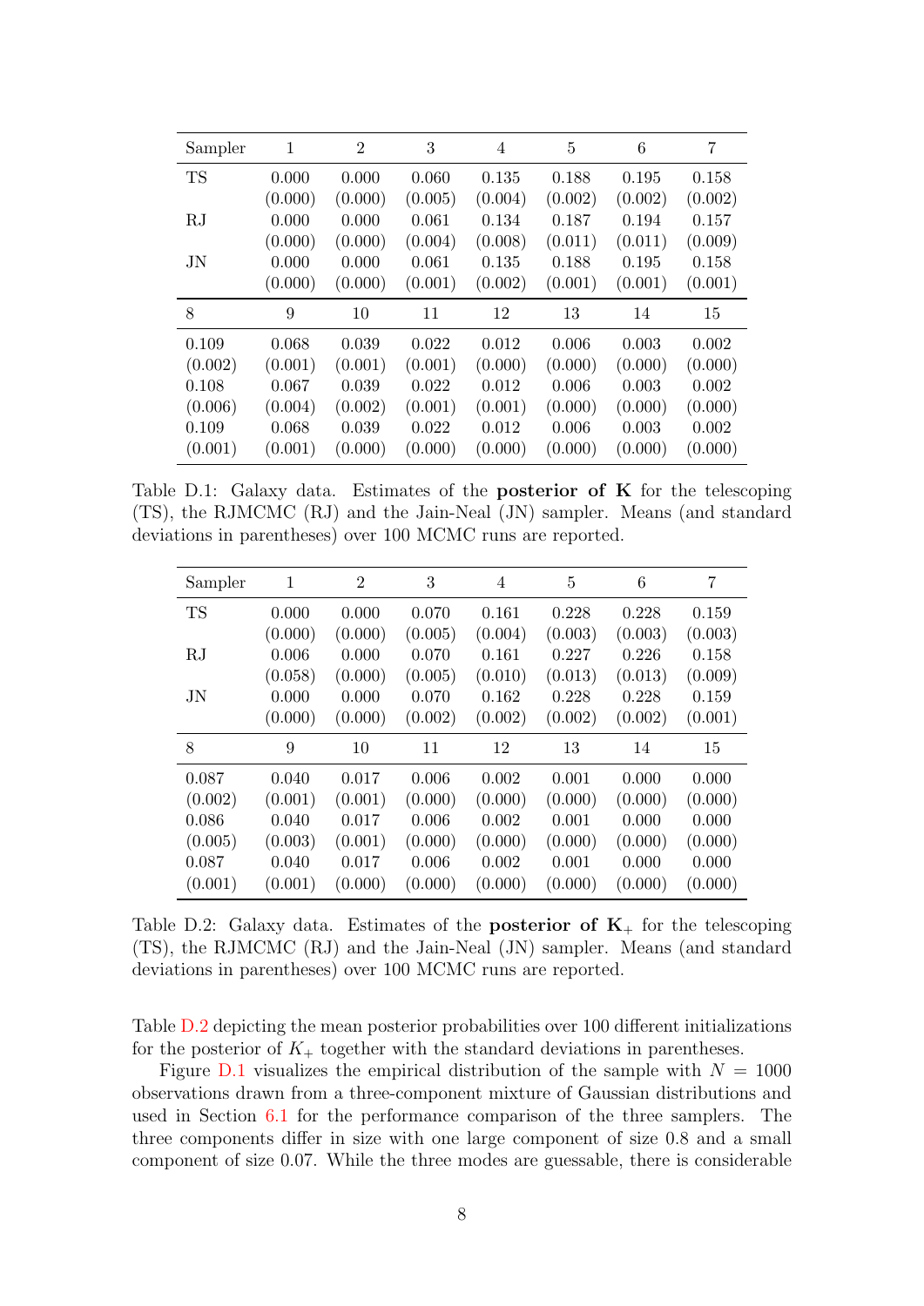| Sampler | 1 | 2 | 3 | 4 | 5 | 6 | 7 |
|---|---|---|---|---|---|---|---|
| TS | 0.000 | 0.000 | 0.060 | 0.135 | 0.188 | 0.195 | 0.158 |
| | (0.000) | (0.000) | (0.005) | (0.004) | (0.002) | (0.002) | (0.002) |
| RJ | 0.000 | 0.000 | 0.061 | 0.134 | 0.187 | 0.194 | 0.157 |
| | (0.000) | (0.000) | (0.004) | (0.008) | (0.011) | (0.011) | (0.009) |
| JN | 0.000 | 0.000 | 0.061 | 0.135 | 0.188 | 0.195 | 0.158 |
| | (0.000) | (0.000) | (0.001) | (0.002) | (0.001) | (0.001) | (0.001) |
| **8** | **9** | **10** | **11** | **12** | **13** | **14** | **15** |
| 0.109 | 0.068 | 0.039 | 0.022 | 0.012 | 0.006 | 0.003 | 0.002 |
| (0.002) | (0.001) | (0.001) | (0.001) | (0.000) | (0.000) | (0.000) | (0.000) |
| 0.108 | 0.067 | 0.039 | 0.022 | 0.012 | 0.006 | 0.003 | 0.002 |
| (0.006) | (0.004) | (0.002) | (0.001) | (0.001) | (0.000) | (0.000) | (0.000) |
| 0.109 | 0.068 | 0.039 | 0.022 | 0.012 | 0.006 | 0.003 | 0.002 |
| (0.001) | (0.001) | (0.000) | (0.000) | (0.000) | (0.000) | (0.000) | (0.000) |

Table D.1: Galaxy data. Estimates of the **posterior of K** for the telescoping (TS), the RJMCMC (RJ) and the Jain-Neal (JN) sampler. Means (and standard deviations in parentheses) over 100 MCMC runs are reported.

| Sampler | 1 | 2 | 3 | 4 | 5 | 6 | 7 |
|---|---|---|---|---|---|---|---|
| TS | 0.000 | 0.000 | 0.070 | 0.161 | 0.228 | 0.228 | 0.159 |
| | (0.000) | (0.000) | (0.005) | (0.004) | (0.003) | (0.003) | (0.003) |
| RJ | 0.006 | 0.000 | 0.070 | 0.161 | 0.227 | 0.226 | 0.158 |
| | (0.058) | (0.000) | (0.005) | (0.010) | (0.013) | (0.013) | (0.009) |
| JN | 0.000 | 0.000 | 0.070 | 0.162 | 0.228 | 0.228 | 0.159 |
| | (0.000) | (0.000) | (0.002) | (0.002) | (0.002) | (0.002) | (0.001) |
| **8** | **9** | **10** | **11** | **12** | **13** | **14** | **15** |
| 0.087 | 0.040 | 0.017 | 0.006 | 0.002 | 0.001 | 0.000 | 0.000 |
| (0.002) | (0.001) | (0.001) | (0.000) | (0.000) | (0.000) | (0.000) | (0.000) |
| 0.086 | 0.040 | 0.017 | 0.006 | 0.002 | 0.001 | 0.000 | 0.000 |
| (0.005) | (0.003) | (0.001) | (0.000) | (0.000) | (0.000) | (0.000) | (0.000) |
| 0.087 | 0.040 | 0.017 | 0.006 | 0.002 | 0.001 | 0.000 | 0.000 |
| (0.001) | (0.001) | (0.000) | (0.000) | (0.000) | (0.000) | (0.000) | (0.000) |

Table D.2: Galaxy data. Estimates of the **posterior of** $\mathbf{K}_+$ for the telescoping (TS), the RJMCMC (RJ) and the Jain-Neal (JN) sampler. Means (and standard deviations in parentheses) over 100 MCMC runs are reported.

Table D.2 depicting the mean posterior probabilities over 100 different initializations for the posterior of $K_+$ together with the standard deviations in parentheses.

Figure D.1 visualizes the empirical distribution of the sample with $N = 1000$ observations drawn from a three-component mixture of Gaussian distributions and used in Section 6.1 for the performance comparison of the three samplers. The three components differ in size with one large component of size 0.8 and a small component of size 0.07. While the three modes are guessable, there is considerable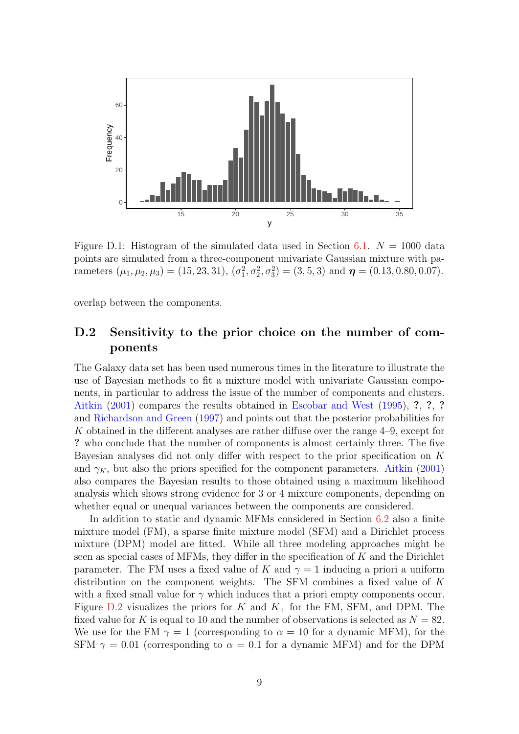Figure D.1: Histogram of the simulated data used in Section 6.1. $N = 1000$ data points are simulated from a three-component univariate Gaussian mixture with parameters $(\mu_1, \mu_2, \mu_3) = (15, 23, 31)$, $(\sigma_1^2, \sigma_2^2, \sigma_3^2) = (3, 5, 3)$ and $\boldsymbol{\eta} = (0.13, 0.80, 0.07)$.

overlap between the components.

## D.2 Sensitivity to the prior choice on the number of components

The Galaxy data set has been used numerous times in the literature to illustrate the use of Bayesian methods to fit a mixture model with univariate Gaussian components, in particular to address the issue of the number of components and clusters. Aitkin (2001) compares the results obtained in Escobar and West (1995), **?**, **?**, **?** and Richardson and Green (1997) and points out that the posterior probabilities for $K$ obtained in the different analyses are rather diffuse over the range 4–9, except for **?** who conclude that the number of components is almost certainly three. The five Bayesian analyses did not only differ with respect to the prior specification on $K$ and $\gamma_K$, but also the priors specified for the component parameters. Aitkin (2001) also compares the Bayesian results to those obtained using a maximum likelihood analysis which shows strong evidence for 3 or 4 mixture components, depending on whether equal or unequal variances between the components are considered.

In addition to static and dynamic MFMs considered in Section 6.2 also a finite mixture model (FM), a sparse finite mixture model (SFM) and a Dirichlet process mixture (DPM) model are fitted. While all three modeling approaches might be seen as special cases of MFMs, they differ in the specification of $K$ and the Dirichlet parameter. The FM uses a fixed value of $K$ and $\gamma = 1$ inducing a priori a uniform distribution on the component weights. The SFM combines a fixed value of $K$ with a fixed small value for $\gamma$ which induces that a priori empty components occur. Figure D.2 visualizes the priors for $K$ and $K_+$ for the FM, SFM, and DPM. The fixed value for $K$ is equal to 10 and the number of observations is selected as $N = 82$. We use for the FM $\gamma = 1$ (corresponding to $\alpha = 10$ for a dynamic MFM), for the SFM $\gamma = 0.01$ (corresponding to $\alpha = 0.1$ for a dynamic MFM) and for the DPM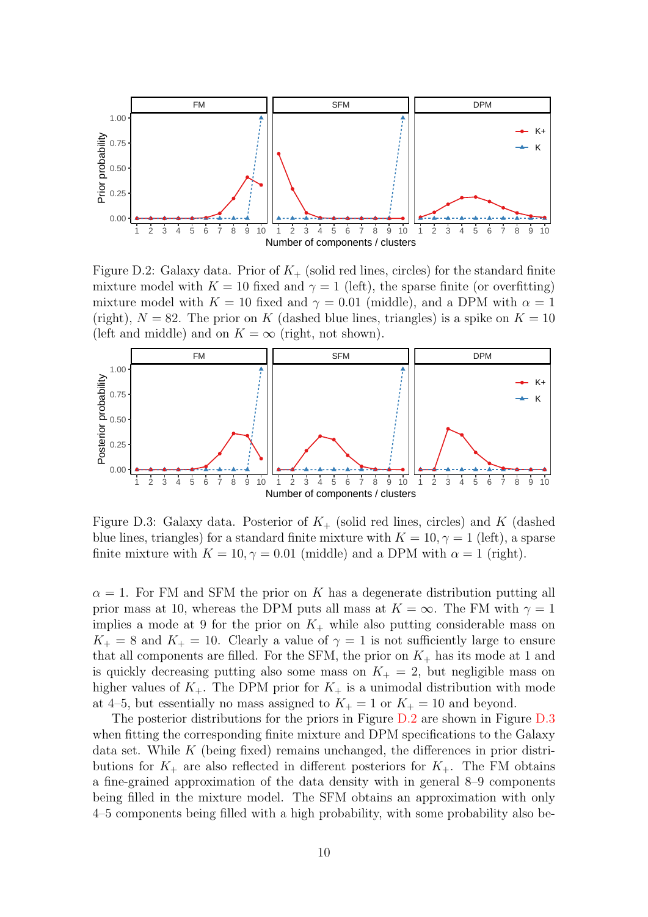Figure D.2: Galaxy data. Prior of $K_+$ (solid red lines, circles) for the standard finite mixture model with $K = 10$ fixed and $\gamma = 1$ (left), the sparse finite (or overfitting) mixture model with $K = 10$ fixed and $\gamma = 0.01$ (middle), and a DPM with $\alpha = 1$ (right), $N = 82$. The prior on $K$ (dashed blue lines, triangles) is a spike on $K = 10$ (left and middle) and on $K = \infty$ (right, not shown).

Figure D.3: Galaxy data. Posterior of $K_+$ (solid red lines, circles) and $K$ (dashed blue lines, triangles) for a standard finite mixture with $K = 10, \gamma = 1$ (left), a sparse finite mixture with $K = 10, \gamma = 0.01$ (middle) and a DPM with $\alpha = 1$ (right).

$\alpha = 1$. For FM and SFM the prior on $K$ has a degenerate distribution putting all prior mass at 10, whereas the DPM puts all mass at $K = \infty$. The FM with $\gamma = 1$ implies a mode at 9 for the prior on $K_+$ while also putting considerable mass on $K_+ = 8$ and $K_+ = 10$. Clearly a value of $\gamma = 1$ is not sufficiently large to ensure that all components are filled. For the SFM, the prior on $K_+$ has its mode at 1 and is quickly decreasing putting also some mass on $K_+ = 2$, but negligible mass on higher values of $K_+$. The DPM prior for $K_+$ is a unimodal distribution with mode at 4–5, but essentially no mass assigned to $K_+ = 1$ or $K_+ = 10$ and beyond.

The posterior distributions for the priors in Figure D.2 are shown in Figure D.3 when fitting the corresponding finite mixture and DPM specifications to the Galaxy data set. While $K$ (being fixed) remains unchanged, the differences in prior distributions for $K_+$ are also reflected in different posteriors for $K_+$. The FM obtains a fine-grained approximation of the data density with in general 8–9 components being filled in the mixture model. The SFM obtains an approximation with only 4–5 components being filled with a high probability, with some probability also be-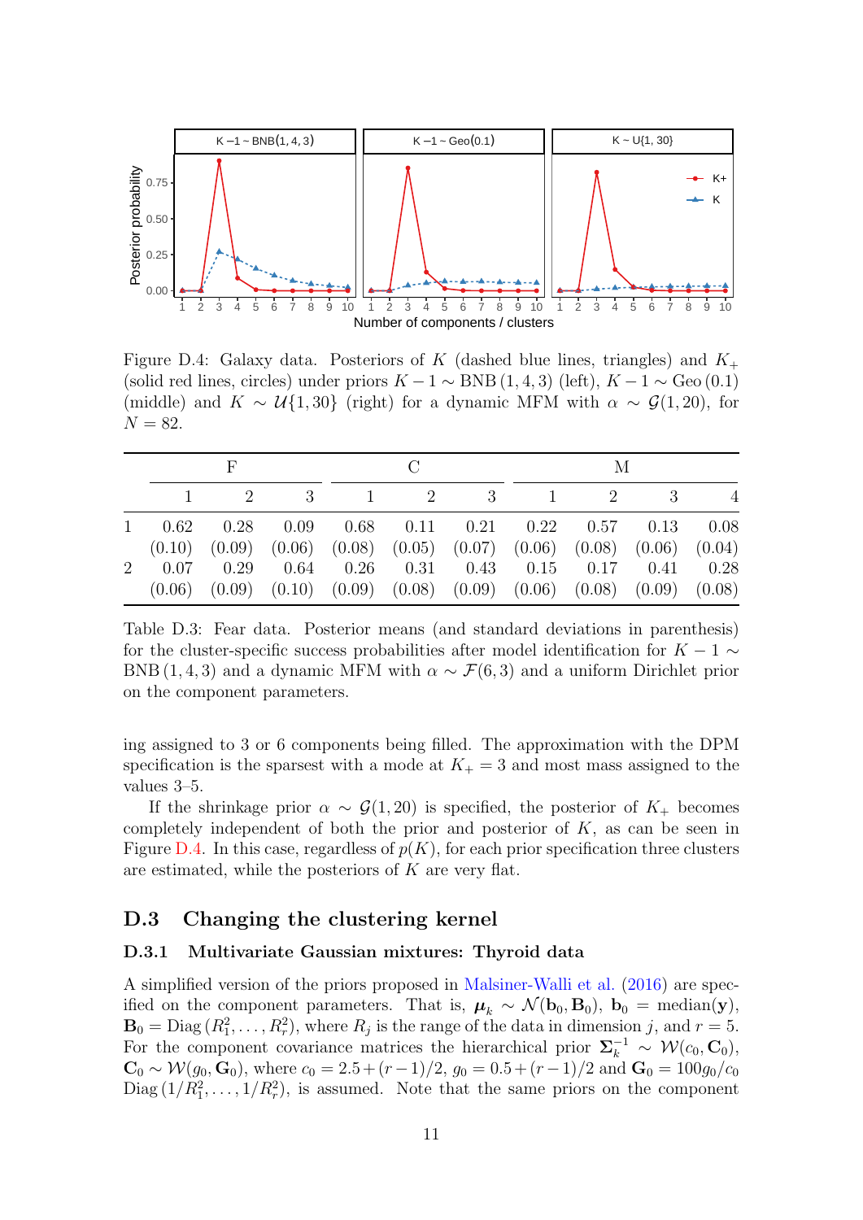Figure D.4: Galaxy data. Posteriors of $K$ (dashed blue lines, triangles) and $K_+$ (solid red lines, circles) under priors $K-1 \sim \text{BNB}(1,4,3)$ (left), $K-1 \sim \text{Geo}(0.1)$ (middle) and $K \sim \mathcal{U}\{1,30\}$ (right) for a dynamic MFM with $\alpha \sim \mathcal{G}(1,20)$, for $N = 82$.

| | F | | | C | | | M | | | |
|---|---|---|---|---|---|---|---|---|---|---|
| | 1 | 2 | 3 | 1 | 2 | 3 | 1 | 2 | 3 | 4 |
| 1 | 0.62 | 0.28 | 0.09 | 0.68 | 0.11 | 0.21 | 0.22 | 0.57 | 0.13 | 0.08 |
| | (0.10) | (0.09) | (0.06) | (0.08) | (0.05) | (0.07) | (0.06) | (0.08) | (0.06) | (0.04) |
| 2 | 0.07 | 0.29 | 0.64 | 0.26 | 0.31 | 0.43 | 0.15 | 0.17 | 0.41 | 0.28 |
| | (0.06) | (0.09) | (0.10) | (0.09) | (0.08) | (0.09) | (0.06) | (0.08) | (0.09) | (0.08) |

Table D.3: Fear data. Posterior means (and standard deviations in parenthesis) for the cluster-specific success probabilities after model identification for $K-1 \sim \text{BNB}(1,4,3)$ and a dynamic MFM with $\alpha \sim \mathcal{F}(6,3)$ and a uniform Dirichlet prior on the component parameters.

ing assigned to 3 or 6 components being filled. The approximation with the DPM specification is the sparsest with a mode at $K_+ = 3$ and most mass assigned to the values 3–5.

If the shrinkage prior $\alpha \sim \mathcal{G}(1,20)$ is specified, the posterior of $K_+$ becomes completely independent of both the prior and posterior of $K$, as can be seen in Figure D.4. In this case, regardless of $p(K)$, for each prior specification three clusters are estimated, while the posteriors of $K$ are very flat.

## D.3 Changing the clustering kernel

### D.3.1 Multivariate Gaussian mixtures: Thyroid data

A simplified version of the priors proposed in Malsiner-Walli et al. (2016) are specified on the component parameters. That is, $\boldsymbol{\mu}_k \sim \mathcal{N}(\mathbf{b}_0, \mathbf{B}_0)$, $\mathbf{b}_0 = \text{median}(\mathbf{y})$, $\mathbf{B}_0 = \text{Diag}(R_1^2, \ldots, R_r^2)$, where $R_j$ is the range of the data in dimension $j$, and $r = 5$. For the component covariance matrices the hierarchical prior $\boldsymbol{\Sigma}_k^{-1} \sim \mathcal{W}(c_0, \mathbf{C}_0)$, $\mathbf{C}_0 \sim \mathcal{W}(g_0, \mathbf{G}_0)$, where $c_0 = 2.5 + (r-1)/2$, $g_0 = 0.5 + (r-1)/2$ and $\mathbf{G}_0 = 100 g_0/c_0$ $\text{Diag}(1/R_1^2, \ldots, 1/R_r^2)$, is assumed. Note that the same priors on the component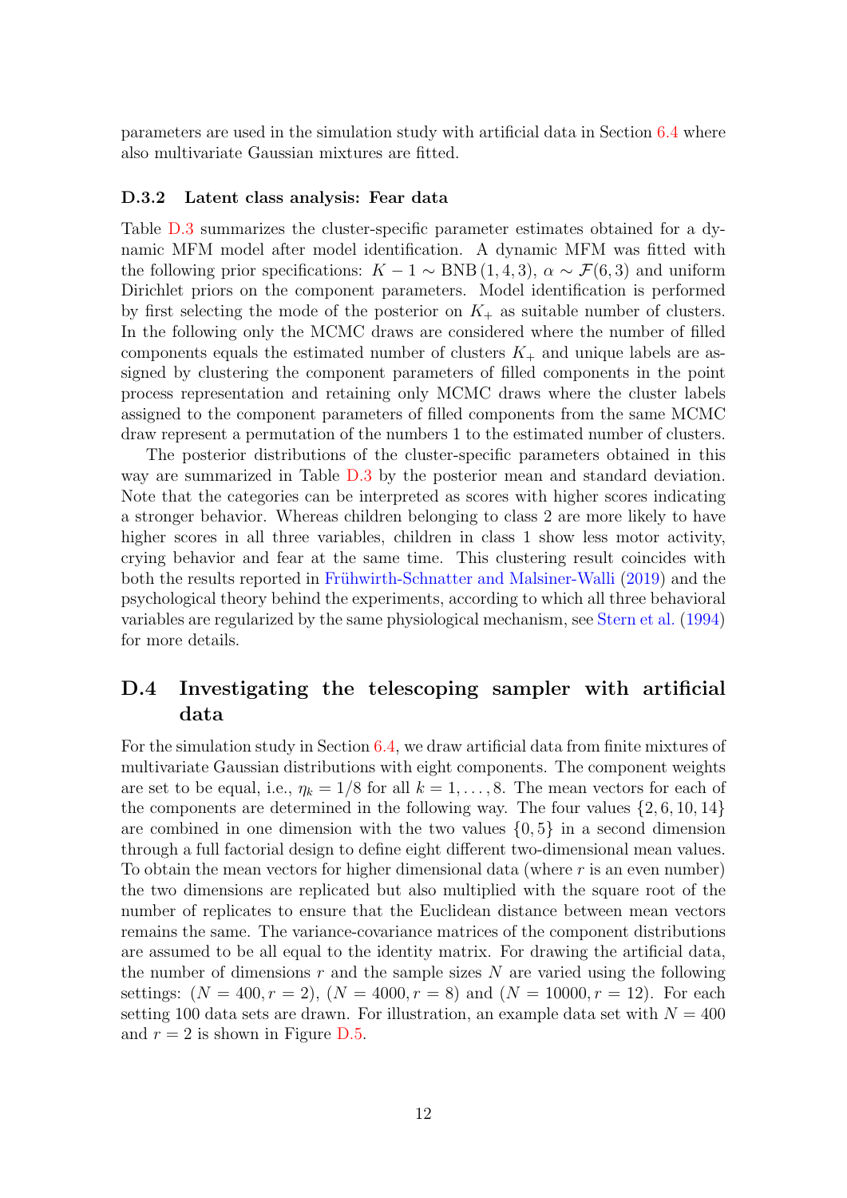parameters are used in the simulation study with artificial data in Section 6.4 where also multivariate Gaussian mixtures are fitted.

### D.3.2 Latent class analysis: Fear data

Table D.3 summarizes the cluster-specific parameter estimates obtained for a dynamic MFM model after model identification. A dynamic MFM was fitted with the following prior specifications: $K - 1 \sim \text{BNB}(1, 4, 3)$, $\alpha \sim \mathcal{F}(6, 3)$ and uniform Dirichlet priors on the component parameters. Model identification is performed by first selecting the mode of the posterior on $K_+$ as suitable number of clusters. In the following only the MCMC draws are considered where the number of filled components equals the estimated number of clusters $K_+$ and unique labels are assigned by clustering the component parameters of filled components in the point process representation and retaining only MCMC draws where the cluster labels assigned to the component parameters of filled components from the same MCMC draw represent a permutation of the numbers 1 to the estimated number of clusters.

The posterior distributions of the cluster-specific parameters obtained in this way are summarized in Table D.3 by the posterior mean and standard deviation. Note that the categories can be interpreted as scores with higher scores indicating a stronger behavior. Whereas children belonging to class 2 are more likely to have higher scores in all three variables, children in class 1 show less motor activity, crying behavior and fear at the same time. This clustering result coincides with both the results reported in Frühwirth-Schnatter and Malsiner-Walli (2019) and the psychological theory behind the experiments, according to which all three behavioral variables are regularized by the same physiological mechanism, see Stern et al. (1994) for more details.

## D.4 Investigating the telescoping sampler with artificial data

For the simulation study in Section 6.4, we draw artificial data from finite mixtures of multivariate Gaussian distributions with eight components. The component weights are set to be equal, i.e., $\eta_k = 1/8$ for all $k = 1, \ldots, 8$. The mean vectors for each of the components are determined in the following way. The four values $\{2, 6, 10, 14\}$ are combined in one dimension with the two values $\{0, 5\}$ in a second dimension through a full factorial design to define eight different two-dimensional mean values. To obtain the mean vectors for higher dimensional data (where $r$ is an even number) the two dimensions are replicated but also multiplied with the square root of the number of replicates to ensure that the Euclidean distance between mean vectors remains the same. The variance-covariance matrices of the component distributions are assumed to be all equal to the identity matrix. For drawing the artificial data, the number of dimensions $r$ and the sample sizes $N$ are varied using the following settings: $(N = 400, r = 2)$, $(N = 4000, r = 8)$ and $(N = 10000, r = 12)$. For each setting 100 data sets are drawn. For illustration, an example data set with $N = 400$ and $r = 2$ is shown in Figure D.5.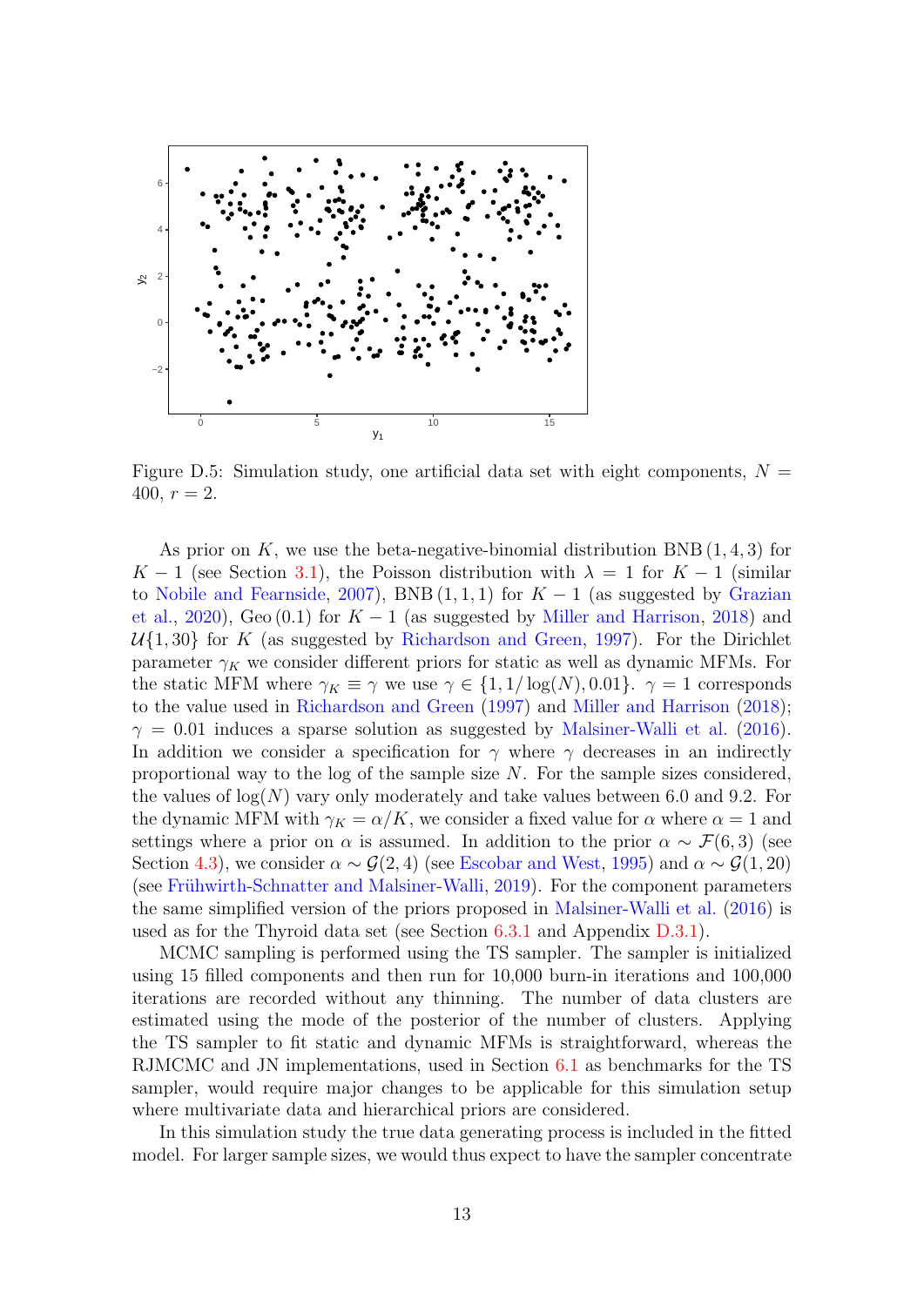Figure D.5: Simulation study, one artificial data set with eight components, $N = 400$, $r = 2$.

As prior on $K$, we use the beta-negative-binomial distribution $\text{BNB}(1, 4, 3)$ for $K - 1$ (see Section 3.1), the Poisson distribution with $\lambda = 1$ for $K - 1$ (similar to Nobile and Fearnside, 2007), $\text{BNB}(1, 1, 1)$ for $K - 1$ (as suggested by Grazian et al., 2020), $\text{Geo}(0.1)$ for $K - 1$ (as suggested by Miller and Harrison, 2018) and $\mathcal{U}\{1, 30\}$ for $K$ (as suggested by Richardson and Green, 1997). For the Dirichlet parameter $\gamma_K$ we consider different priors for static as well as dynamic MFMs. For the static MFM where $\gamma_K \equiv \gamma$ we use $\gamma \in \{1, 1/\log(N), 0.01\}$. $\gamma = 1$ corresponds to the value used in Richardson and Green (1997) and Miller and Harrison (2018); $\gamma = 0.01$ induces a sparse solution as suggested by Malsiner-Walli et al. (2016). In addition we consider a specification for $\gamma$ where $\gamma$ decreases in an indirectly proportional way to the log of the sample size $N$. For the sample sizes considered, the values of $\log(N)$ vary only moderately and take values between 6.0 and 9.2. For the dynamic MFM with $\gamma_K = \alpha/K$, we consider a fixed value for $\alpha$ where $\alpha = 1$ and settings where a prior on $\alpha$ is assumed. In addition to the prior $\alpha \sim \mathcal{F}(6, 3)$ (see Section 4.3), we consider $\alpha \sim \mathcal{G}(2, 4)$ (see Escobar and West, 1995) and $\alpha \sim \mathcal{G}(1, 20)$ (see Frühwirth-Schnatter and Malsiner-Walli, 2019). For the component parameters the same simplified version of the priors proposed in Malsiner-Walli et al. (2016) is used as for the Thyroid data set (see Section 6.3.1 and Appendix D.3.1).

MCMC sampling is performed using the TS sampler. The sampler is initialized using 15 filled components and then run for 10,000 burn-in iterations and 100,000 iterations are recorded without any thinning. The number of data clusters are estimated using the mode of the posterior of the number of clusters. Applying the TS sampler to fit static and dynamic MFMs is straightforward, whereas the RJMCMC and JN implementations, used in Section 6.1 as benchmarks for the TS sampler, would require major changes to be applicable for this simulation setup where multivariate data and hierarchical priors are considered.

In this simulation study the true data generating process is included in the fitted model. For larger sample sizes, we would thus expect to have the sampler concentrate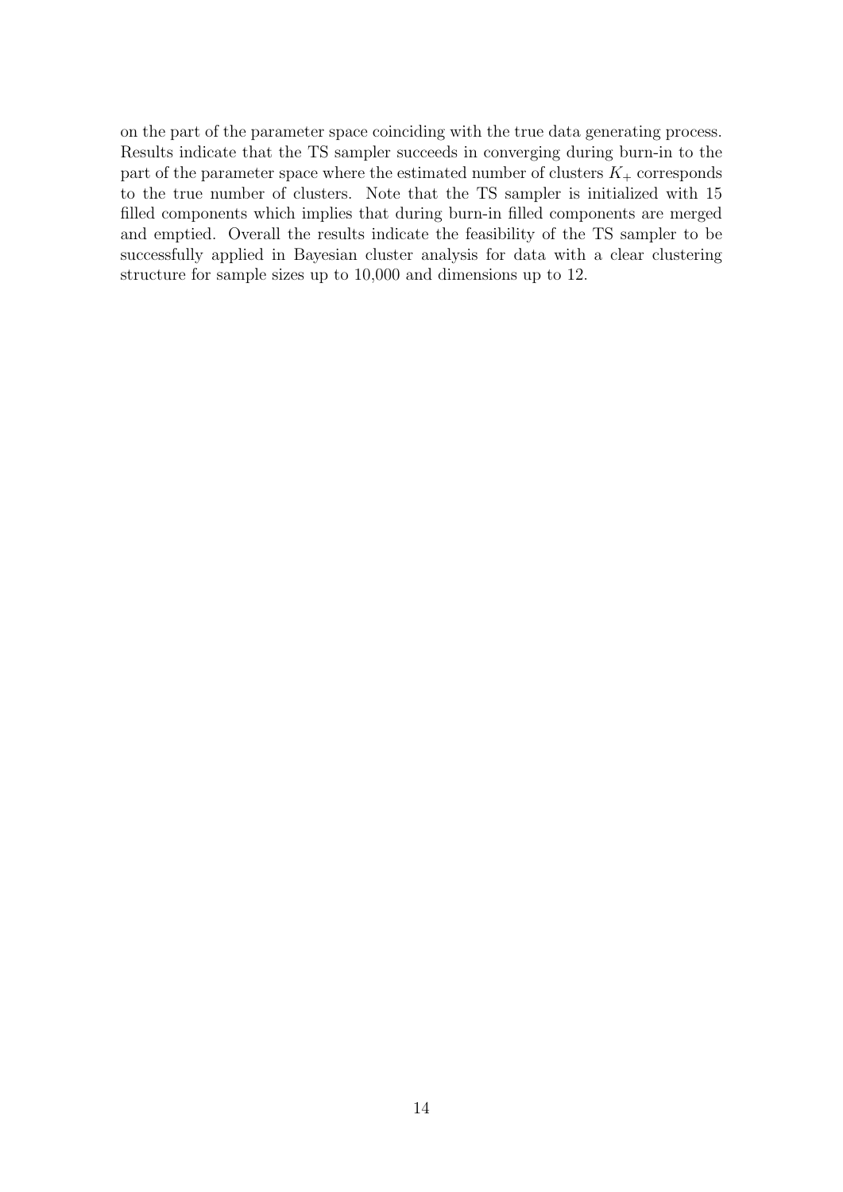on the part of the parameter space coinciding with the true data generating process. Results indicate that the TS sampler succeeds in converging during burn-in to the part of the parameter space where the estimated number of clusters $K_+$ corresponds to the true number of clusters. Note that the TS sampler is initialized with 15 filled components which implies that during burn-in filled components are merged and emptied. Overall the results indicate the feasibility of the TS sampler to be successfully applied in Bayesian cluster analysis for data with a clear clustering structure for sample sizes up to 10,000 and dimensions up to 12.